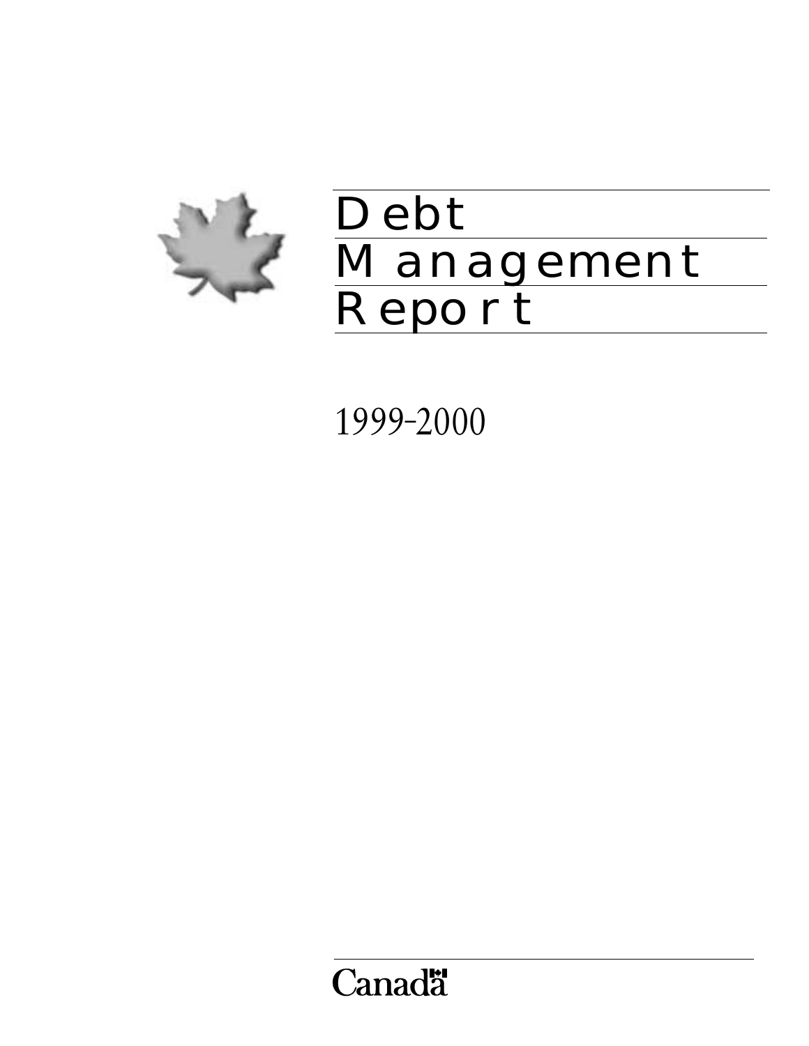# Debt Management Report

1999–2000

Canada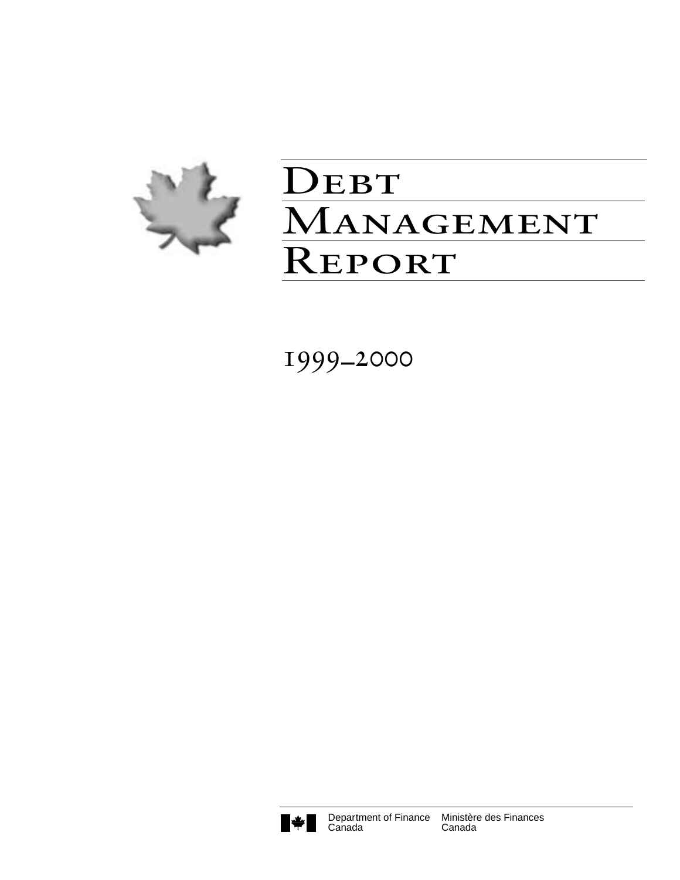# Debt Management Report

## 1999–2000

Department of Finance Canada   Ministère des Finances Canada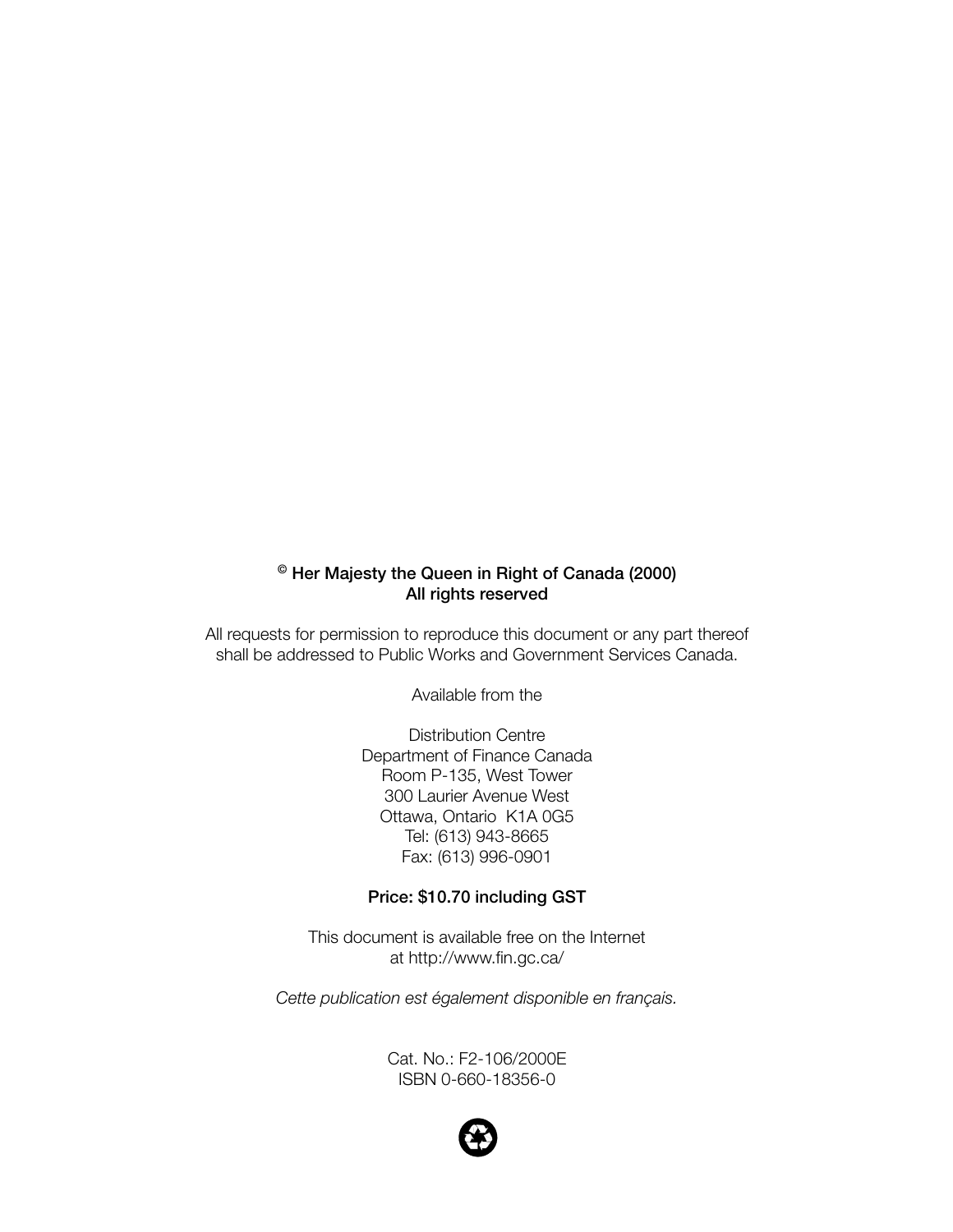**© Her Majesty the Queen in Right of Canada (2000)**
**All rights reserved**

All requests for permission to reproduce this document or any part thereof shall be addressed to Public Works and Government Services Canada.

Available from the

Distribution Centre
Department of Finance Canada
Room P-135, West Tower
300 Laurier Avenue West
Ottawa, Ontario K1A 0G5
Tel: (613) 943-8665
Fax: (613) 996-0901

**Price: $10.70 including GST**

This document is available free on the Internet at http://www.fin.gc.ca/

*Cette publication est également disponible en français.*

Cat. No.: F2-106/2000E
ISBN 0-660-18356-0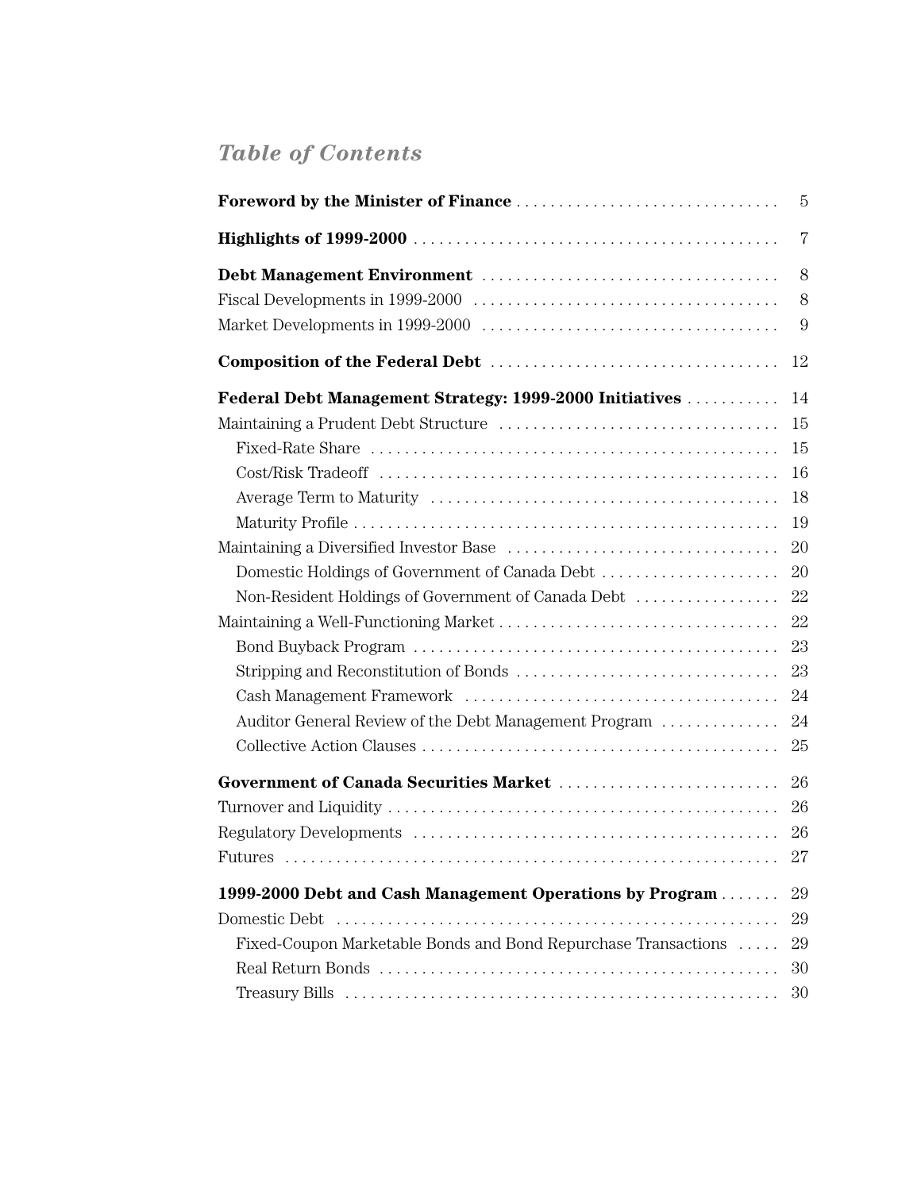# *Table of Contents*

| | |
|---|---|
| **Foreword by the Minister of Finance** | 5 |
| **Highlights of 1999-2000** | 7 |
| **Debt Management Environment** | 8 |
| Fiscal Developments in 1999-2000 | 8 |
| Market Developments in 1999-2000 | 9 |
| **Composition of the Federal Debt** | 12 |
| **Federal Debt Management Strategy: 1999-2000 Initiatives** | 14 |
| Maintaining a Prudent Debt Structure | 15 |
| Fixed-Rate Share | 15 |
| Cost/Risk Tradeoff | 16 |
| Average Term to Maturity | 18 |
| Maturity Profile | 19 |
| Maintaining a Diversified Investor Base | 20 |
| Domestic Holdings of Government of Canada Debt | 20 |
| Non-Resident Holdings of Government of Canada Debt | 22 |
| Maintaining a Well-Functioning Market | 22 |
| Bond Buyback Program | 23 |
| Stripping and Reconstitution of Bonds | 23 |
| Cash Management Framework | 24 |
| Auditor General Review of the Debt Management Program | 24 |
| Collective Action Clauses | 25 |
| **Government of Canada Securities Market** | 26 |
| Turnover and Liquidity | 26 |
| Regulatory Developments | 26 |
| Futures | 27 |
| **1999-2000 Debt and Cash Management Operations by Program** | 29 |
| Domestic Debt | 29 |
| Fixed-Coupon Marketable Bonds and Bond Repurchase Transactions | 29 |
| Real Return Bonds | 30 |
| Treasury Bills | 30 |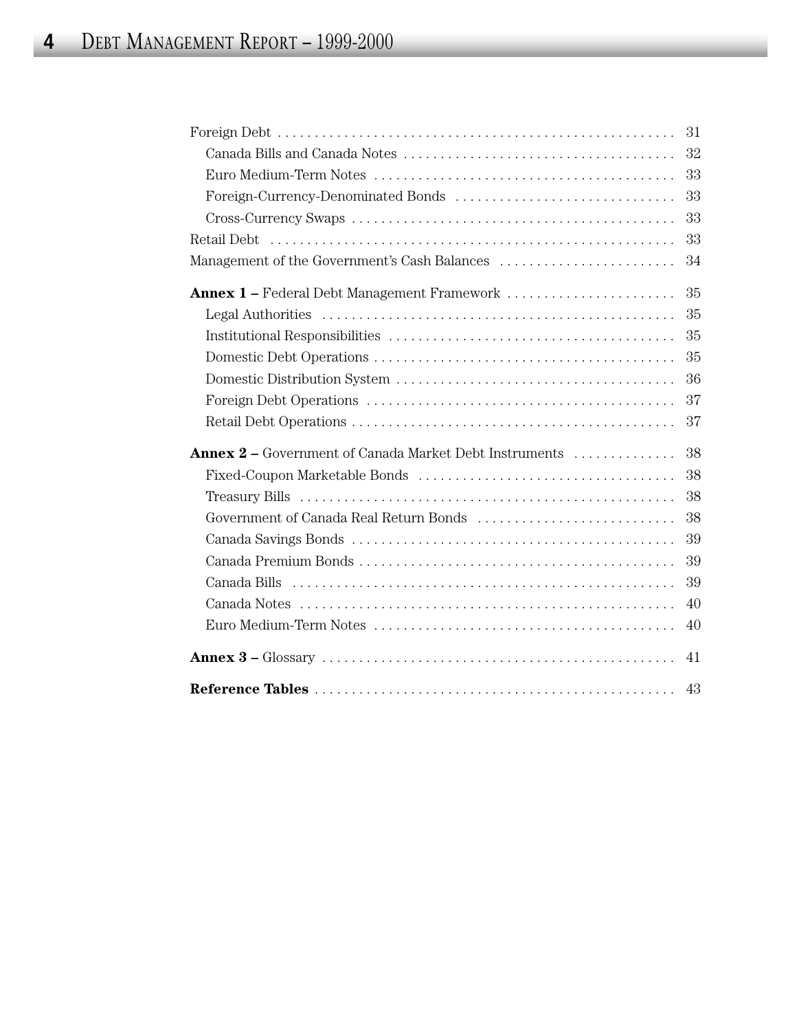Foreign Debt . . . . . . . . . . . . . . . . . . . . . . . . . . . . . . . . . . . . . . . . . . . . . . . . . . . . . 31

Canada Bills and Canada Notes . . . . . . . . . . . . . . . . . . . . . . . . . . . . . . . . . . . . . 32

Euro Medium-Term Notes . . . . . . . . . . . . . . . . . . . . . . . . . . . . . . . . . . . . . . . . 33

Foreign-Currency-Denominated Bonds . . . . . . . . . . . . . . . . . . . . . . . . . . . . . . 33

Cross-Currency Swaps . . . . . . . . . . . . . . . . . . . . . . . . . . . . . . . . . . . . . . . . . . . 33

Retail Debt . . . . . . . . . . . . . . . . . . . . . . . . . . . . . . . . . . . . . . . . . . . . . . . . . . . . . . . 33

Management of the Government's Cash Balances . . . . . . . . . . . . . . . . . . . . . . . . 34

**Annex 1 –** Federal Debt Management Framework . . . . . . . . . . . . . . . . . . . . . . . 35

Legal Authorities . . . . . . . . . . . . . . . . . . . . . . . . . . . . . . . . . . . . . . . . . . . . . . . . 35

Institutional Responsibilities . . . . . . . . . . . . . . . . . . . . . . . . . . . . . . . . . . . . . . . 35

Domestic Debt Operations . . . . . . . . . . . . . . . . . . . . . . . . . . . . . . . . . . . . . . . . . 35

Domestic Distribution System . . . . . . . . . . . . . . . . . . . . . . . . . . . . . . . . . . . . . . 36

Foreign Debt Operations . . . . . . . . . . . . . . . . . . . . . . . . . . . . . . . . . . . . . . . . . . 37

Retail Debt Operations . . . . . . . . . . . . . . . . . . . . . . . . . . . . . . . . . . . . . . . . . . . . 37

**Annex 2 –** Government of Canada Market Debt Instruments . . . . . . . . . . . . . . 38

Fixed-Coupon Marketable Bonds . . . . . . . . . . . . . . . . . . . . . . . . . . . . . . . . . . . 38

Treasury Bills . . . . . . . . . . . . . . . . . . . . . . . . . . . . . . . . . . . . . . . . . . . . . . . . . . . 38

Government of Canada Real Return Bonds . . . . . . . . . . . . . . . . . . . . . . . . . . . 38

Canada Savings Bonds . . . . . . . . . . . . . . . . . . . . . . . . . . . . . . . . . . . . . . . . . . . . 39

Canada Premium Bonds . . . . . . . . . . . . . . . . . . . . . . . . . . . . . . . . . . . . . . . . . . . 39

Canada Bills . . . . . . . . . . . . . . . . . . . . . . . . . . . . . . . . . . . . . . . . . . . . . . . . . . . . 39

Canada Notes . . . . . . . . . . . . . . . . . . . . . . . . . . . . . . . . . . . . . . . . . . . . . . . . . . . 40

Euro Medium-Term Notes . . . . . . . . . . . . . . . . . . . . . . . . . . . . . . . . . . . . . . . . . 40

**Annex 3 –** Glossary . . . . . . . . . . . . . . . . . . . . . . . . . . . . . . . . . . . . . . . . . . . . . . . . 41

**Reference Tables** . . . . . . . . . . . . . . . . . . . . . . . . . . . . . . . . . . . . . . . . . . . . . . . . . 43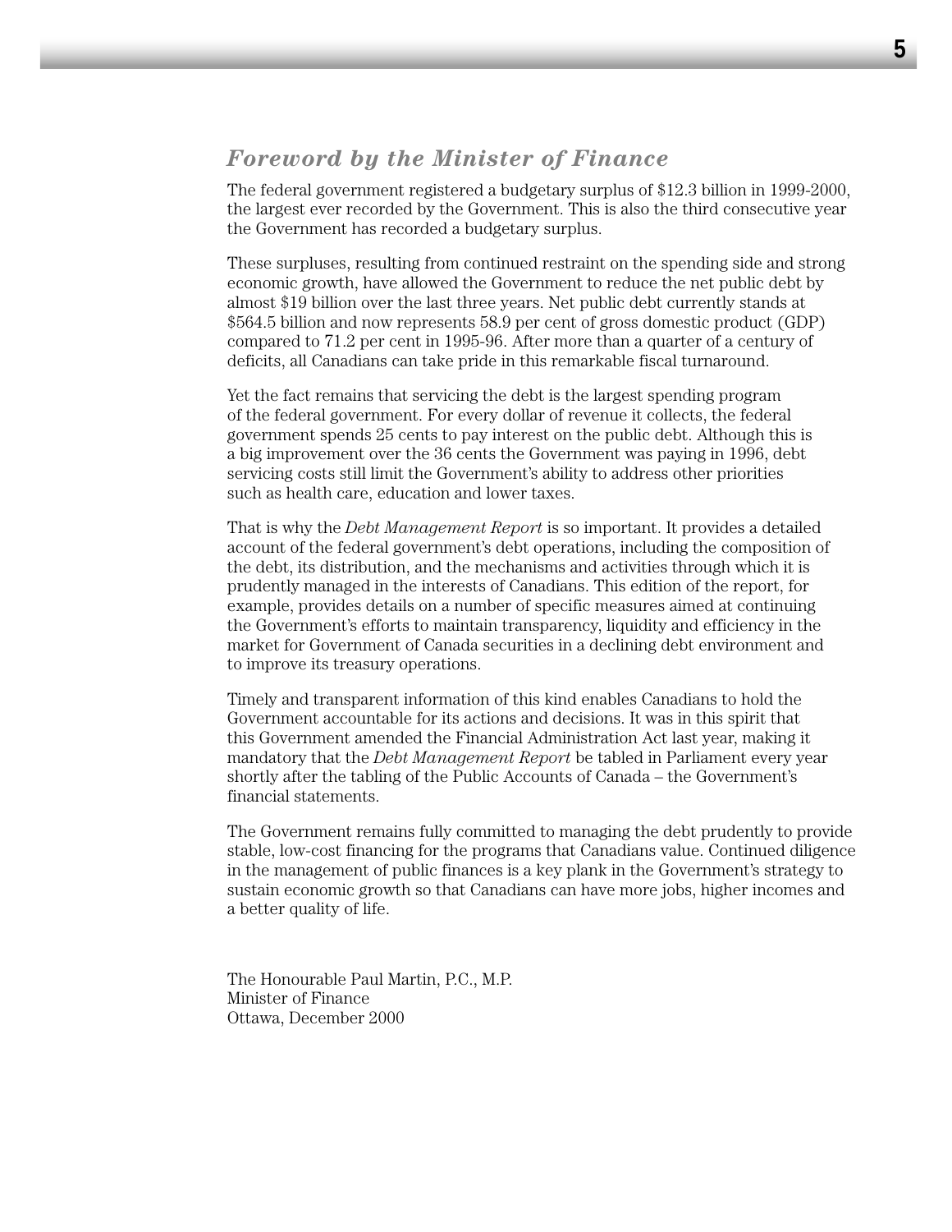## *Foreword by the Minister of Finance*

The federal government registered a budgetary surplus of $12.3 billion in 1999-2000, the largest ever recorded by the Government. This is also the third consecutive year the Government has recorded a budgetary surplus.

These surpluses, resulting from continued restraint on the spending side and strong economic growth, have allowed the Government to reduce the net public debt by almost $19 billion over the last three years. Net public debt currently stands at $564.5 billion and now represents 58.9 per cent of gross domestic product (GDP) compared to 71.2 per cent in 1995-96. After more than a quarter of a century of deficits, all Canadians can take pride in this remarkable fiscal turnaround.

Yet the fact remains that servicing the debt is the largest spending program of the federal government. For every dollar of revenue it collects, the federal government spends 25 cents to pay interest on the public debt. Although this is a big improvement over the 36 cents the Government was paying in 1996, debt servicing costs still limit the Government's ability to address other priorities such as health care, education and lower taxes.

That is why the *Debt Management Report* is so important. It provides a detailed account of the federal government's debt operations, including the composition of the debt, its distribution, and the mechanisms and activities through which it is prudently managed in the interests of Canadians. This edition of the report, for example, provides details on a number of specific measures aimed at continuing the Government's efforts to maintain transparency, liquidity and efficiency in the market for Government of Canada securities in a declining debt environment and to improve its treasury operations.

Timely and transparent information of this kind enables Canadians to hold the Government accountable for its actions and decisions. It was in this spirit that this Government amended the Financial Administration Act last year, making it mandatory that the *Debt Management Report* be tabled in Parliament every year shortly after the tabling of the Public Accounts of Canada – the Government's financial statements.

The Government remains fully committed to managing the debt prudently to provide stable, low-cost financing for the programs that Canadians value. Continued diligence in the management of public finances is a key plank in the Government's strategy to sustain economic growth so that Canadians can have more jobs, higher incomes and a better quality of life.

The Honourable Paul Martin, P.C., M.P.
Minister of Finance
Ottawa, December 2000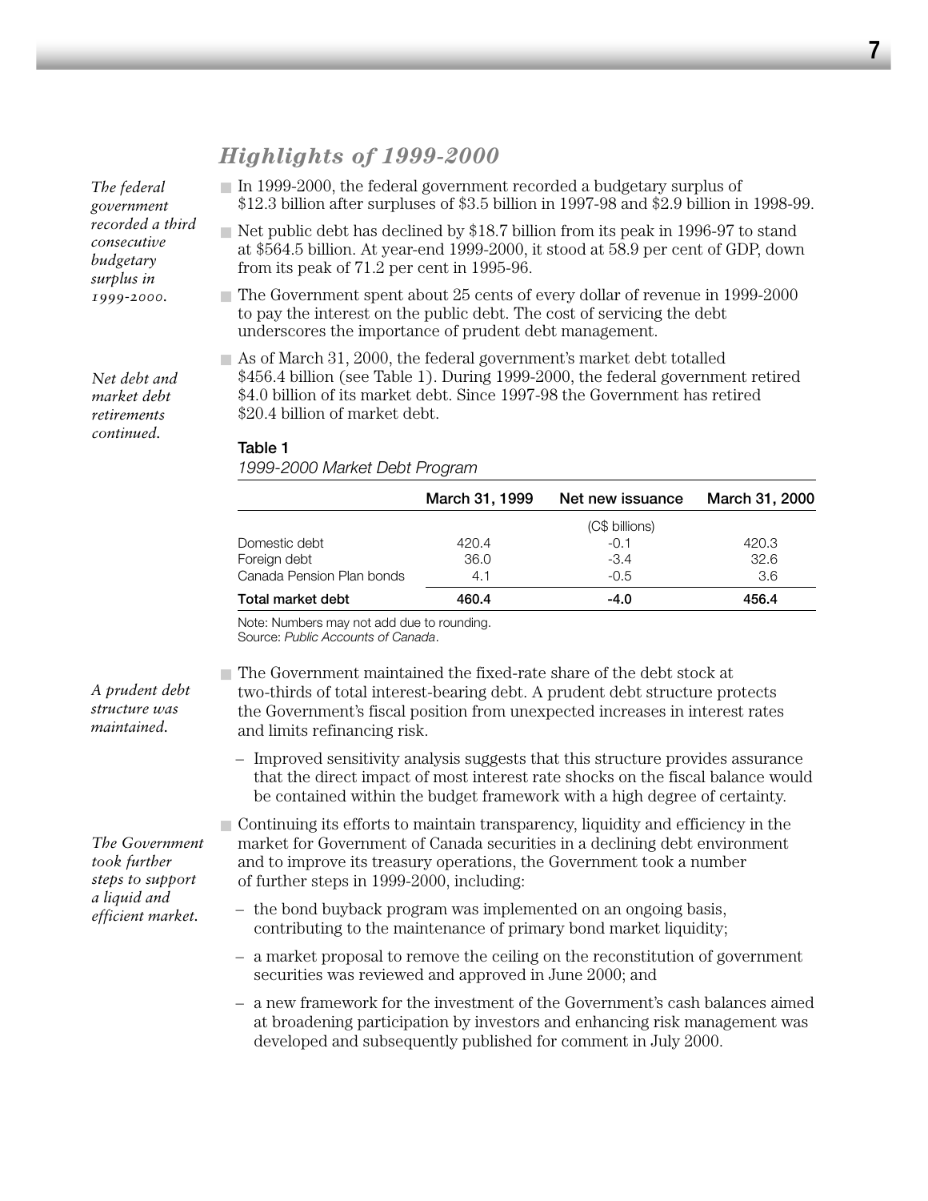## *Highlights of 1999-2000*

*The federal government recorded a third consecutive budgetary surplus in 1999-2000.*

- In 1999-2000, the federal government recorded a budgetary surplus of $12.3 billion after surpluses of $3.5 billion in 1997-98 and $2.9 billion in 1998-99.
- Net public debt has declined by $18.7 billion from its peak in 1996-97 to stand at $564.5 billion. At year-end 1999-2000, it stood at 58.9 per cent of GDP, down from its peak of 71.2 per cent in 1995-96.
- The Government spent about 25 cents of every dollar of revenue in 1999-2000 to pay the interest on the public debt. The cost of servicing the debt underscores the importance of prudent debt management.

*Net debt and market debt retirements continued.*

- As of March 31, 2000, the federal government's market debt totalled $456.4 billion (see Table 1). During 1999-2000, the federal government retired $4.0 billion of its market debt. Since 1997-98 the Government has retired $20.4 billion of market debt.

**Table 1**
*1999-2000 Market Debt Program*

| | March 31, 1999 | Net new issuance | March 31, 2000 |
|---|---|---|---|
| | | (C$ billions) | |
| Domestic debt | 420.4 | -0.1 | 420.3 |
| Foreign debt | 36.0 | -3.4 | 32.6 |
| Canada Pension Plan bonds | 4.1 | -0.5 | 3.6 |
| **Total market debt** | **460.4** | **-4.0** | **456.4** |

Note: Numbers may not add due to rounding.
Source: *Public Accounts of Canada*.

*A prudent debt structure was maintained.*

- The Government maintained the fixed-rate share of the debt stock at two-thirds of total interest-bearing debt. A prudent debt structure protects the Government's fiscal position from unexpected increases in interest rates and limits refinancing risk.
  – Improved sensitivity analysis suggests that this structure provides assurance that the direct impact of most interest rate shocks on the fiscal balance would be contained within the budget framework with a high degree of certainty.

*The Government took further steps to support a liquid and efficient market.*

- Continuing its efforts to maintain transparency, liquidity and efficiency in the market for Government of Canada securities in a declining debt environment and to improve its treasury operations, the Government took a number of further steps in 1999-2000, including:
  – the bond buyback program was implemented on an ongoing basis, contributing to the maintenance of primary bond market liquidity;
  – a market proposal to remove the ceiling on the reconstitution of government securities was reviewed and approved in June 2000; and
  – a new framework for the investment of the Government's cash balances aimed at broadening participation by investors and enhancing risk management was developed and subsequently published for comment in July 2000.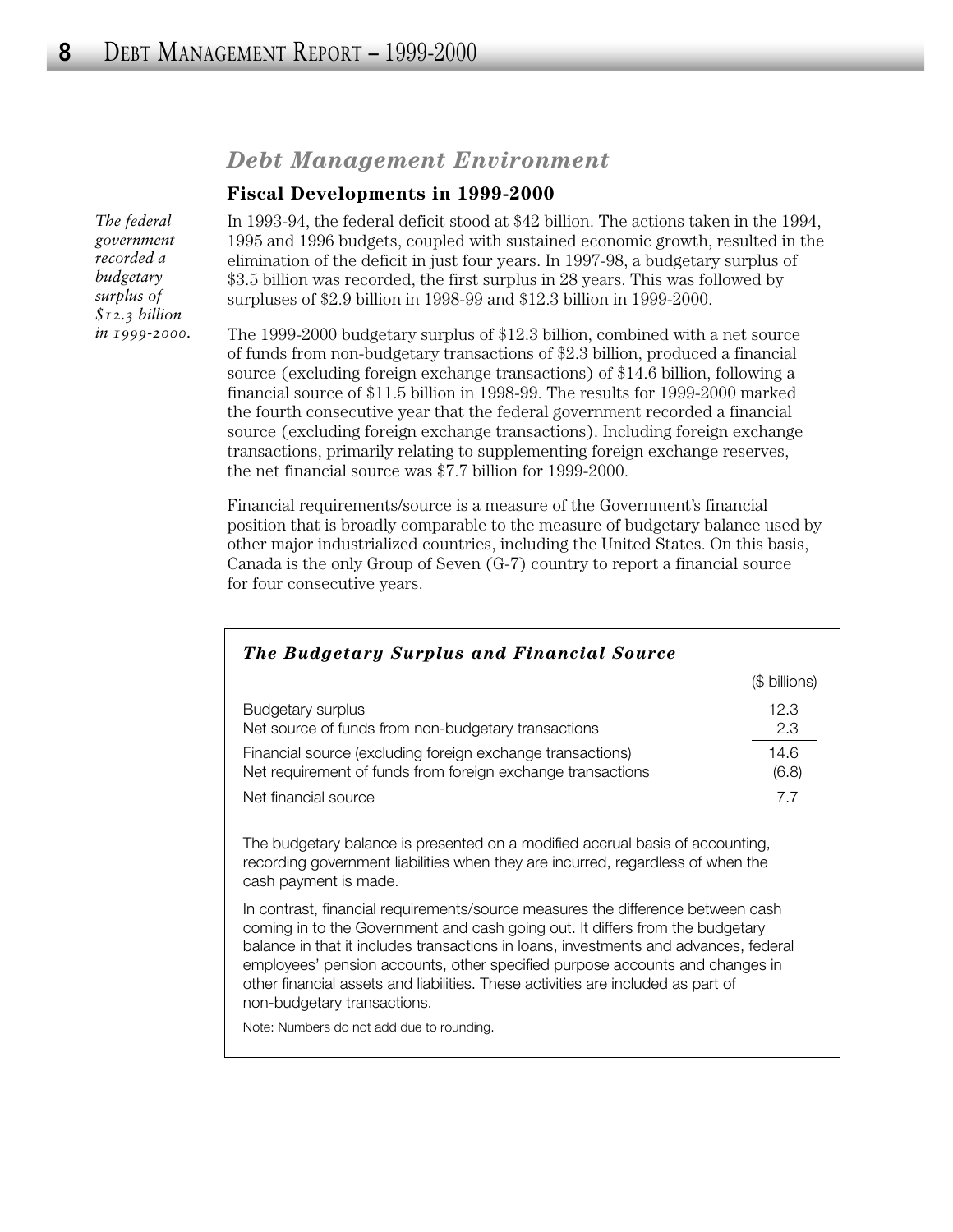## *Debt Management Environment*

### Fiscal Developments in 1999-2000

*The federal government recorded a budgetary surplus of $12.3 billion in 1999-2000.*

In 1993-94, the federal deficit stood at $42 billion. The actions taken in the 1994, 1995 and 1996 budgets, coupled with sustained economic growth, resulted in the elimination of the deficit in just four years. In 1997-98, a budgetary surplus of $3.5 billion was recorded, the first surplus in 28 years. This was followed by surpluses of $2.9 billion in 1998-99 and $12.3 billion in 1999-2000.

The 1999-2000 budgetary surplus of $12.3 billion, combined with a net source of funds from non-budgetary transactions of $2.3 billion, produced a financial source (excluding foreign exchange transactions) of $14.6 billion, following a financial source of $11.5 billion in 1998-99. The results for 1999-2000 marked the fourth consecutive year that the federal government recorded a financial source (excluding foreign exchange transactions). Including foreign exchange transactions, primarily relating to supplementing foreign exchange reserves, the net financial source was $7.7 billion for 1999-2000.

Financial requirements/source is a measure of the Government's financial position that is broadly comparable to the measure of budgetary balance used by other major industrialized countries, including the United States. On this basis, Canada is the only Group of Seven (G-7) country to report a financial source for four consecutive years.

**_The Budgetary Surplus and Financial Source_**

| | ($ billions) |
|---|---|
| Budgetary surplus | 12.3 |
| Net source of funds from non-budgetary transactions | 2.3 |
| Financial source (excluding foreign exchange transactions) | 14.6 |
| Net requirement of funds from foreign exchange transactions | (6.8) |
| Net financial source | 7.7 |

The budgetary balance is presented on a modified accrual basis of accounting, recording government liabilities when they are incurred, regardless of when the cash payment is made.

In contrast, financial requirements/source measures the difference between cash coming in to the Government and cash going out. It differs from the budgetary balance in that it includes transactions in loans, investments and advances, federal employees' pension accounts, other specified purpose accounts and changes in other financial assets and liabilities. These activities are included as part of non-budgetary transactions.

Note: Numbers do not add due to rounding.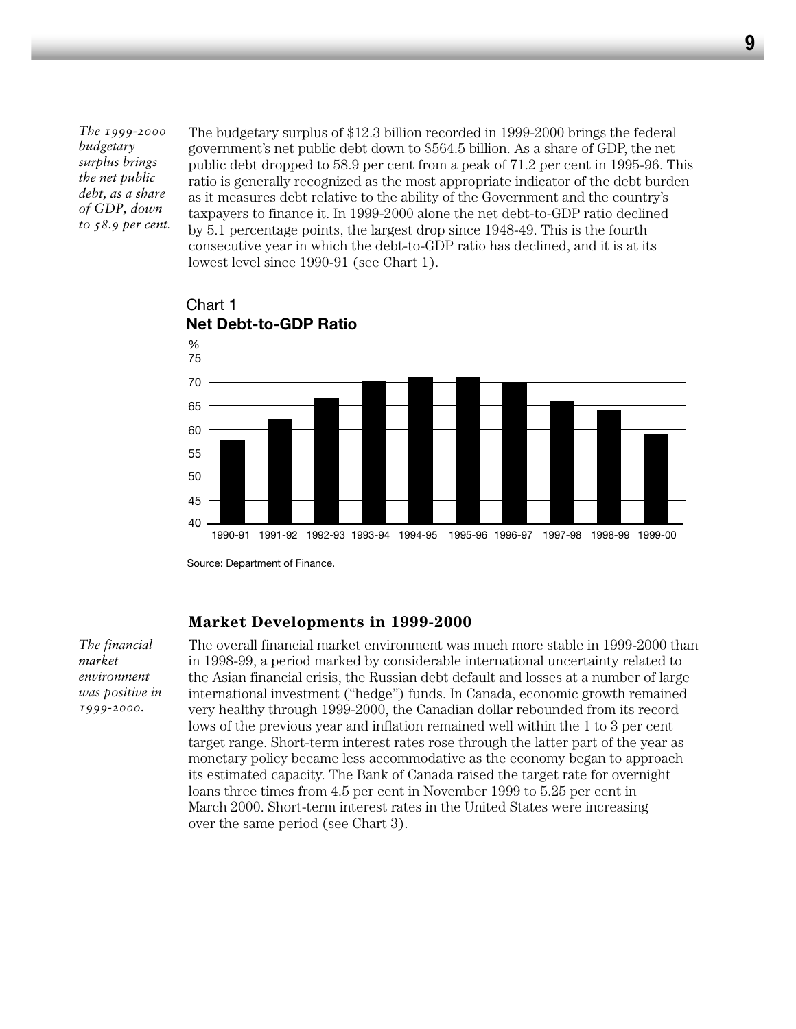*The 1999-2000 budgetary surplus brings the net public debt, as a share of GDP, down to 58.9 per cent.*

The budgetary surplus of $12.3 billion recorded in 1999-2000 brings the federal government's net public debt down to $564.5 billion. As a share of GDP, the net public debt dropped to 58.9 per cent from a peak of 71.2 per cent in 1995-96. This ratio is generally recognized as the most appropriate indicator of the debt burden as it measures debt relative to the ability of the Government and the country's taxpayers to finance it. In 1999-2000 alone the net debt-to-GDP ratio declined by 5.1 percentage points, the largest drop since 1948-49. This is the fourth consecutive year in which the debt-to-GDP ratio has declined, and it is at its lowest level since 1990-91 (see Chart 1).

Chart 1
**Net Debt-to-GDP Ratio**

Source: Department of Finance.

## Market Developments in 1999-2000

*The financial market environment was positive in 1999-2000.*

The overall financial market environment was much more stable in 1999-2000 than in 1998-99, a period marked by considerable international uncertainty related to the Asian financial crisis, the Russian debt default and losses at a number of large international investment ("hedge") funds. In Canada, economic growth remained very healthy through 1999-2000, the Canadian dollar rebounded from its record lows of the previous year and inflation remained well within the 1 to 3 per cent target range. Short-term interest rates rose through the latter part of the year as monetary policy became less accommodative as the economy began to approach its estimated capacity. The Bank of Canada raised the target rate for overnight loans three times from 4.5 per cent in November 1999 to 5.25 per cent in March 2000. Short-term interest rates in the United States were increasing over the same period (see Chart 3).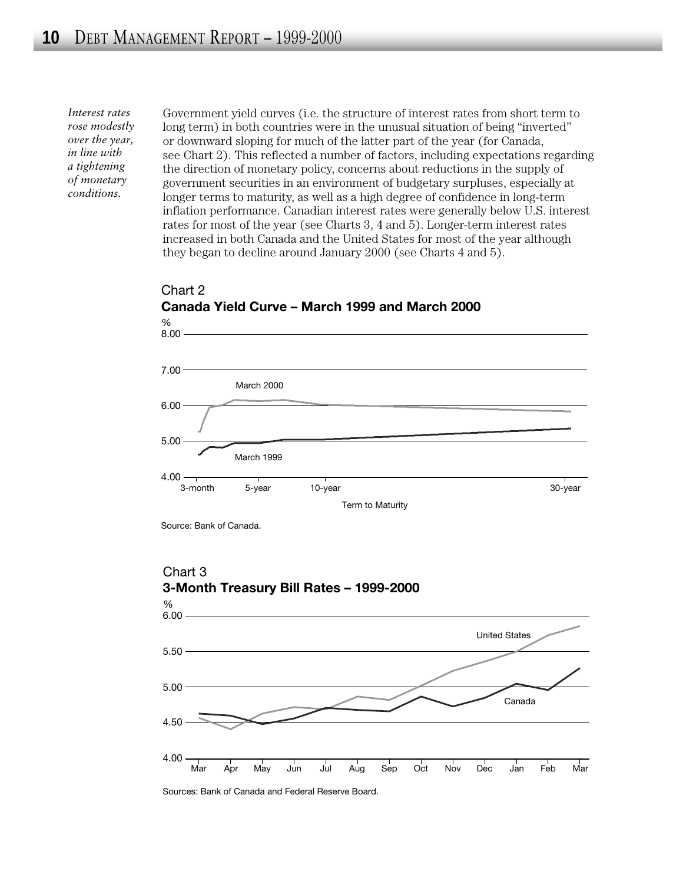*Interest rates rose modestly over the year, in line with a tightening of monetary conditions.*

Government yield curves (i.e. the structure of interest rates from short term to long term) in both countries were in the unusual situation of being "inverted" or downward sloping for much of the latter part of the year (for Canada, see Chart 2). This reflected a number of factors, including expectations regarding the direction of monetary policy, concerns about reductions in the supply of government securities in an environment of budgetary surpluses, especially at longer terms to maturity, as well as a high degree of confidence in long-term inflation performance. Canadian interest rates were generally below U.S. interest rates for most of the year (see Charts 3, 4 and 5). Longer-term interest rates increased in both Canada and the United States for most of the year although they began to decline around January 2000 (see Charts 4 and 5).

Chart 2

**Canada Yield Curve – March 1999 and March 2000**

%

Term to Maturity

Source: Bank of Canada.

Chart 3

**3-Month Treasury Bill Rates – 1999-2000**

%

Sources: Bank of Canada and Federal Reserve Board.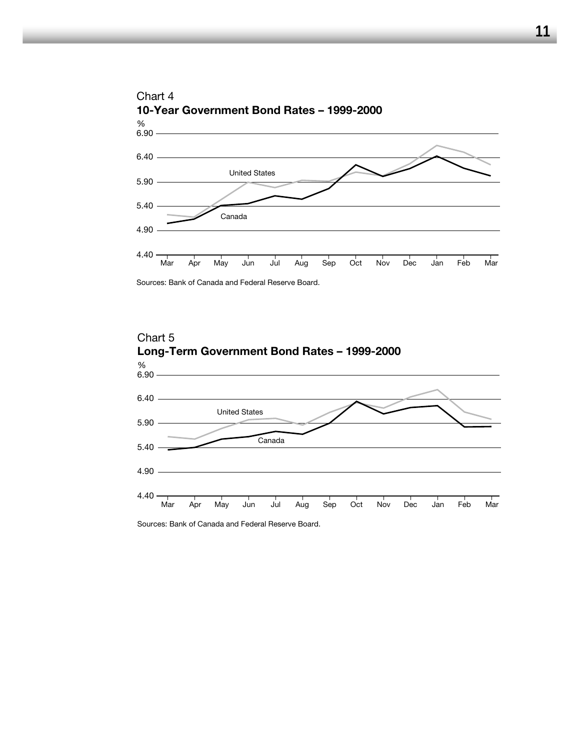Chart 4

**10-Year Government Bond Rates – 1999-2000**

%

6.90

6.40

5.90

5.40

4.90

4.40

Mar Apr May Jun Jul Aug Sep Oct Nov Dec Jan Feb Mar

United States

Canada

Sources: Bank of Canada and Federal Reserve Board.

Chart 5

**Long-Term Government Bond Rates – 1999-2000**

%

6.90

6.40

5.90

5.40

4.90

4.40

Mar Apr May Jun Jul Aug Sep Oct Nov Dec Jan Feb Mar

United States

Canada

Sources: Bank of Canada and Federal Reserve Board.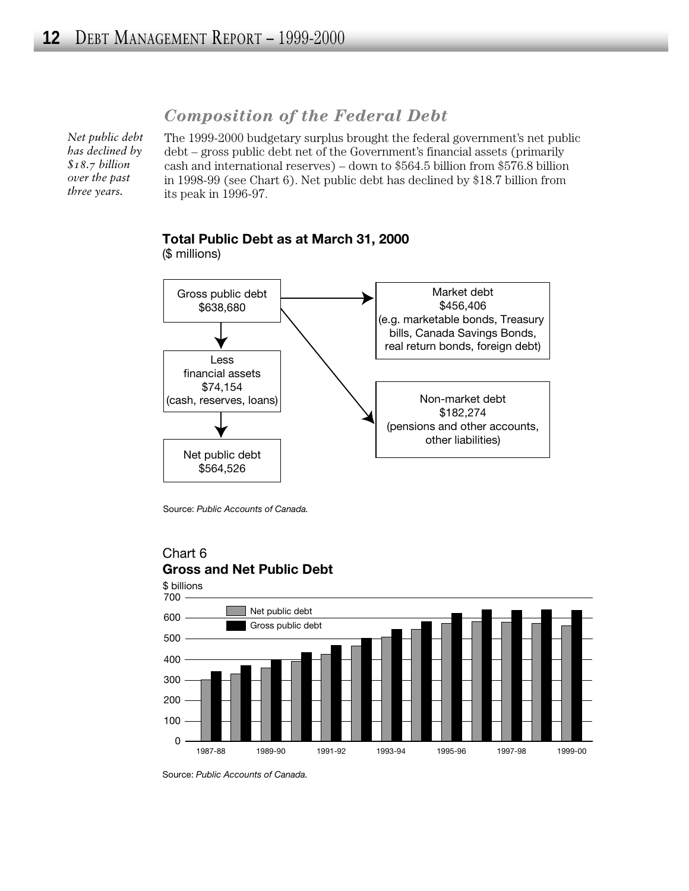## Composition of the Federal Debt

*Net public debt has declined by $18.7 billion over the past three years.*

The 1999-2000 budgetary surplus brought the federal government's net public debt – gross public debt net of the Government's financial assets (primarily cash and international reserves) – down to $564.5 billion from $576.8 billion in 1998-99 (see Chart 6). Net public debt has declined by $18.7 billion from its peak in 1996-97.

**Total Public Debt as at March 31, 2000**
($ millions)

Gross public debt
$638,680

Less
financial assets
$74,154
(cash, reserves, loans)

Net public debt
$564,526

Market debt
$456,406
(e.g. marketable bonds, Treasury bills, Canada Savings Bonds, real return bonds, foreign debt)

Non-market debt
$182,274
(pensions and other accounts, other liabilities)

Source: *Public Accounts of Canada.*

Chart 6
**Gross and Net Public Debt**

$ billions

Legend: Net public debt; Gross public debt

Years: 1987-88 to 1999-00

Source: *Public Accounts of Canada.*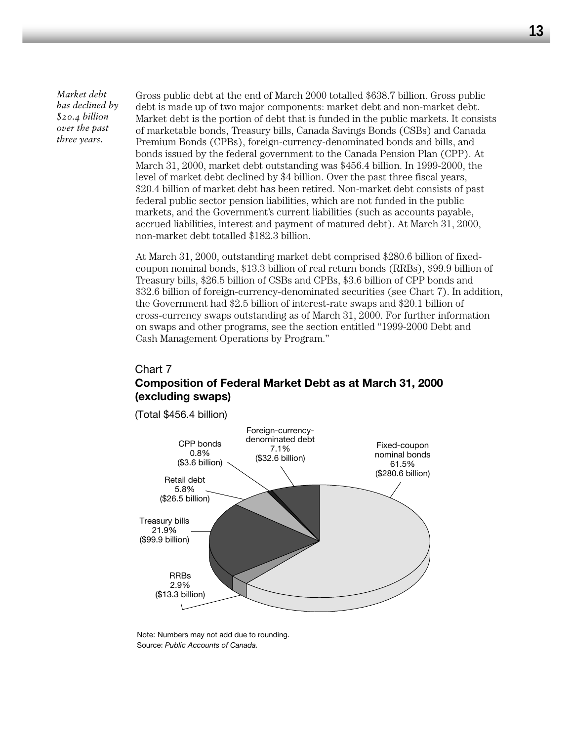*Market debt has declined by $20.4 billion over the past three years.*

Gross public debt at the end of March 2000 totalled $638.7 billion. Gross public debt is made up of two major components: market debt and non-market debt. Market debt is the portion of debt that is funded in the public markets. It consists of marketable bonds, Treasury bills, Canada Savings Bonds (CSBs) and Canada Premium Bonds (CPBs), foreign-currency-denominated bonds and bills, and bonds issued by the federal government to the Canada Pension Plan (CPP). At March 31, 2000, market debt outstanding was $456.4 billion. In 1999-2000, the level of market debt declined by $4 billion. Over the past three fiscal years, $20.4 billion of market debt has been retired. Non-market debt consists of past federal public sector pension liabilities, which are not funded in the public markets, and the Government's current liabilities (such as accounts payable, accrued liabilities, interest and payment of matured debt). At March 31, 2000, non-market debt totalled $182.3 billion.

At March 31, 2000, outstanding market debt comprised $280.6 billion of fixed-coupon nominal bonds, $13.3 billion of real return bonds (RRBs), $99.9 billion of Treasury bills, $26.5 billion of CSBs and CPBs, $3.6 billion of CPP bonds and $32.6 billion of foreign-currency-denominated securities (see Chart 7). In addition, the Government had $2.5 billion of interest-rate swaps and $20.1 billion of cross-currency swaps outstanding as of March 31, 2000. For further information on swaps and other programs, see the section entitled "1999-2000 Debt and Cash Management Operations by Program."

Chart 7

**Composition of Federal Market Debt as at March 31, 2000 (excluding swaps)**

(Total $456.4 billion)

| Component | Share | Amount |
|---|---|---|
| Fixed-coupon nominal bonds | 61.5% | ($280.6 billion) |
| Treasury bills | 21.9% | ($99.9 billion) |
| Foreign-currency-denominated debt | 7.1% | ($32.6 billion) |
| Retail debt | 5.8% | ($26.5 billion) |
| RRBs | 2.9% | ($13.3 billion) |
| CPP bonds | 0.8% | ($3.6 billion) |

Note: Numbers may not add due to rounding.
Source: *Public Accounts of Canada.*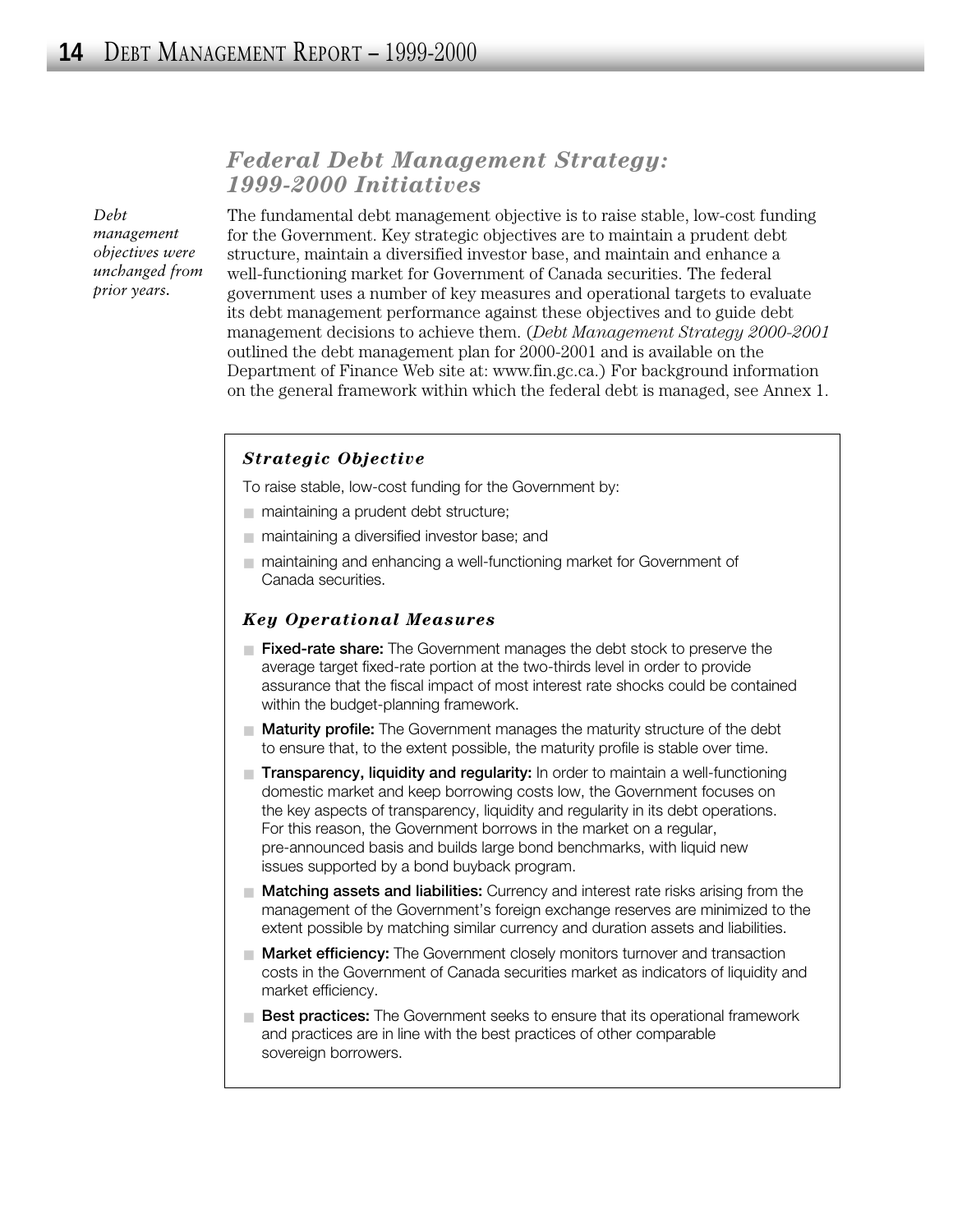## *Federal Debt Management Strategy: 1999-2000 Initiatives*

*Debt management objectives were unchanged from prior years.*

The fundamental debt management objective is to raise stable, low-cost funding for the Government. Key strategic objectives are to maintain a prudent debt structure, maintain a diversified investor base, and maintain and enhance a well-functioning market for Government of Canada securities. The federal government uses a number of key measures and operational targets to evaluate its debt management performance against these objectives and to guide debt management decisions to achieve them. (*Debt Management Strategy 2000-2001* outlined the debt management plan for 2000-2001 and is available on the Department of Finance Web site at: www.fin.gc.ca.) For background information on the general framework within which the federal debt is managed, see Annex 1.

### *Strategic Objective*

To raise stable, low-cost funding for the Government by:

- maintaining a prudent debt structure;
- maintaining a diversified investor base; and
- maintaining and enhancing a well-functioning market for Government of Canada securities.

### *Key Operational Measures*

- **Fixed-rate share:** The Government manages the debt stock to preserve the average target fixed-rate portion at the two-thirds level in order to provide assurance that the fiscal impact of most interest rate shocks could be contained within the budget-planning framework.
- **Maturity profile:** The Government manages the maturity structure of the debt to ensure that, to the extent possible, the maturity profile is stable over time.
- **Transparency, liquidity and regularity:** In order to maintain a well-functioning domestic market and keep borrowing costs low, the Government focuses on the key aspects of transparency, liquidity and regularity in its debt operations. For this reason, the Government borrows in the market on a regular, pre-announced basis and builds large bond benchmarks, with liquid new issues supported by a bond buyback program.
- **Matching assets and liabilities:** Currency and interest rate risks arising from the management of the Government's foreign exchange reserves are minimized to the extent possible by matching similar currency and duration assets and liabilities.
- **Market efficiency:** The Government closely monitors turnover and transaction costs in the Government of Canada securities market as indicators of liquidity and market efficiency.
- **Best practices:** The Government seeks to ensure that its operational framework and practices are in line with the best practices of other comparable sovereign borrowers.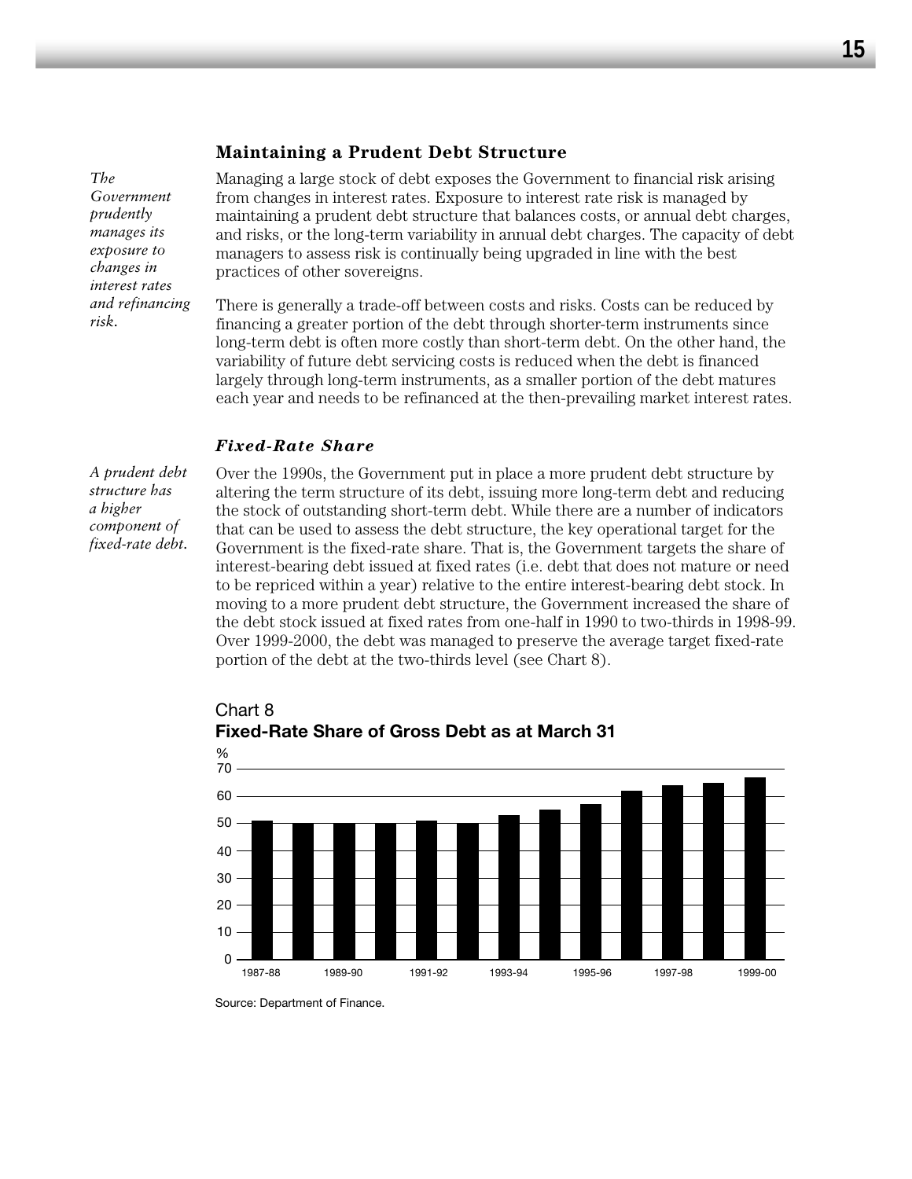## Maintaining a Prudent Debt Structure

*The Government prudently manages its exposure to changes in interest rates and refinancing risk.*

Managing a large stock of debt exposes the Government to financial risk arising from changes in interest rates. Exposure to interest rate risk is managed by maintaining a prudent debt structure that balances costs, or annual debt charges, and risks, or the long-term variability in annual debt charges. The capacity of debt managers to assess risk is continually being upgraded in line with the best practices of other sovereigns.

There is generally a trade-off between costs and risks. Costs can be reduced by financing a greater portion of the debt through shorter-term instruments since long-term debt is often more costly than short-term debt. On the other hand, the variability of future debt servicing costs is reduced when the debt is financed largely through long-term instruments, as a smaller portion of the debt matures each year and needs to be refinanced at the then-prevailing market interest rates.

### *Fixed-Rate Share*

*A prudent debt structure has a higher component of fixed-rate debt.*

Over the 1990s, the Government put in place a more prudent debt structure by altering the term structure of its debt, issuing more long-term debt and reducing the stock of outstanding short-term debt. While there are a number of indicators that can be used to assess the debt structure, the key operational target for the Government is the fixed-rate share. That is, the Government targets the share of interest-bearing debt issued at fixed rates (i.e. debt that does not mature or need to be repriced within a year) relative to the entire interest-bearing debt stock. In moving to a more prudent debt structure, the Government increased the share of the debt stock issued at fixed rates from one-half in 1990 to two-thirds in 1998-99. Over 1999-2000, the debt was managed to preserve the average target fixed-rate portion of the debt at the two-thirds level (see Chart 8).

Chart 8
**Fixed-Rate Share of Gross Debt as at March 31**

Source: Department of Finance.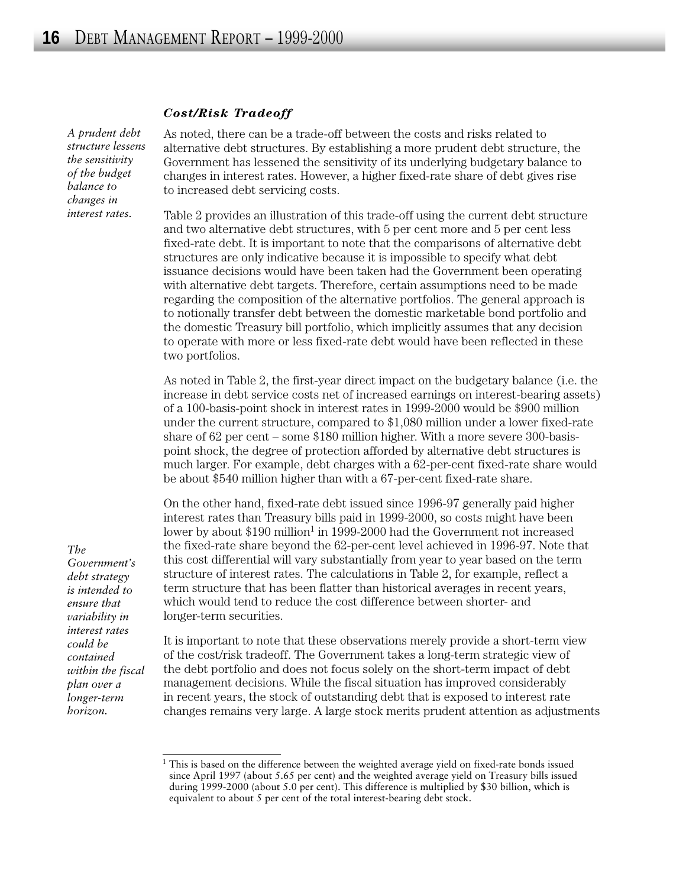### *Cost/Risk Tradeoff*

*A prudent debt structure lessens the sensitivity of the budget balance to changes in interest rates.*

As noted, there can be a trade-off between the costs and risks related to alternative debt structures. By establishing a more prudent debt structure, the Government has lessened the sensitivity of its underlying budgetary balance to changes in interest rates. However, a higher fixed-rate share of debt gives rise to increased debt servicing costs.

Table 2 provides an illustration of this trade-off using the current debt structure and two alternative debt structures, with 5 per cent more and 5 per cent less fixed-rate debt. It is important to note that the comparisons of alternative debt structures are only indicative because it is impossible to specify what debt issuance decisions would have been taken had the Government been operating with alternative debt targets. Therefore, certain assumptions need to be made regarding the composition of the alternative portfolios. The general approach is to notionally transfer debt between the domestic marketable bond portfolio and the domestic Treasury bill portfolio, which implicitly assumes that any decision to operate with more or less fixed-rate debt would have been reflected in these two portfolios.

As noted in Table 2, the first-year direct impact on the budgetary balance (i.e. the increase in debt service costs net of increased earnings on interest-bearing assets) of a 100-basis-point shock in interest rates in 1999-2000 would be $900 million under the current structure, compared to $1,080 million under a lower fixed-rate share of 62 per cent – some $180 million higher. With a more severe 300-basis-point shock, the degree of protection afforded by alternative debt structures is much larger. For example, debt charges with a 62-per-cent fixed-rate share would be about $540 million higher than with a 67-per-cent fixed-rate share.

*The Government's debt strategy is intended to ensure that variability in interest rates could be contained within the fiscal plan over a longer-term horizon.*

On the other hand, fixed-rate debt issued since 1996-97 generally paid higher interest rates than Treasury bills paid in 1999-2000, so costs might have been lower by about $190 million[1] in 1999-2000 had the Government not increased the fixed-rate share beyond the 62-per-cent level achieved in 1996-97. Note that this cost differential will vary substantially from year to year based on the term structure of interest rates. The calculations in Table 2, for example, reflect a term structure that has been flatter than historical averages in recent years, which would tend to reduce the cost difference between shorter- and longer-term securities.

It is important to note that these observations merely provide a short-term view of the cost/risk tradeoff. The Government takes a long-term strategic view of the debt portfolio and does not focus solely on the short-term impact of debt management decisions. While the fiscal situation has improved considerably in recent years, the stock of outstanding debt that is exposed to interest rate changes remains very large. A large stock merits prudent attention as adjustments

---

[1] This is based on the difference between the weighted average yield on fixed-rate bonds issued since April 1997 (about 5.65 per cent) and the weighted average yield on Treasury bills issued during 1999-2000 (about 5.0 per cent). This difference is multiplied by $30 billion, which is equivalent to about 5 per cent of the total interest-bearing debt stock.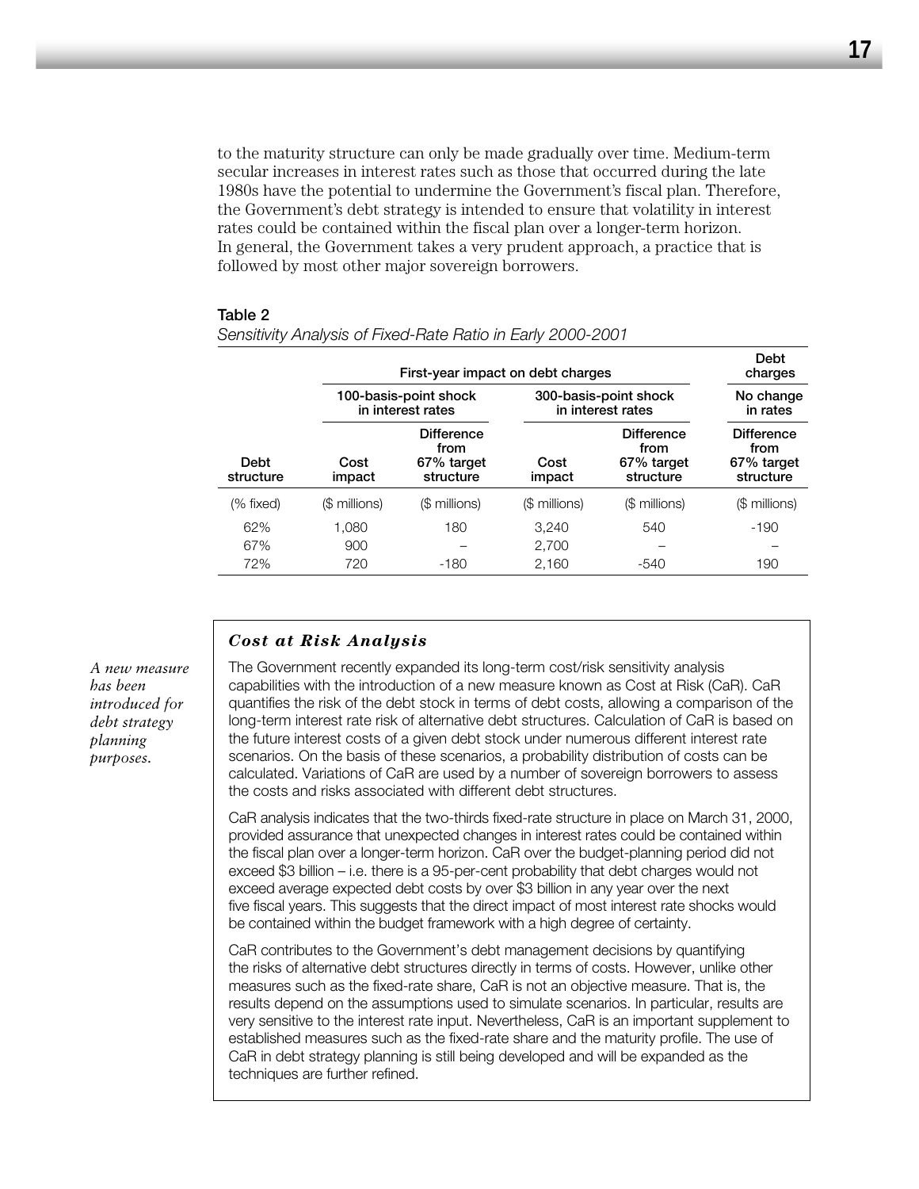to the maturity structure can only be made gradually over time. Medium-term secular increases in interest rates such as those that occurred during the late 1980s have the potential to undermine the Government's fiscal plan. Therefore, the Government's debt strategy is intended to ensure that volatility in interest rates could be contained within the fiscal plan over a longer-term horizon. In general, the Government takes a very prudent approach, a practice that is followed by most other major sovereign borrowers.

**Table 2**

*Sensitivity Analysis of Fixed-Rate Ratio in Early 2000-2001*

| | First-year impact on debt charges | | | | Debt charges |
|---|---|---|---|---|---|
| | 100-basis-point shock in interest rates | | 300-basis-point shock in interest rates | | No change in rates |
| Debt structure | Cost impact | Difference from 67% target structure | Cost impact | Difference from 67% target structure | Difference from 67% target structure |
| (% fixed) | ($ millions) | ($ millions) | ($ millions) | ($ millions) | ($ millions) |
| 62% | 1,080 | 180 | 3,240 | 540 | -190 |
| 67% | 900 | – | 2,700 | – | – |
| 72% | 720 | -180 | 2,160 | -540 | 190 |

*A new measure has been introduced for debt strategy planning purposes.*

### *Cost at Risk Analysis*

The Government recently expanded its long-term cost/risk sensitivity analysis capabilities with the introduction of a new measure known as Cost at Risk (CaR). CaR quantifies the risk of the debt stock in terms of debt costs, allowing a comparison of the long-term interest rate risk of alternative debt structures. Calculation of CaR is based on the future interest costs of a given debt stock under numerous different interest rate scenarios. On the basis of these scenarios, a probability distribution of costs can be calculated. Variations of CaR are used by a number of sovereign borrowers to assess the costs and risks associated with different debt structures.

CaR analysis indicates that the two-thirds fixed-rate structure in place on March 31, 2000, provided assurance that unexpected changes in interest rates could be contained within the fiscal plan over a longer-term horizon. CaR over the budget-planning period did not exceed $3 billion – i.e. there is a 95-per-cent probability that debt charges would not exceed average expected debt costs by over $3 billion in any year over the next five fiscal years. This suggests that the direct impact of most interest rate shocks would be contained within the budget framework with a high degree of certainty.

CaR contributes to the Government's debt management decisions by quantifying the risks of alternative debt structures directly in terms of costs. However, unlike other measures such as the fixed-rate share, CaR is not an objective measure. That is, the results depend on the assumptions used to simulate scenarios. In particular, results are very sensitive to the interest rate input. Nevertheless, CaR is an important supplement to established measures such as the fixed-rate share and the maturity profile. The use of CaR in debt strategy planning is still being developed and will be expanded as the techniques are further refined.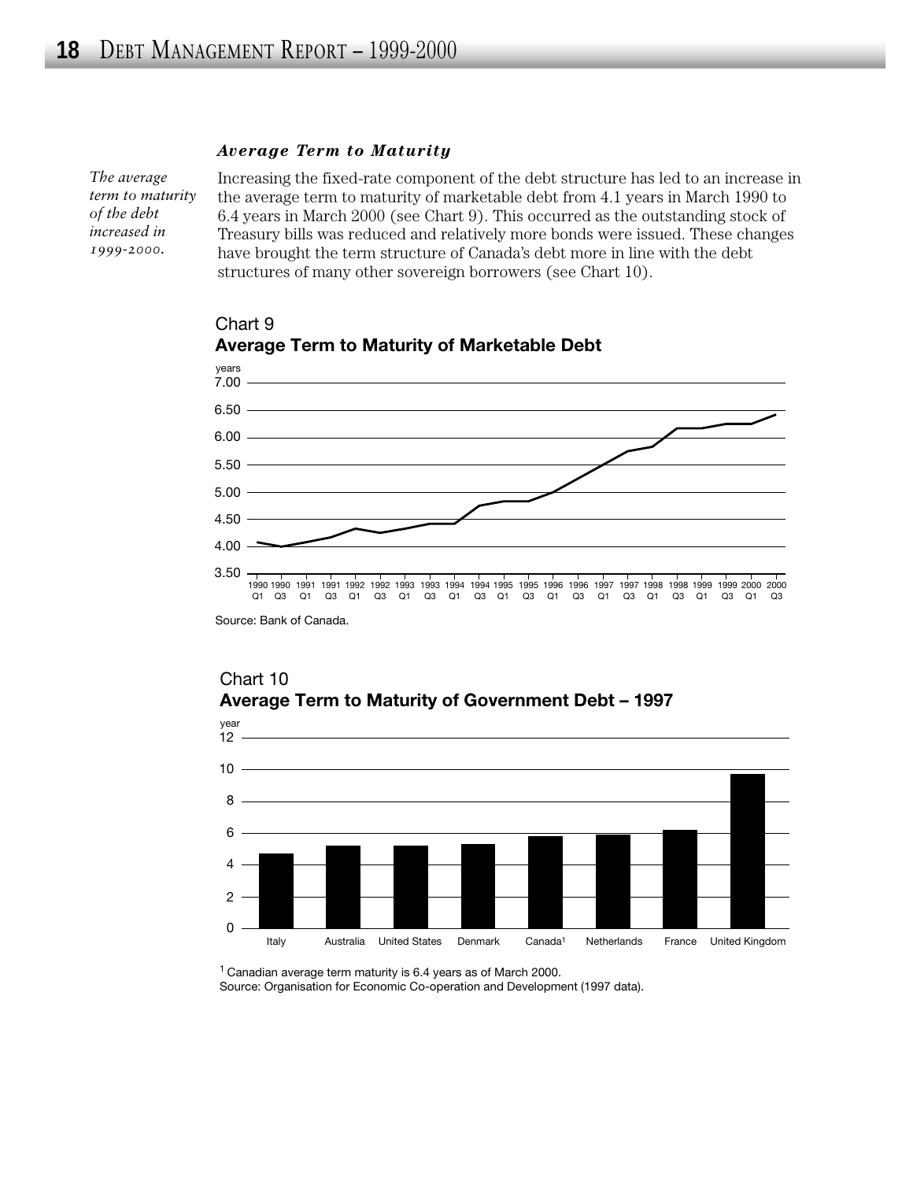### *Average Term to Maturity*

*The average term to maturity of the debt increased in 1999-2000.*

Increasing the fixed-rate component of the debt structure has led to an increase in the average term to maturity of marketable debt from 4.1 years in March 1990 to 6.4 years in March 2000 (see Chart 9). This occurred as the outstanding stock of Treasury bills was reduced and relatively more bonds were issued. These changes have brought the term structure of Canada's debt more in line with the debt structures of many other sovereign borrowers (see Chart 10).

Chart 9
**Average Term to Maturity of Marketable Debt**

Source: Bank of Canada.

Chart 10
**Average Term to Maturity of Government Debt – 1997**

[1] Canadian average term maturity is 6.4 years as of March 2000.
Source: Organisation for Economic Co-operation and Development (1997 data).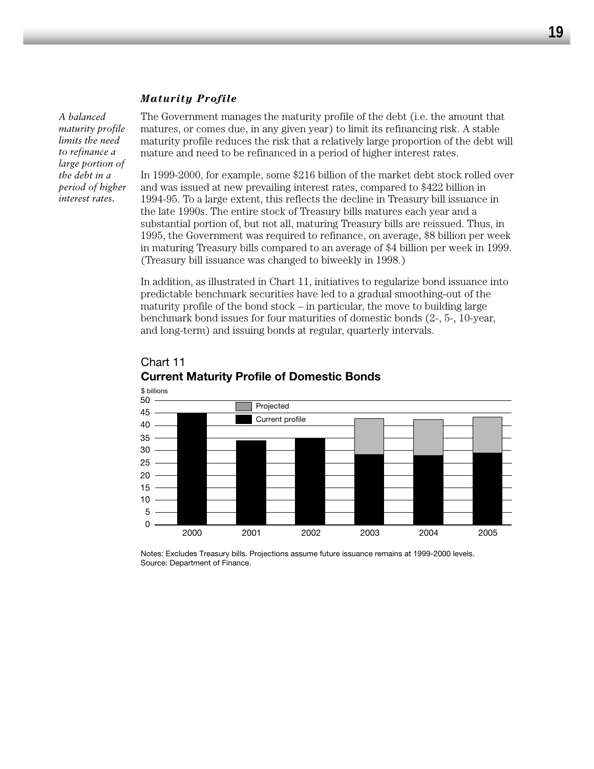### *Maturity Profile*

*A balanced maturity profile limits the need to refinance a large portion of the debt in a period of higher interest rates.*

The Government manages the maturity profile of the debt (i.e. the amount that matures, or comes due, in any given year) to limit its refinancing risk. A stable maturity profile reduces the risk that a relatively large proportion of the debt will mature and need to be refinanced in a period of higher interest rates.

In 1999-2000, for example, some $216 billion of the market debt stock rolled over and was issued at new prevailing interest rates, compared to $422 billion in 1994-95. To a large extent, this reflects the decline in Treasury bill issuance in the late 1990s. The entire stock of Treasury bills matures each year and a substantial portion of, but not all, maturing Treasury bills are reissued. Thus, in 1995, the Government was required to refinance, on average, $8 billion per week in maturing Treasury bills compared to an average of $4 billion per week in 1999. (Treasury bill issuance was changed to biweekly in 1998.)

In addition, as illustrated in Chart 11, initiatives to regularize bond issuance into predictable benchmark securities have led to a gradual smoothing-out of the maturity profile of the bond stock – in particular, the move to building large benchmark bond issues for four maturities of domestic bonds (2-, 5-, 10-year, and long-term) and issuing bonds at regular, quarterly intervals.

Chart 11
**Current Maturity Profile of Domestic Bonds**

Notes: Excludes Treasury bills. Projections assume future issuance remains at 1999-2000 levels.
Source: Department of Finance.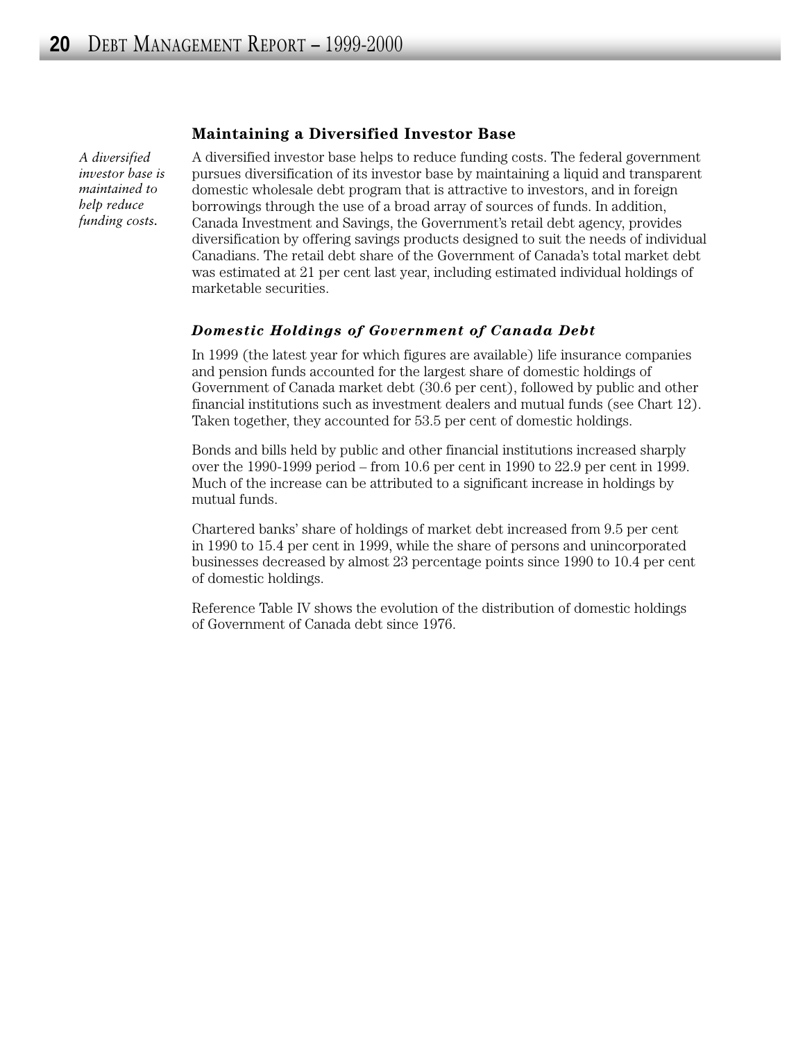## Maintaining a Diversified Investor Base

*A diversified investor base is maintained to help reduce funding costs.*

A diversified investor base helps to reduce funding costs. The federal government pursues diversification of its investor base by maintaining a liquid and transparent domestic wholesale debt program that is attractive to investors, and in foreign borrowings through the use of a broad array of sources of funds. In addition, Canada Investment and Savings, the Government's retail debt agency, provides diversification by offering savings products designed to suit the needs of individual Canadians. The retail debt share of the Government of Canada's total market debt was estimated at 21 per cent last year, including estimated individual holdings of marketable securities.

### *Domestic Holdings of Government of Canada Debt*

In 1999 (the latest year for which figures are available) life insurance companies and pension funds accounted for the largest share of domestic holdings of Government of Canada market debt (30.6 per cent), followed by public and other financial institutions such as investment dealers and mutual funds (see Chart 12). Taken together, they accounted for 53.5 per cent of domestic holdings.

Bonds and bills held by public and other financial institutions increased sharply over the 1990-1999 period – from 10.6 per cent in 1990 to 22.9 per cent in 1999. Much of the increase can be attributed to a significant increase in holdings by mutual funds.

Chartered banks' share of holdings of market debt increased from 9.5 per cent in 1990 to 15.4 per cent in 1999, while the share of persons and unincorporated businesses decreased by almost 23 percentage points since 1990 to 10.4 per cent of domestic holdings.

Reference Table IV shows the evolution of the distribution of domestic holdings of Government of Canada debt since 1976.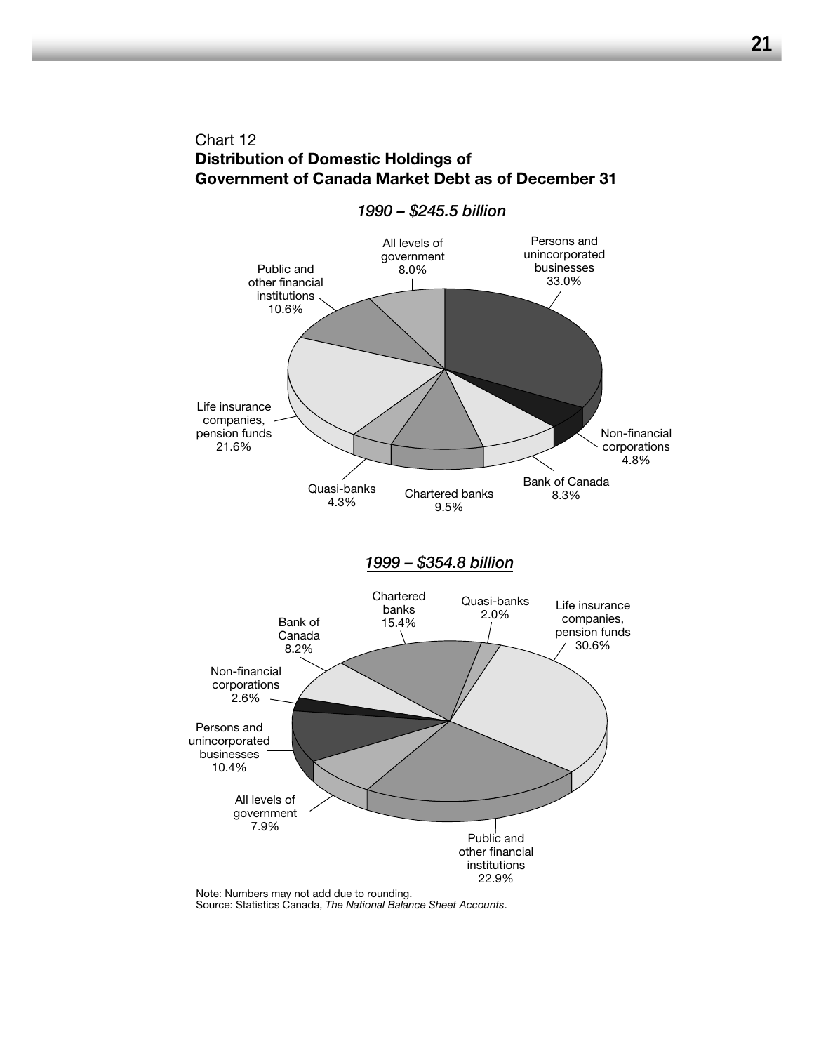Chart 12
**Distribution of Domestic Holdings of Government of Canada Market Debt as of December 31**

*1990 – $245.5 billion*

| Holder | Share |
|---|---|
| Persons and unincorporated businesses | 33.0% |
| Non-financial corporations | 4.8% |
| Bank of Canada | 8.3% |
| Chartered banks | 9.5% |
| Quasi-banks | 4.3% |
| Life insurance companies, pension funds | 21.6% |
| Public and other financial institutions | 10.6% |
| All levels of government | 8.0% |

*1999 – $354.8 billion*

| Holder | Share |
|---|---|
| Chartered banks | 15.4% |
| Quasi-banks | 2.0% |
| Life insurance companies, pension funds | 30.6% |
| Public and other financial institutions | 22.9% |
| All levels of government | 7.9% |
| Persons and unincorporated businesses | 10.4% |
| Non-financial corporations | 2.6% |
| Bank of Canada | 8.2% |

Note: Numbers may not add due to rounding.
Source: Statistics Canada, *The National Balance Sheet Accounts*.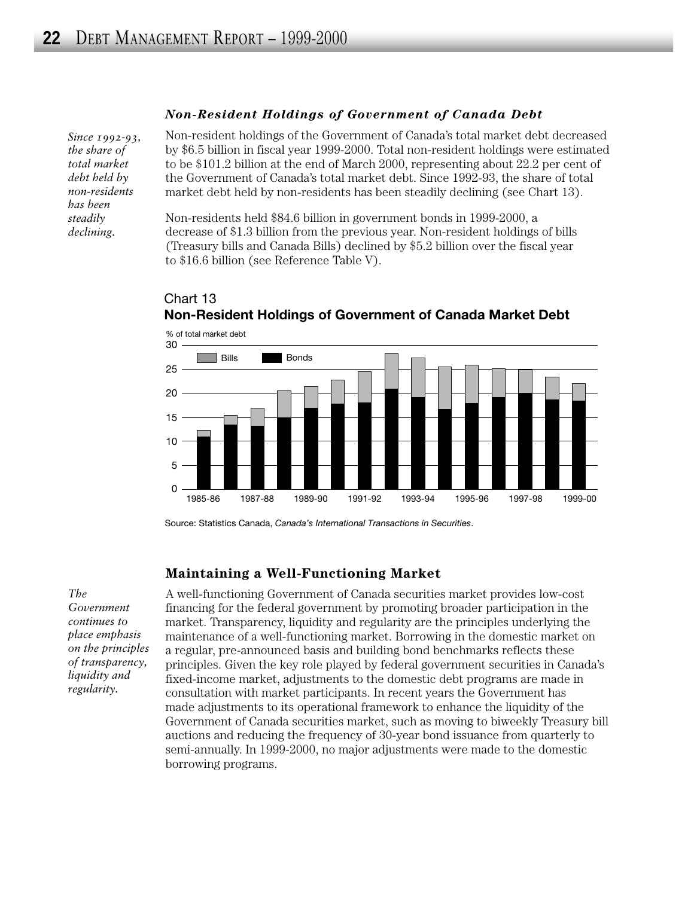### *Non-Resident Holdings of Government of Canada Debt*

*Since 1992-93, the share of total market debt held by non-residents has been steadily declining.*

Non-resident holdings of the Government of Canada's total market debt decreased by $6.5 billion in fiscal year 1999-2000. Total non-resident holdings were estimated to be $101.2 billion at the end of March 2000, representing about 22.2 per cent of the Government of Canada's total market debt. Since 1992-93, the share of total market debt held by non-residents has been steadily declining (see Chart 13).

Non-residents held $84.6 billion in government bonds in 1999-2000, a decrease of $1.3 billion from the previous year. Non-resident holdings of bills (Treasury bills and Canada Bills) declined by $5.2 billion over the fiscal year to $16.6 billion (see Reference Table V).

Chart 13
**Non-Resident Holdings of Government of Canada Market Debt**

Source: Statistics Canada, *Canada's International Transactions in Securities*.

### Maintaining a Well-Functioning Market

*The Government continues to place emphasis on the principles of transparency, liquidity and regularity.*

A well-functioning Government of Canada securities market provides low-cost financing for the federal government by promoting broader participation in the market. Transparency, liquidity and regularity are the principles underlying the maintenance of a well-functioning market. Borrowing in the domestic market on a regular, pre-announced basis and building bond benchmarks reflects these principles. Given the key role played by federal government securities in Canada's fixed-income market, adjustments to the domestic debt programs are made in consultation with market participants. In recent years the Government has made adjustments to its operational framework to enhance the liquidity of the Government of Canada securities market, such as moving to biweekly Treasury bill auctions and reducing the frequency of 30-year bond issuance from quarterly to semi-annually. In 1999-2000, no major adjustments were made to the domestic borrowing programs.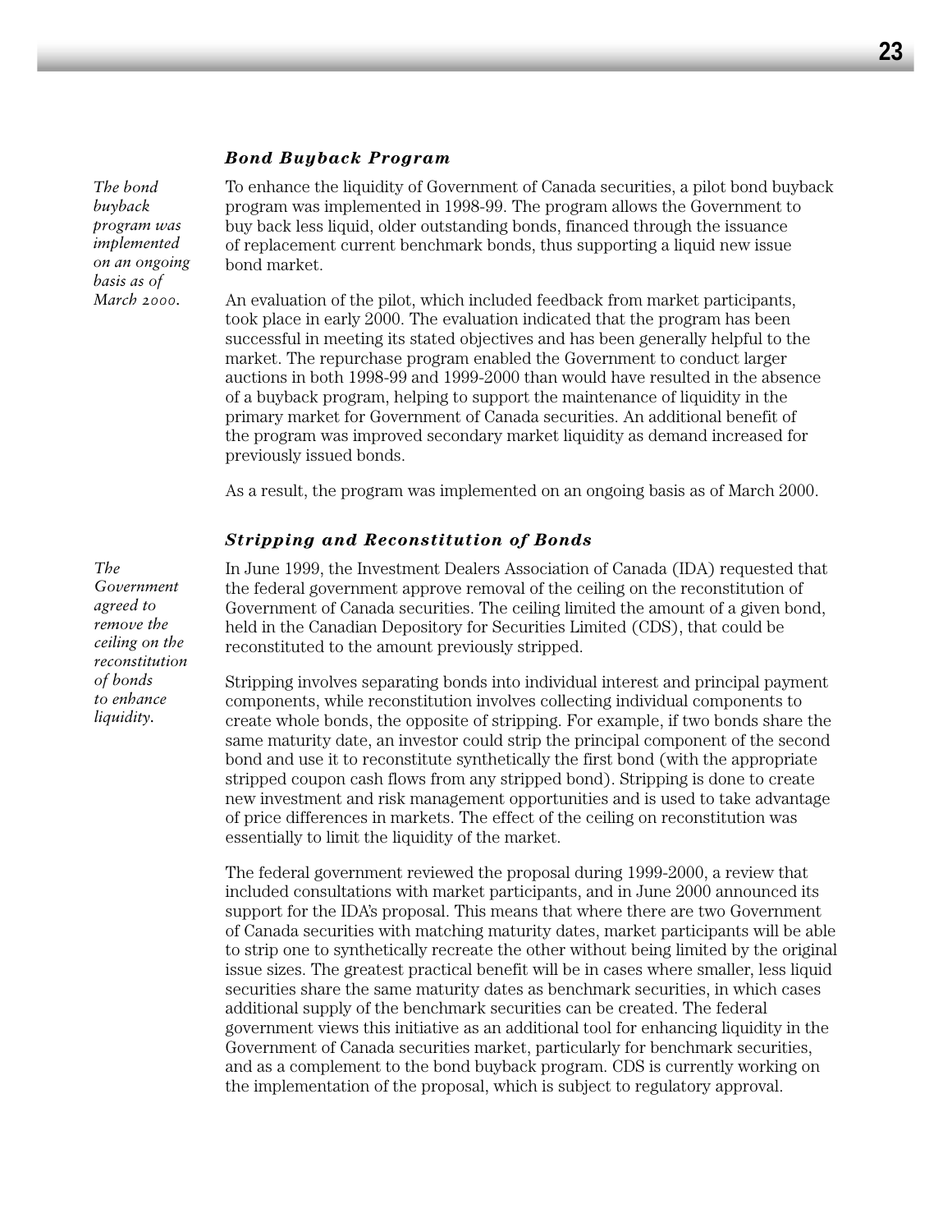### *Bond Buyback Program*

*The bond buyback program was implemented on an ongoing basis as of March 2000.*

To enhance the liquidity of Government of Canada securities, a pilot bond buyback program was implemented in 1998-99. The program allows the Government to buy back less liquid, older outstanding bonds, financed through the issuance of replacement current benchmark bonds, thus supporting a liquid new issue bond market.

An evaluation of the pilot, which included feedback from market participants, took place in early 2000. The evaluation indicated that the program has been successful in meeting its stated objectives and has been generally helpful to the market. The repurchase program enabled the Government to conduct larger auctions in both 1998-99 and 1999-2000 than would have resulted in the absence of a buyback program, helping to support the maintenance of liquidity in the primary market for Government of Canada securities. An additional benefit of the program was improved secondary market liquidity as demand increased for previously issued bonds.

As a result, the program was implemented on an ongoing basis as of March 2000.

### *Stripping and Reconstitution of Bonds*

*The Government agreed to remove the ceiling on the reconstitution of bonds to enhance liquidity.*

In June 1999, the Investment Dealers Association of Canada (IDA) requested that the federal government approve removal of the ceiling on the reconstitution of Government of Canada securities. The ceiling limited the amount of a given bond, held in the Canadian Depository for Securities Limited (CDS), that could be reconstituted to the amount previously stripped.

Stripping involves separating bonds into individual interest and principal payment components, while reconstitution involves collecting individual components to create whole bonds, the opposite of stripping. For example, if two bonds share the same maturity date, an investor could strip the principal component of the second bond and use it to reconstitute synthetically the first bond (with the appropriate stripped coupon cash flows from any stripped bond). Stripping is done to create new investment and risk management opportunities and is used to take advantage of price differences in markets. The effect of the ceiling on reconstitution was essentially to limit the liquidity of the market.

The federal government reviewed the proposal during 1999-2000, a review that included consultations with market participants, and in June 2000 announced its support for the IDA's proposal. This means that where there are two Government of Canada securities with matching maturity dates, market participants will be able to strip one to synthetically recreate the other without being limited by the original issue sizes. The greatest practical benefit will be in cases where smaller, less liquid securities share the same maturity dates as benchmark securities, in which cases additional supply of the benchmark securities can be created. The federal government views this initiative as an additional tool for enhancing liquidity in the Government of Canada securities market, particularly for benchmark securities, and as a complement to the bond buyback program. CDS is currently working on the implementation of the proposal, which is subject to regulatory approval.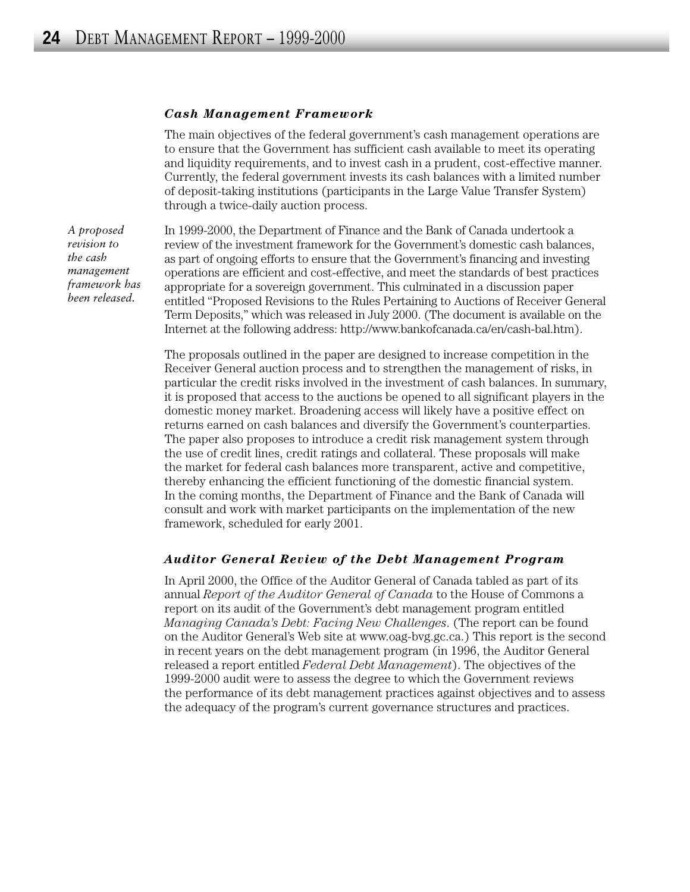### *Cash Management Framework*

The main objectives of the federal government's cash management operations are to ensure that the Government has sufficient cash available to meet its operating and liquidity requirements, and to invest cash in a prudent, cost-effective manner. Currently, the federal government invests its cash balances with a limited number of deposit-taking institutions (participants in the Large Value Transfer System) through a twice-daily auction process.

*A proposed revision to the cash management framework has been released.*

In 1999-2000, the Department of Finance and the Bank of Canada undertook a review of the investment framework for the Government's domestic cash balances, as part of ongoing efforts to ensure that the Government's financing and investing operations are efficient and cost-effective, and meet the standards of best practices appropriate for a sovereign government. This culminated in a discussion paper entitled "Proposed Revisions to the Rules Pertaining to Auctions of Receiver General Term Deposits," which was released in July 2000. (The document is available on the Internet at the following address: http://www.bankofcanada.ca/en/cash-bal.htm).

The proposals outlined in the paper are designed to increase competition in the Receiver General auction process and to strengthen the management of risks, in particular the credit risks involved in the investment of cash balances. In summary, it is proposed that access to the auctions be opened to all significant players in the domestic money market. Broadening access will likely have a positive effect on returns earned on cash balances and diversify the Government's counterparties. The paper also proposes to introduce a credit risk management system through the use of credit lines, credit ratings and collateral. These proposals will make the market for federal cash balances more transparent, active and competitive, thereby enhancing the efficient functioning of the domestic financial system. In the coming months, the Department of Finance and the Bank of Canada will consult and work with market participants on the implementation of the new framework, scheduled for early 2001.

### *Auditor General Review of the Debt Management Program*

In April 2000, the Office of the Auditor General of Canada tabled as part of its annual *Report of the Auditor General of Canada* to the House of Commons a report on its audit of the Government's debt management program entitled *Managing Canada's Debt: Facing New Challenges*. (The report can be found on the Auditor General's Web site at www.oag-bvg.gc.ca.) This report is the second in recent years on the debt management program (in 1996, the Auditor General released a report entitled *Federal Debt Management*). The objectives of the 1999-2000 audit were to assess the degree to which the Government reviews the performance of its debt management practices against objectives and to assess the adequacy of the program's current governance structures and practices.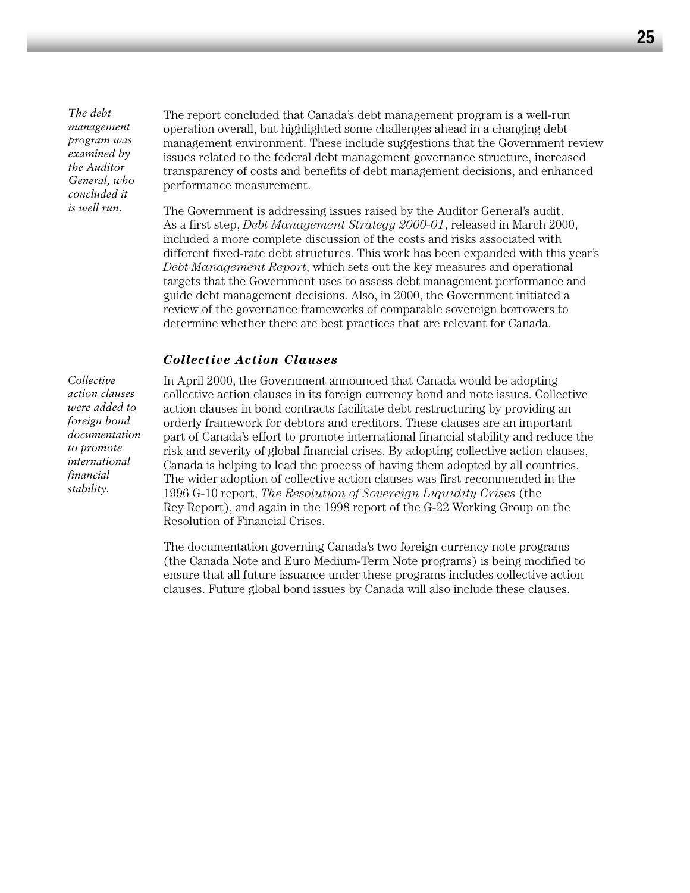*The debt management program was examined by the Auditor General, who concluded it is well run.*

The report concluded that Canada's debt management program is a well-run operation overall, but highlighted some challenges ahead in a changing debt management environment. These include suggestions that the Government review issues related to the federal debt management governance structure, increased transparency of costs and benefits of debt management decisions, and enhanced performance measurement.

The Government is addressing issues raised by the Auditor General's audit. As a first step, *Debt Management Strategy 2000-01*, released in March 2000, included a more complete discussion of the costs and risks associated with different fixed-rate debt structures. This work has been expanded with this year's *Debt Management Report*, which sets out the key measures and operational targets that the Government uses to assess debt management performance and guide debt management decisions. Also, in 2000, the Government initiated a review of the governance frameworks of comparable sovereign borrowers to determine whether there are best practices that are relevant for Canada.

### *Collective Action Clauses*

*Collective action clauses were added to foreign bond documentation to promote international financial stability.*

In April 2000, the Government announced that Canada would be adopting collective action clauses in its foreign currency bond and note issues. Collective action clauses in bond contracts facilitate debt restructuring by providing an orderly framework for debtors and creditors. These clauses are an important part of Canada's effort to promote international financial stability and reduce the risk and severity of global financial crises. By adopting collective action clauses, Canada is helping to lead the process of having them adopted by all countries. The wider adoption of collective action clauses was first recommended in the 1996 G-10 report, *The Resolution of Sovereign Liquidity Crises* (the Rey Report), and again in the 1998 report of the G-22 Working Group on the Resolution of Financial Crises.

The documentation governing Canada's two foreign currency note programs (the Canada Note and Euro Medium-Term Note programs) is being modified to ensure that all future issuance under these programs includes collective action clauses. Future global bond issues by Canada will also include these clauses.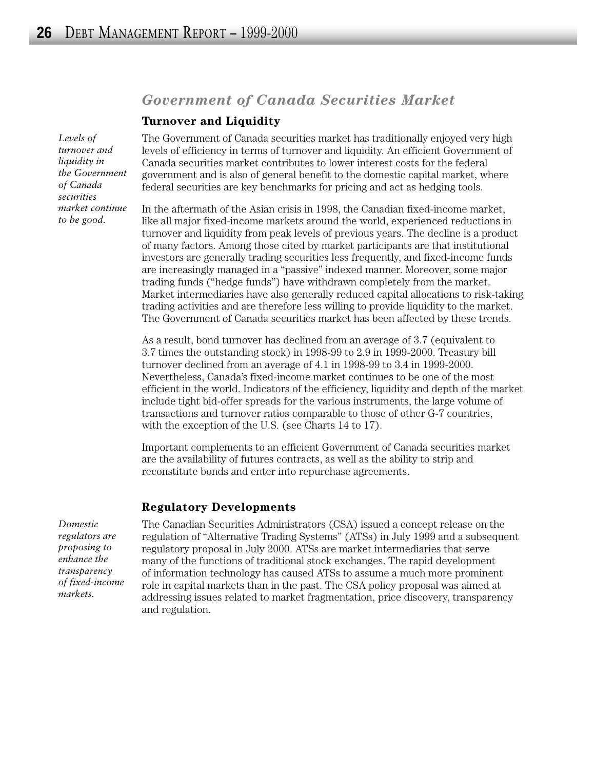## Government of Canada Securities Market

### Turnover and Liquidity

*Levels of turnover and liquidity in the Government of Canada securities market continue to be good.*

The Government of Canada securities market has traditionally enjoyed very high levels of efficiency in terms of turnover and liquidity. An efficient Government of Canada securities market contributes to lower interest costs for the federal government and is also of general benefit to the domestic capital market, where federal securities are key benchmarks for pricing and act as hedging tools.

In the aftermath of the Asian crisis in 1998, the Canadian fixed-income market, like all major fixed-income markets around the world, experienced reductions in turnover and liquidity from peak levels of previous years. The decline is a product of many factors. Among those cited by market participants are that institutional investors are generally trading securities less frequently, and fixed-income funds are increasingly managed in a "passive" indexed manner. Moreover, some major trading funds ("hedge funds") have withdrawn completely from the market. Market intermediaries have also generally reduced capital allocations to risk-taking trading activities and are therefore less willing to provide liquidity to the market. The Government of Canada securities market has been affected by these trends.

As a result, bond turnover has declined from an average of 3.7 (equivalent to 3.7 times the outstanding stock) in 1998-99 to 2.9 in 1999-2000. Treasury bill turnover declined from an average of 4.1 in 1998-99 to 3.4 in 1999-2000. Nevertheless, Canada's fixed-income market continues to be one of the most efficient in the world. Indicators of the efficiency, liquidity and depth of the market include tight bid-offer spreads for the various instruments, the large volume of transactions and turnover ratios comparable to those of other G-7 countries, with the exception of the U.S. (see Charts 14 to 17).

Important complements to an efficient Government of Canada securities market are the availability of futures contracts, as well as the ability to strip and reconstitute bonds and enter into repurchase agreements.

### Regulatory Developments

*Domestic regulators are proposing to enhance the transparency of fixed-income markets.*

The Canadian Securities Administrators (CSA) issued a concept release on the regulation of "Alternative Trading Systems" (ATSs) in July 1999 and a subsequent regulatory proposal in July 2000. ATSs are market intermediaries that serve many of the functions of traditional stock exchanges. The rapid development of information technology has caused ATSs to assume a much more prominent role in capital markets than in the past. The CSA policy proposal was aimed at addressing issues related to market fragmentation, price discovery, transparency and regulation.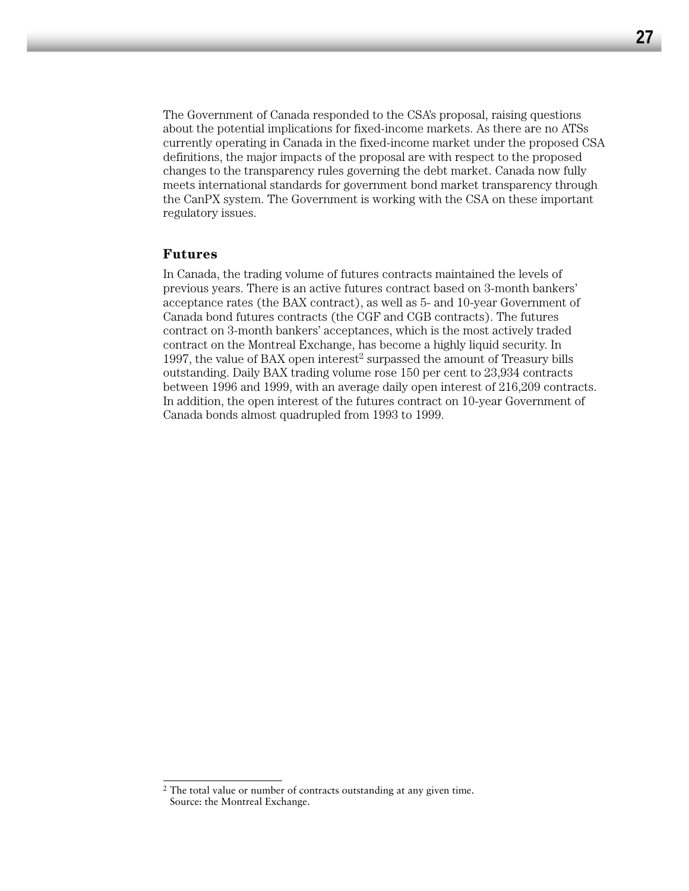The Government of Canada responded to the CSA's proposal, raising questions about the potential implications for fixed-income markets. As there are no ATSs currently operating in Canada in the fixed-income market under the proposed CSA definitions, the major impacts of the proposal are with respect to the proposed changes to the transparency rules governing the debt market. Canada now fully meets international standards for government bond market transparency through the CanPX system. The Government is working with the CSA on these important regulatory issues.

### Futures

In Canada, the trading volume of futures contracts maintained the levels of previous years. There is an active futures contract based on 3-month bankers' acceptance rates (the BAX contract), as well as 5- and 10-year Government of Canada bond futures contracts (the CGF and CGB contracts). The futures contract on 3-month bankers' acceptances, which is the most actively traded contract on the Montreal Exchange, has become a highly liquid security. In 1997, the value of BAX open interest[2] surpassed the amount of Treasury bills outstanding. Daily BAX trading volume rose 150 per cent to 23,934 contracts between 1996 and 1999, with an average daily open interest of 216,209 contracts. In addition, the open interest of the futures contract on 10-year Government of Canada bonds almost quadrupled from 1993 to 1999.

---

[2] The total value or number of contracts outstanding at any given time. Source: the Montreal Exchange.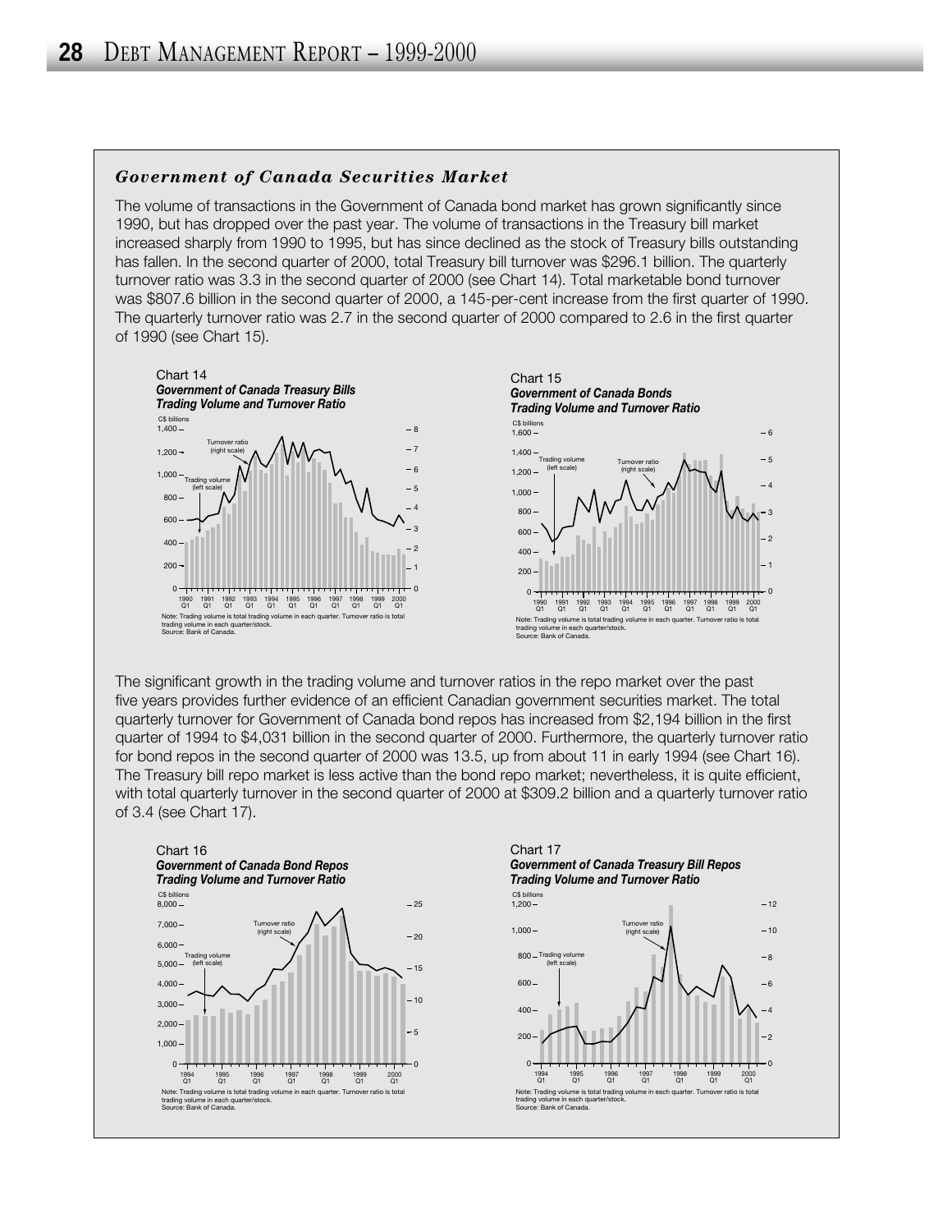### *Government of Canada Securities Market*

The volume of transactions in the Government of Canada bond market has grown significantly since 1990, but has dropped over the past year. The volume of transactions in the Treasury bill market increased sharply from 1990 to 1995, but has since declined as the stock of Treasury bills outstanding has fallen. In the second quarter of 2000, total Treasury bill turnover was $296.1 billion. The quarterly turnover ratio was 3.3 in the second quarter of 2000 (see Chart 14). Total marketable bond turnover was $807.6 billion in the second quarter of 2000, a 145-per-cent increase from the first quarter of 1990. The quarterly turnover ratio was 2.7 in the second quarter of 2000 compared to 2.6 in the first quarter of 1990 (see Chart 15).

Chart 14
***Government of Canada Treasury Bills Trading Volume and Turnover Ratio***

Note: Trading volume is total trading volume in each quarter. Turnover ratio is total trading volume in each quarter/stock.
Source: Bank of Canada.

Chart 15
***Government of Canada Bonds Trading Volume and Turnover Ratio***

Note: Trading volume is total trading volume in each quarter. Turnover ratio is total trading volume in each quarter/stock.
Source: Bank of Canada.

The significant growth in the trading volume and turnover ratios in the repo market over the past five years provides further evidence of an efficient Canadian government securities market. The total quarterly turnover for Government of Canada bond repos has increased from $2,194 billion in the first quarter of 1994 to $4,031 billion in the second quarter of 2000. Furthermore, the quarterly turnover ratio for bond repos in the second quarter of 2000 was 13.5, up from about 11 in early 1994 (see Chart 16). The Treasury bill repo market is less active than the bond repo market; nevertheless, it is quite efficient, with total quarterly turnover in the second quarter of 2000 at $309.2 billion and a quarterly turnover ratio of 3.4 (see Chart 17).

Chart 16
***Government of Canada Bond Repos Trading Volume and Turnover Ratio***

Note: Trading volume is total trading volume in each quarter. Turnover ratio is total trading volume in each quarter/stock.
Source: Bank of Canada.

Chart 17
***Government of Canada Treasury Bill Repos Trading Volume and Turnover Ratio***

Note: Trading volume is total trading volume in each quarter. Turnover ratio is total trading volume in each quarter/stock.
Source: Bank of Canada.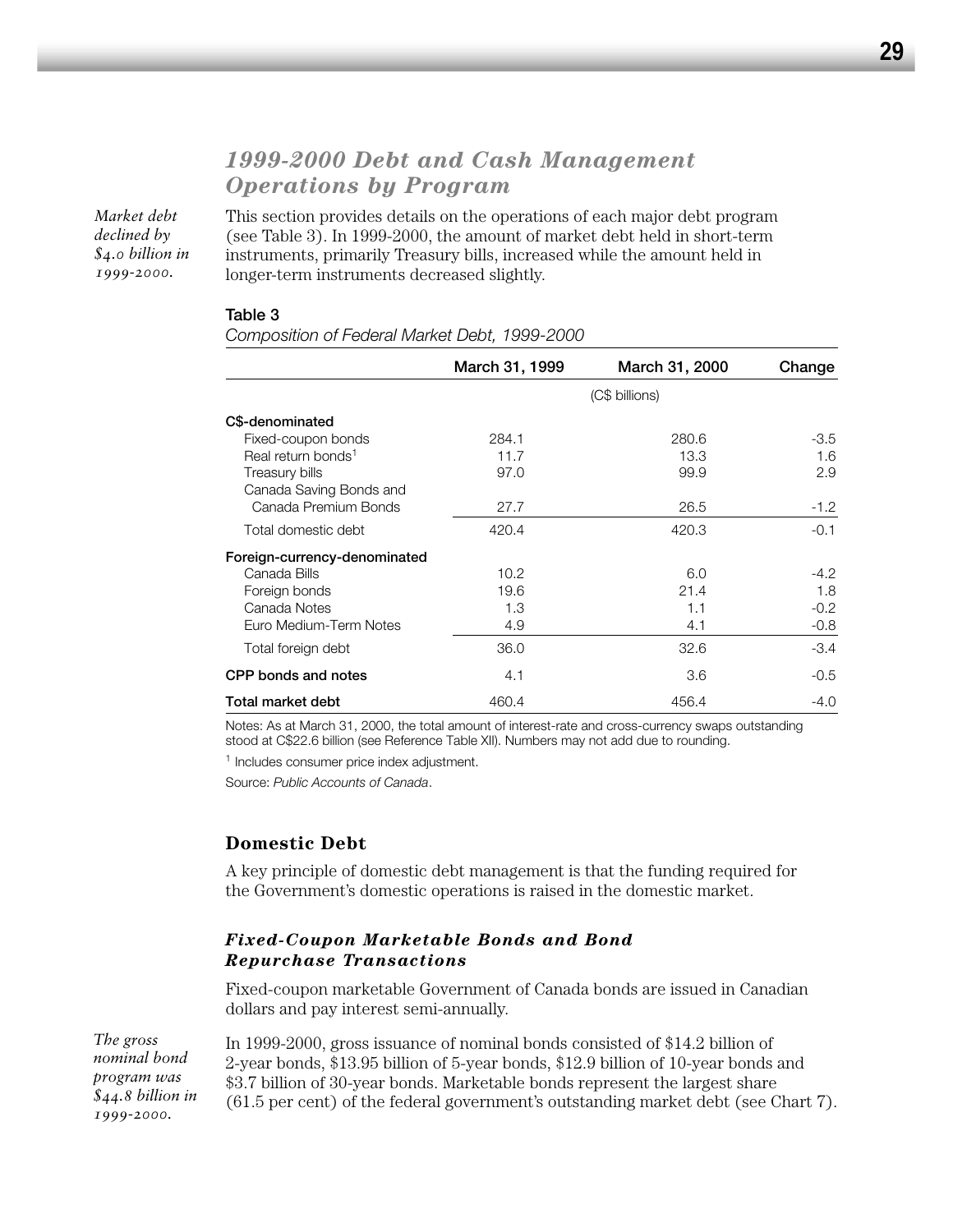## *1999-2000 Debt and Cash Management Operations by Program*

*Market debt declined by $4.0 billion in 1999-2000.*

This section provides details on the operations of each major debt program (see Table 3). In 1999-2000, the amount of market debt held in short-term instruments, primarily Treasury bills, increased while the amount held in longer-term instruments decreased slightly.

**Table 3**

*Composition of Federal Market Debt, 1999-2000*

| | March 31, 1999 | March 31, 2000 | Change |
|---|---|---|---|
| | (C$ billions) | | |
| **C$-denominated** | | | |
| Fixed-coupon bonds | 284.1 | 280.6 | -3.5 |
| Real return bonds[1] | 11.7 | 13.3 | 1.6 |
| Treasury bills | 97.0 | 99.9 | 2.9 |
| Canada Saving Bonds and Canada Premium Bonds | 27.7 | 26.5 | -1.2 |
| Total domestic debt | 420.4 | 420.3 | -0.1 |
| **Foreign-currency-denominated** | | | |
| Canada Bills | 10.2 | 6.0 | -4.2 |
| Foreign bonds | 19.6 | 21.4 | 1.8 |
| Canada Notes | 1.3 | 1.1 | -0.2 |
| Euro Medium-Term Notes | 4.9 | 4.1 | -0.8 |
| Total foreign debt | 36.0 | 32.6 | -3.4 |
| **CPP bonds and notes** | 4.1 | 3.6 | -0.5 |
| **Total market debt** | 460.4 | 456.4 | -4.0 |

Notes: As at March 31, 2000, the total amount of interest-rate and cross-currency swaps outstanding stood at C$22.6 billion (see Reference Table XII). Numbers may not add due to rounding.

[1] Includes consumer price index adjustment.

Source: *Public Accounts of Canada*.

### Domestic Debt

A key principle of domestic debt management is that the funding required for the Government's domestic operations is raised in the domestic market.

#### *Fixed-Coupon Marketable Bonds and Bond Repurchase Transactions*

Fixed-coupon marketable Government of Canada bonds are issued in Canadian dollars and pay interest semi-annually.

*The gross nominal bond program was $44.8 billion in 1999-2000.*

In 1999-2000, gross issuance of nominal bonds consisted of $14.2 billion of 2-year bonds, $13.95 billion of 5-year bonds, $12.9 billion of 10-year bonds and $3.7 billion of 30-year bonds. Marketable bonds represent the largest share (61.5 per cent) of the federal government's outstanding market debt (see Chart 7).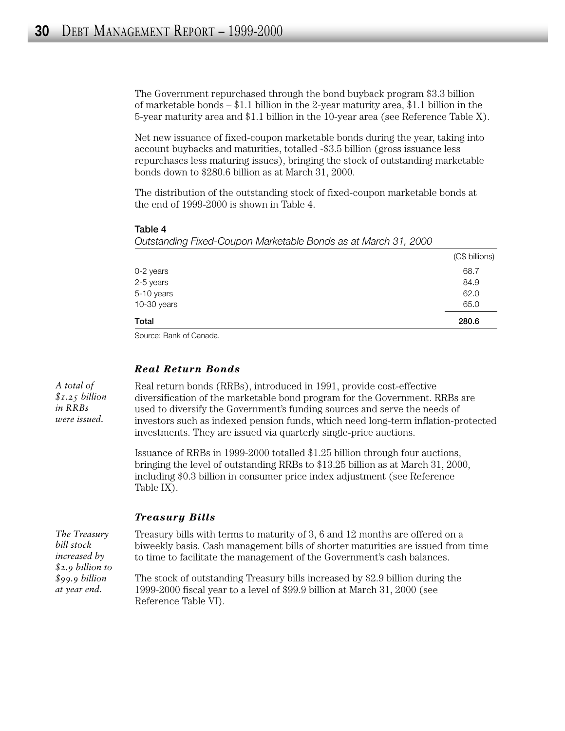The Government repurchased through the bond buyback program $3.3 billion of marketable bonds – $1.1 billion in the 2-year maturity area, $1.1 billion in the 5-year maturity area and $1.1 billion in the 10-year area (see Reference Table X).

Net new issuance of fixed-coupon marketable bonds during the year, taking into account buybacks and maturities, totalled -$3.5 billion (gross issuance less repurchases less maturing issues), bringing the stock of outstanding marketable bonds down to $280.6 billion as at March 31, 2000.

The distribution of the outstanding stock of fixed-coupon marketable bonds at the end of 1999-2000 is shown in Table 4.

**Table 4**

*Outstanding Fixed-Coupon Marketable Bonds as at March 31, 2000*

| | (C$ billions) |
|---|---|
| 0-2 years | 68.7 |
| 2-5 years | 84.9 |
| 5-10 years | 62.0 |
| 10-30 years | 65.0 |
| **Total** | **280.6** |

Source: Bank of Canada.

### *Real Return Bonds*

*A total of $1.25 billion in RRBs were issued.*

Real return bonds (RRBs), introduced in 1991, provide cost-effective diversification of the marketable bond program for the Government. RRBs are used to diversify the Government's funding sources and serve the needs of investors such as indexed pension funds, which need long-term inflation-protected investments. They are issued via quarterly single-price auctions.

Issuance of RRBs in 1999-2000 totalled $1.25 billion through four auctions, bringing the level of outstanding RRBs to $13.25 billion as at March 31, 2000, including $0.3 billion in consumer price index adjustment (see Reference Table IX).

### *Treasury Bills*

*The Treasury bill stock increased by $2.9 billion to $99.9 billion at year end.*

Treasury bills with terms to maturity of 3, 6 and 12 months are offered on a biweekly basis. Cash management bills of shorter maturities are issued from time to time to facilitate the management of the Government's cash balances.

The stock of outstanding Treasury bills increased by $2.9 billion during the 1999-2000 fiscal year to a level of $99.9 billion at March 31, 2000 (see Reference Table VI).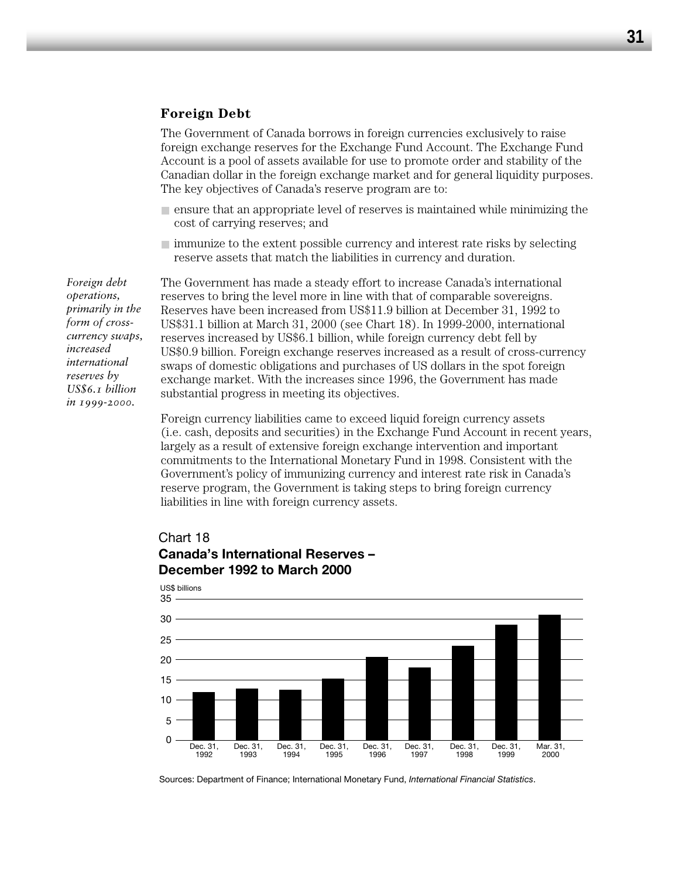## Foreign Debt

The Government of Canada borrows in foreign currencies exclusively to raise foreign exchange reserves for the Exchange Fund Account. The Exchange Fund Account is a pool of assets available for use to promote order and stability of the Canadian dollar in the foreign exchange market and for general liquidity purposes. The key objectives of Canada's reserve program are to:

- ensure that an appropriate level of reserves is maintained while minimizing the cost of carrying reserves; and
- immunize to the extent possible currency and interest rate risks by selecting reserve assets that match the liabilities in currency and duration.

*Foreign debt operations, primarily in the form of cross-currency swaps, increased international reserves by US$6.1 billion in 1999-2000.*

The Government has made a steady effort to increase Canada's international reserves to bring the level more in line with that of comparable sovereigns. Reserves have been increased from US$11.9 billion at December 31, 1992 to US$31.1 billion at March 31, 2000 (see Chart 18). In 1999-2000, international reserves increased by US$6.1 billion, while foreign currency debt fell by US$0.9 billion. Foreign exchange reserves increased as a result of cross-currency swaps of domestic obligations and purchases of US dollars in the spot foreign exchange market. With the increases since 1996, the Government has made substantial progress in meeting its objectives.

Foreign currency liabilities came to exceed liquid foreign currency assets (i.e. cash, deposits and securities) in the Exchange Fund Account in recent years, largely as a result of extensive foreign exchange intervention and important commitments to the International Monetary Fund in 1998. Consistent with the Government's policy of immunizing currency and interest rate risk in Canada's reserve program, the Government is taking steps to bring foreign currency liabilities in line with foreign currency assets.

Chart 18
**Canada's International Reserves – December 1992 to March 2000**

US$ billions

| Date | Reserves (approx.) |
|---|---|
| Dec. 31, 1992 | 11.9 |
| Dec. 31, 1993 | 12.8 |
| Dec. 31, 1994 | 12.5 |
| Dec. 31, 1995 | 15.3 |
| Dec. 31, 1996 | 20.6 |
| Dec. 31, 1997 | 18 |
| Dec. 31, 1998 | 23.4 |
| Dec. 31, 1999 | 28.6 |
| Mar. 31, 2000 | 31.1 |

Sources: Department of Finance; International Monetary Fund, *International Financial Statistics*.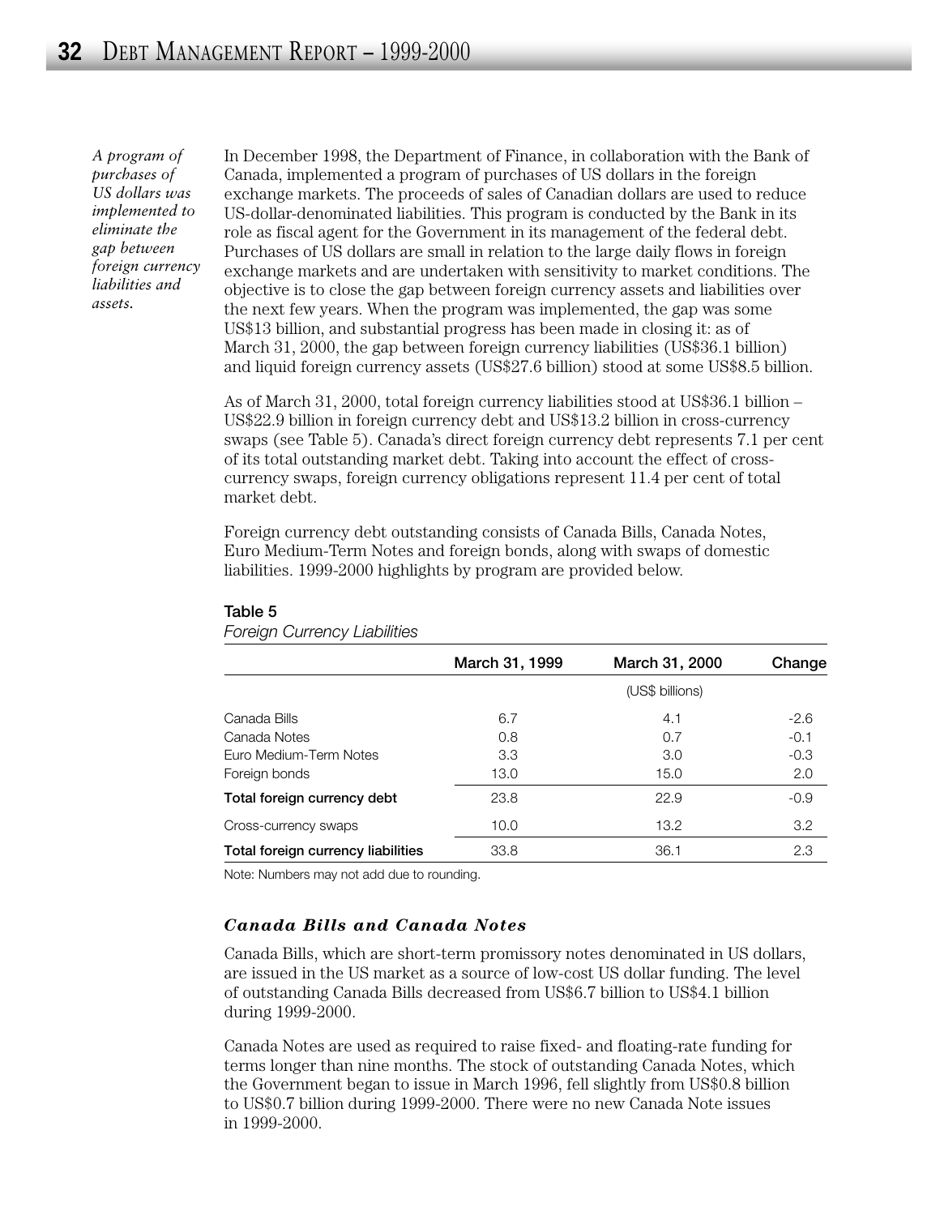*A program of purchases of US dollars was implemented to eliminate the gap between foreign currency liabilities and assets.*

In December 1998, the Department of Finance, in collaboration with the Bank of Canada, implemented a program of purchases of US dollars in the foreign exchange markets. The proceeds of sales of Canadian dollars are used to reduce US-dollar-denominated liabilities. This program is conducted by the Bank in its role as fiscal agent for the Government in its management of the federal debt. Purchases of US dollars are small in relation to the large daily flows in foreign exchange markets and are undertaken with sensitivity to market conditions. The objective is to close the gap between foreign currency assets and liabilities over the next few years. When the program was implemented, the gap was some US$13 billion, and substantial progress has been made in closing it: as of March 31, 2000, the gap between foreign currency liabilities (US$36.1 billion) and liquid foreign currency assets (US$27.6 billion) stood at some US$8.5 billion.

As of March 31, 2000, total foreign currency liabilities stood at US$36.1 billion – US$22.9 billion in foreign currency debt and US$13.2 billion in cross-currency swaps (see Table 5). Canada's direct foreign currency debt represents 7.1 per cent of its total outstanding market debt. Taking into account the effect of cross-currency swaps, foreign currency obligations represent 11.4 per cent of total market debt.

Foreign currency debt outstanding consists of Canada Bills, Canada Notes, Euro Medium-Term Notes and foreign bonds, along with swaps of domestic liabilities. 1999-2000 highlights by program are provided below.

**Table 5**

*Foreign Currency Liabilities*

| | March 31, 1999 | March 31, 2000 | Change |
|---|---|---|---|
| | | (US$ billions) | |
| Canada Bills | 6.7 | 4.1 | -2.6 |
| Canada Notes | 0.8 | 0.7 | -0.1 |
| Euro Medium-Term Notes | 3.3 | 3.0 | -0.3 |
| Foreign bonds | 13.0 | 15.0 | 2.0 |
| **Total foreign currency debt** | 23.8 | 22.9 | -0.9 |
| Cross-currency swaps | 10.0 | 13.2 | 3.2 |
| **Total foreign currency liabilities** | 33.8 | 36.1 | 2.3 |

Note: Numbers may not add due to rounding.

### *Canada Bills and Canada Notes*

Canada Bills, which are short-term promissory notes denominated in US dollars, are issued in the US market as a source of low-cost US dollar funding. The level of outstanding Canada Bills decreased from US$6.7 billion to US$4.1 billion during 1999-2000.

Canada Notes are used as required to raise fixed- and floating-rate funding for terms longer than nine months. The stock of outstanding Canada Notes, which the Government began to issue in March 1996, fell slightly from US$0.8 billion to US$0.7 billion during 1999-2000. There were no new Canada Note issues in 1999-2000.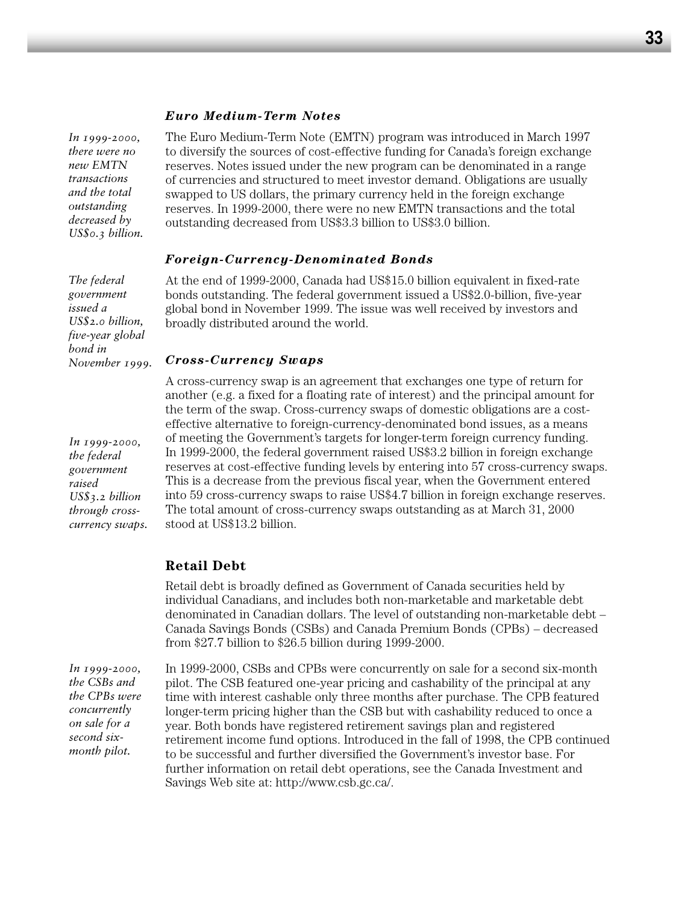### *Euro Medium-Term Notes*

*In 1999-2000, there were no new EMTN transactions and the total outstanding decreased by US$0.3 billion.*

The Euro Medium-Term Note (EMTN) program was introduced in March 1997 to diversify the sources of cost-effective funding for Canada's foreign exchange reserves. Notes issued under the new program can be denominated in a range of currencies and structured to meet investor demand. Obligations are usually swapped to US dollars, the primary currency held in the foreign exchange reserves. In 1999-2000, there were no new EMTN transactions and the total outstanding decreased from US$3.3 billion to US$3.0 billion.

### *Foreign-Currency-Denominated Bonds*

*The federal government issued a US$2.0 billion, five-year global bond in November 1999.*

At the end of 1999-2000, Canada had US$15.0 billion equivalent in fixed-rate bonds outstanding. The federal government issued a US$2.0-billion, five-year global bond in November 1999. The issue was well received by investors and broadly distributed around the world.

### *Cross-Currency Swaps*

*In 1999-2000, the federal government raised US$3.2 billion through cross-currency swaps.*

A cross-currency swap is an agreement that exchanges one type of return for another (e.g. a fixed for a floating rate of interest) and the principal amount for the term of the swap. Cross-currency swaps of domestic obligations are a cost-effective alternative to foreign-currency-denominated bond issues, as a means of meeting the Government's targets for longer-term foreign currency funding. In 1999-2000, the federal government raised US$3.2 billion in foreign exchange reserves at cost-effective funding levels by entering into 57 cross-currency swaps. This is a decrease from the previous fiscal year, when the Government entered into 59 cross-currency swaps to raise US$4.7 billion in foreign exchange reserves. The total amount of cross-currency swaps outstanding as at March 31, 2000 stood at US$13.2 billion.

## Retail Debt

Retail debt is broadly defined as Government of Canada securities held by individual Canadians, and includes both non-marketable and marketable debt denominated in Canadian dollars. The level of outstanding non-marketable debt – Canada Savings Bonds (CSBs) and Canada Premium Bonds (CPBs) – decreased from $27.7 billion to $26.5 billion during 1999-2000.

*In 1999-2000, the CSBs and the CPBs were concurrently on sale for a second six-month pilot.*

In 1999-2000, CSBs and CPBs were concurrently on sale for a second six-month pilot. The CSB featured one-year pricing and cashability of the principal at any time with interest cashable only three months after purchase. The CPB featured longer-term pricing higher than the CSB but with cashability reduced to once a year. Both bonds have registered retirement savings plan and registered retirement income fund options. Introduced in the fall of 1998, the CPB continued to be successful and further diversified the Government's investor base. For further information on retail debt operations, see the Canada Investment and Savings Web site at: http://www.csb.gc.ca/.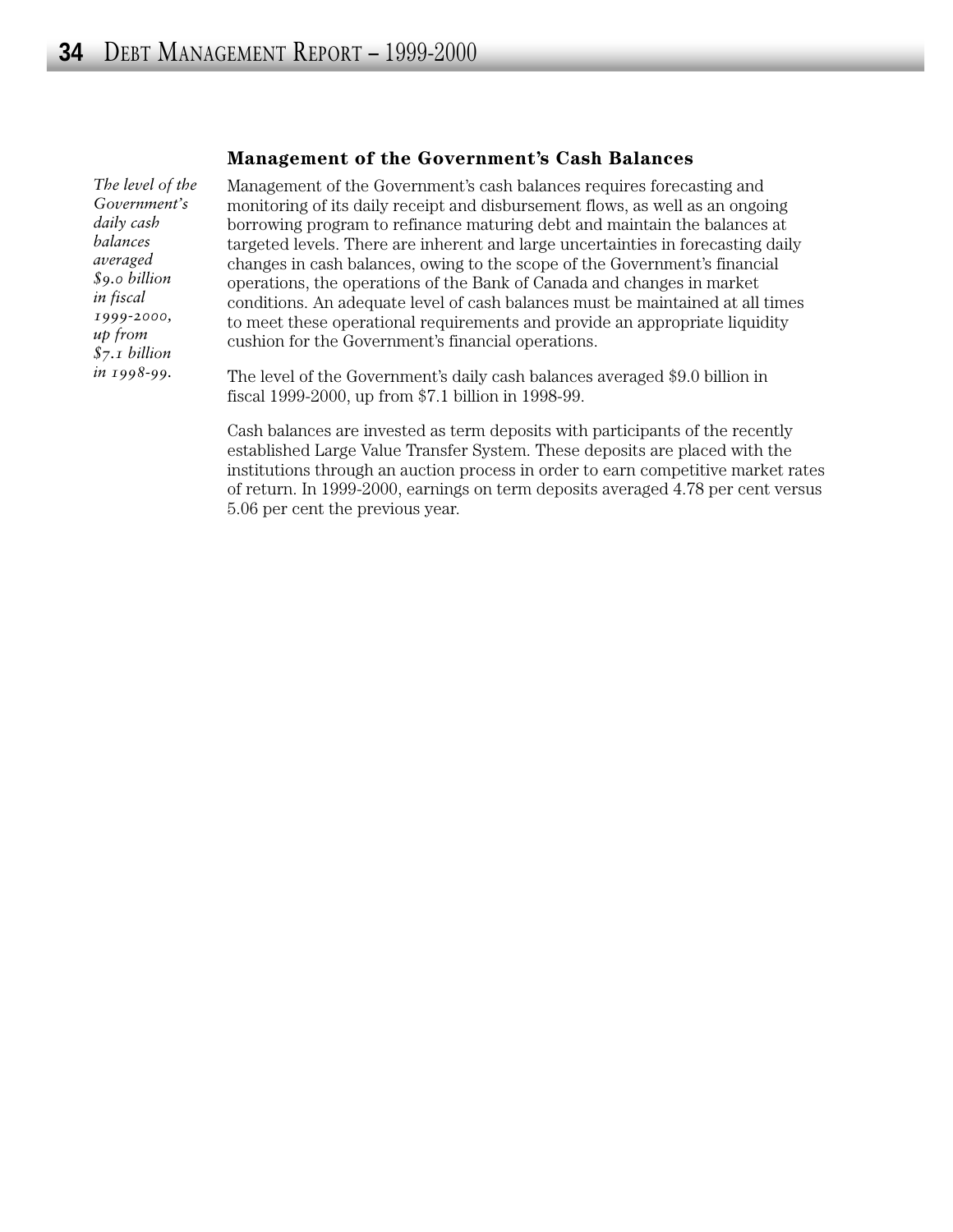### Management of the Government's Cash Balances

*The level of the Government's daily cash balances averaged $9.0 billion in fiscal 1999-2000, up from $7.1 billion in 1998-99.*

Management of the Government's cash balances requires forecasting and monitoring of its daily receipt and disbursement flows, as well as an ongoing borrowing program to refinance maturing debt and maintain the balances at targeted levels. There are inherent and large uncertainties in forecasting daily changes in cash balances, owing to the scope of the Government's financial operations, the operations of the Bank of Canada and changes in market conditions. An adequate level of cash balances must be maintained at all times to meet these operational requirements and provide an appropriate liquidity cushion for the Government's financial operations.

The level of the Government's daily cash balances averaged $9.0 billion in fiscal 1999-2000, up from $7.1 billion in 1998-99.

Cash balances are invested as term deposits with participants of the recently established Large Value Transfer System. These deposits are placed with the institutions through an auction process in order to earn competitive market rates of return. In 1999-2000, earnings on term deposits averaged 4.78 per cent versus 5.06 per cent the previous year.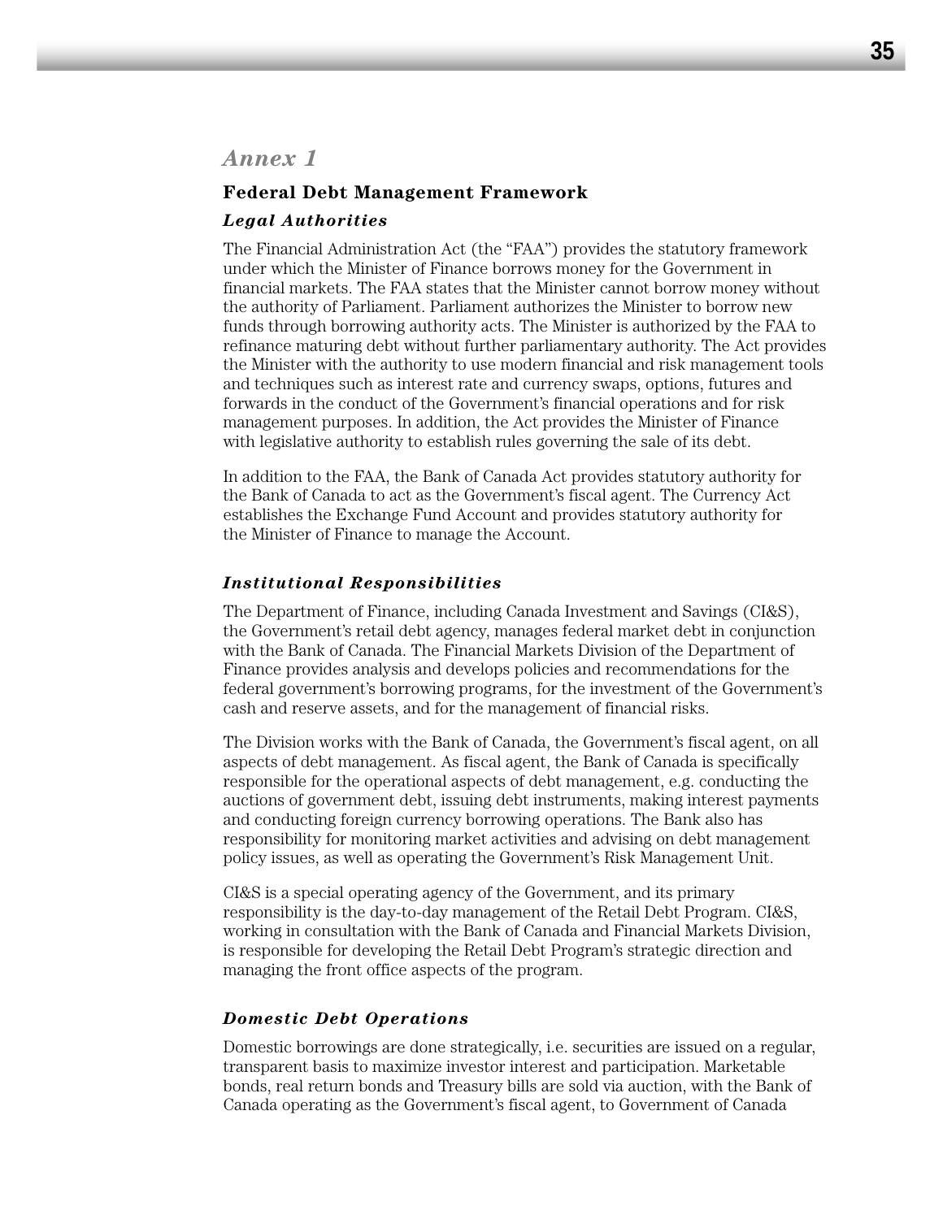# *Annex 1*

## Federal Debt Management Framework

### *Legal Authorities*

The Financial Administration Act (the “FAA”) provides the statutory framework under which the Minister of Finance borrows money for the Government in financial markets. The FAA states that the Minister cannot borrow money without the authority of Parliament. Parliament authorizes the Minister to borrow new funds through borrowing authority acts. The Minister is authorized by the FAA to refinance maturing debt without further parliamentary authority. The Act provides the Minister with the authority to use modern financial and risk management tools and techniques such as interest rate and currency swaps, options, futures and forwards in the conduct of the Government’s financial operations and for risk management purposes. In addition, the Act provides the Minister of Finance with legislative authority to establish rules governing the sale of its debt.

In addition to the FAA, the Bank of Canada Act provides statutory authority for the Bank of Canada to act as the Government’s fiscal agent. The Currency Act establishes the Exchange Fund Account and provides statutory authority for the Minister of Finance to manage the Account.

### *Institutional Responsibilities*

The Department of Finance, including Canada Investment and Savings (CI&S), the Government’s retail debt agency, manages federal market debt in conjunction with the Bank of Canada. The Financial Markets Division of the Department of Finance provides analysis and develops policies and recommendations for the federal government’s borrowing programs, for the investment of the Government’s cash and reserve assets, and for the management of financial risks.

The Division works with the Bank of Canada, the Government’s fiscal agent, on all aspects of debt management. As fiscal agent, the Bank of Canada is specifically responsible for the operational aspects of debt management, e.g. conducting the auctions of government debt, issuing debt instruments, making interest payments and conducting foreign currency borrowing operations. The Bank also has responsibility for monitoring market activities and advising on debt management policy issues, as well as operating the Government’s Risk Management Unit.

CI&S is a special operating agency of the Government, and its primary responsibility is the day-to-day management of the Retail Debt Program. CI&S, working in consultation with the Bank of Canada and Financial Markets Division, is responsible for developing the Retail Debt Program’s strategic direction and managing the front office aspects of the program.

### *Domestic Debt Operations*

Domestic borrowings are done strategically, i.e. securities are issued on a regular, transparent basis to maximize investor interest and participation. Marketable bonds, real return bonds and Treasury bills are sold via auction, with the Bank of Canada operating as the Government’s fiscal agent, to Government of Canada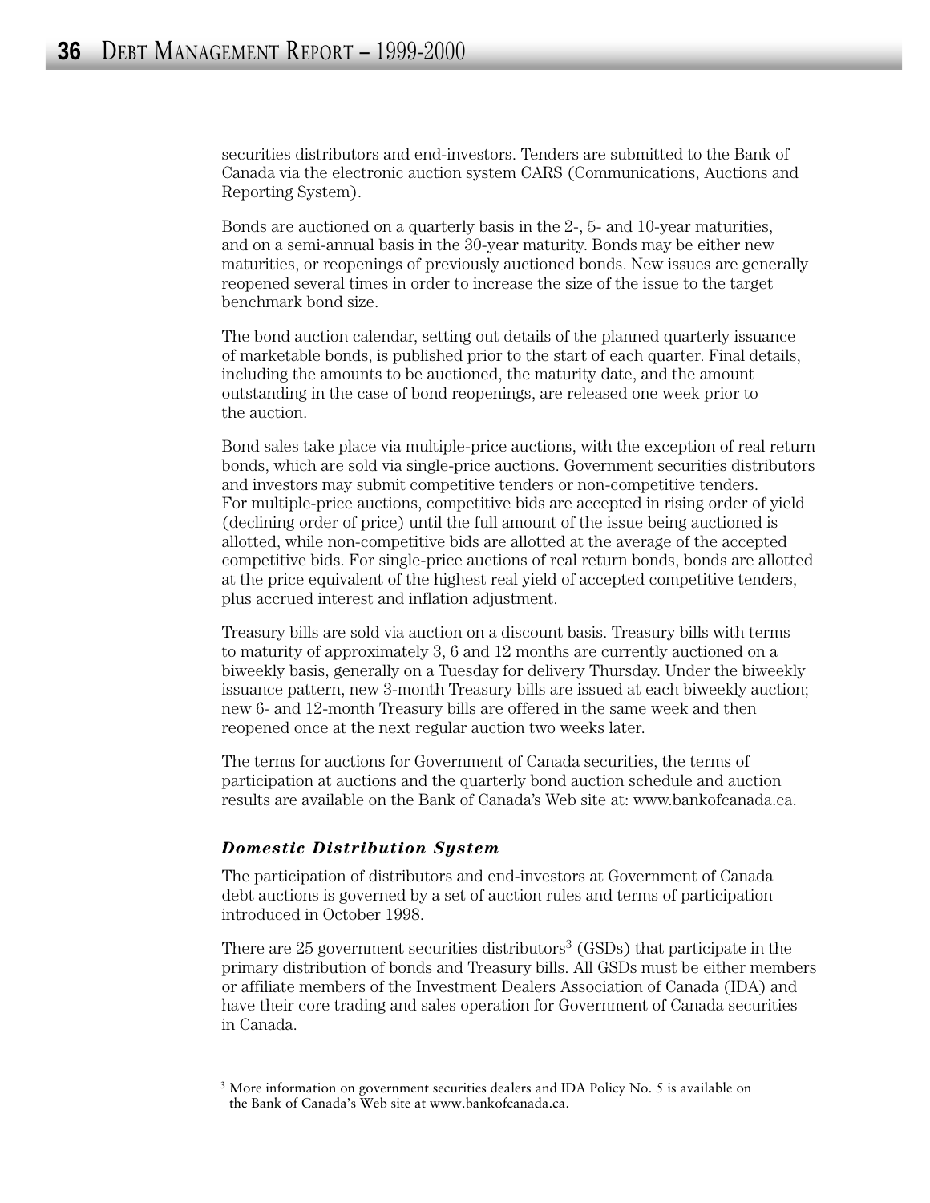securities distributors and end-investors. Tenders are submitted to the Bank of Canada via the electronic auction system CARS (Communications, Auctions and Reporting System).

Bonds are auctioned on a quarterly basis in the 2-, 5- and 10-year maturities, and on a semi-annual basis in the 30-year maturity. Bonds may be either new maturities, or reopenings of previously auctioned bonds. New issues are generally reopened several times in order to increase the size of the issue to the target benchmark bond size.

The bond auction calendar, setting out details of the planned quarterly issuance of marketable bonds, is published prior to the start of each quarter. Final details, including the amounts to be auctioned, the maturity date, and the amount outstanding in the case of bond reopenings, are released one week prior to the auction.

Bond sales take place via multiple-price auctions, with the exception of real return bonds, which are sold via single-price auctions. Government securities distributors and investors may submit competitive tenders or non-competitive tenders. For multiple-price auctions, competitive bids are accepted in rising order of yield (declining order of price) until the full amount of the issue being auctioned is allotted, while non-competitive bids are allotted at the average of the accepted competitive bids. For single-price auctions of real return bonds, bonds are allotted at the price equivalent of the highest real yield of accepted competitive tenders, plus accrued interest and inflation adjustment.

Treasury bills are sold via auction on a discount basis. Treasury bills with terms to maturity of approximately 3, 6 and 12 months are currently auctioned on a biweekly basis, generally on a Tuesday for delivery Thursday. Under the biweekly issuance pattern, new 3-month Treasury bills are issued at each biweekly auction; new 6- and 12-month Treasury bills are offered in the same week and then reopened once at the next regular auction two weeks later.

The terms for auctions for Government of Canada securities, the terms of participation at auctions and the quarterly bond auction schedule and auction results are available on the Bank of Canada's Web site at: www.bankofcanada.ca.

### *Domestic Distribution System*

The participation of distributors and end-investors at Government of Canada debt auctions is governed by a set of auction rules and terms of participation introduced in October 1998.

There are 25 government securities distributors[3] (GSDs) that participate in the primary distribution of bonds and Treasury bills. All GSDs must be either members or affiliate members of the Investment Dealers Association of Canada (IDA) and have their core trading and sales operation for Government of Canada securities in Canada.

---

[3] More information on government securities dealers and IDA Policy No. 5 is available on the Bank of Canada's Web site at www.bankofcanada.ca.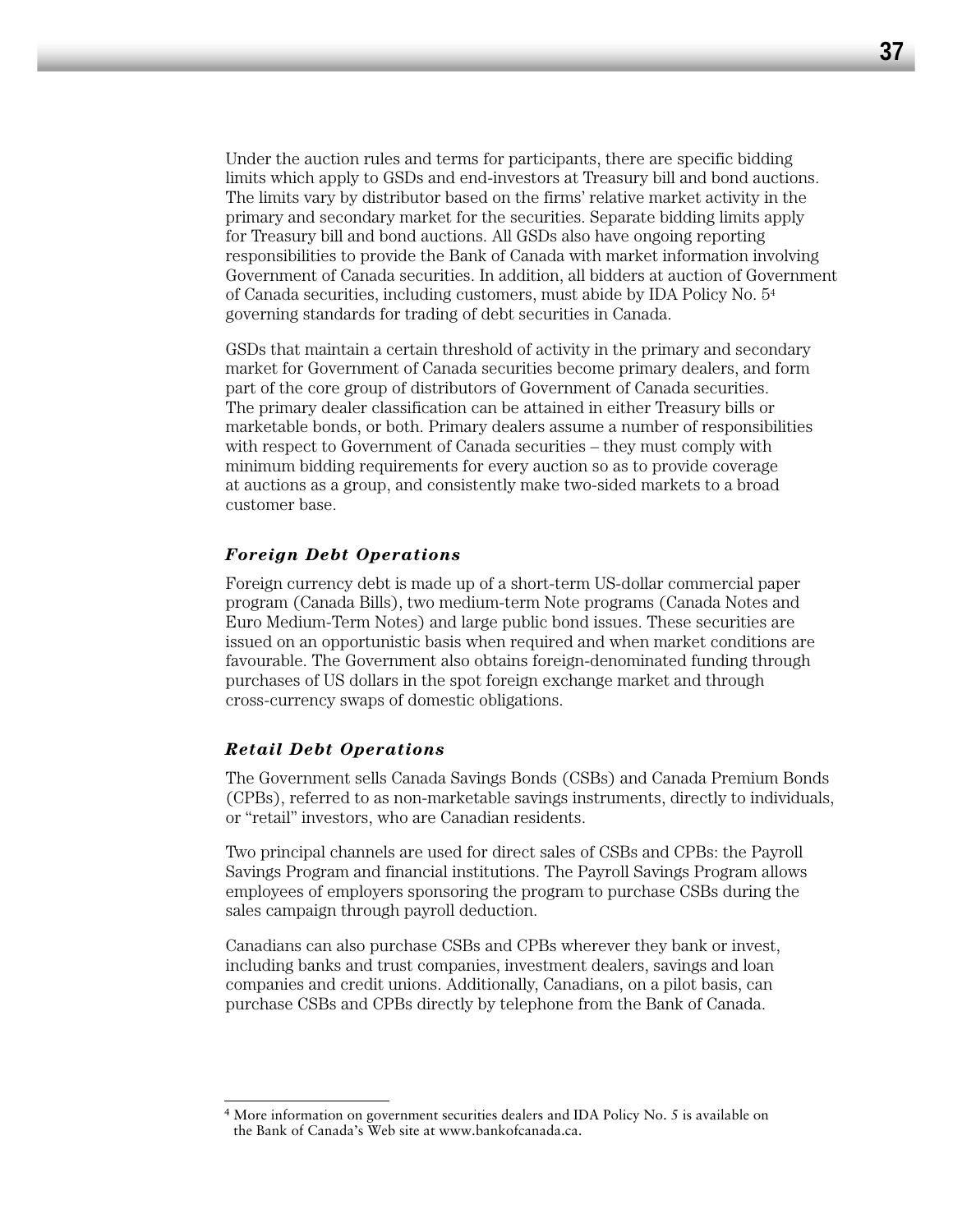Under the auction rules and terms for participants, there are specific bidding limits which apply to GSDs and end-investors at Treasury bill and bond auctions. The limits vary by distributor based on the firms' relative market activity in the primary and secondary market for the securities. Separate bidding limits apply for Treasury bill and bond auctions. All GSDs also have ongoing reporting responsibilities to provide the Bank of Canada with market information involving Government of Canada securities. In addition, all bidders at auction of Government of Canada securities, including customers, must abide by IDA Policy No. 5[4] governing standards for trading of debt securities in Canada.

GSDs that maintain a certain threshold of activity in the primary and secondary market for Government of Canada securities become primary dealers, and form part of the core group of distributors of Government of Canada securities. The primary dealer classification can be attained in either Treasury bills or marketable bonds, or both. Primary dealers assume a number of responsibilities with respect to Government of Canada securities – they must comply with minimum bidding requirements for every auction so as to provide coverage at auctions as a group, and consistently make two-sided markets to a broad customer base.

### *Foreign Debt Operations*

Foreign currency debt is made up of a short-term US-dollar commercial paper program (Canada Bills), two medium-term Note programs (Canada Notes and Euro Medium-Term Notes) and large public bond issues. These securities are issued on an opportunistic basis when required and when market conditions are favourable. The Government also obtains foreign-denominated funding through purchases of US dollars in the spot foreign exchange market and through cross-currency swaps of domestic obligations.

### *Retail Debt Operations*

The Government sells Canada Savings Bonds (CSBs) and Canada Premium Bonds (CPBs), referred to as non-marketable savings instruments, directly to individuals, or "retail" investors, who are Canadian residents.

Two principal channels are used for direct sales of CSBs and CPBs: the Payroll Savings Program and financial institutions. The Payroll Savings Program allows employees of employers sponsoring the program to purchase CSBs during the sales campaign through payroll deduction.

Canadians can also purchase CSBs and CPBs wherever they bank or invest, including banks and trust companies, investment dealers, savings and loan companies and credit unions. Additionally, Canadians, on a pilot basis, can purchase CSBs and CPBs directly by telephone from the Bank of Canada.

---

[4] More information on government securities dealers and IDA Policy No. 5 is available on the Bank of Canada's Web site at www.bankofcanada.ca.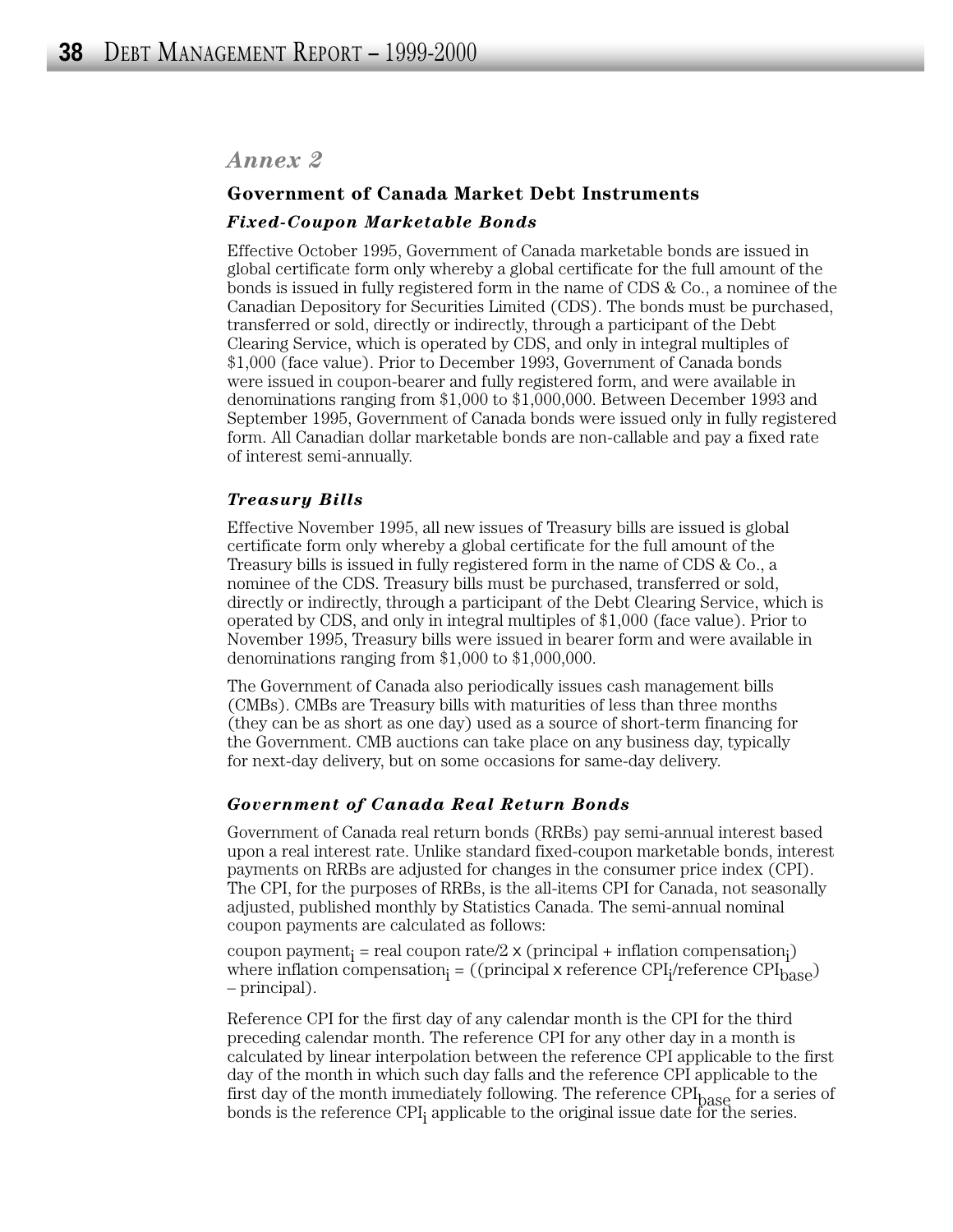## Annex 2

### Government of Canada Market Debt Instruments

#### *Fixed-Coupon Marketable Bonds*

Effective October 1995, Government of Canada marketable bonds are issued in global certificate form only whereby a global certificate for the full amount of the bonds is issued in fully registered form in the name of CDS & Co., a nominee of the Canadian Depository for Securities Limited (CDS). The bonds must be purchased, transferred or sold, directly or indirectly, through a participant of the Debt Clearing Service, which is operated by CDS, and only in integral multiples of $1,000 (face value). Prior to December 1993, Government of Canada bonds were issued in coupon-bearer and fully registered form, and were available in denominations ranging from $1,000 to $1,000,000. Between December 1993 and September 1995, Government of Canada bonds were issued only in fully registered form. All Canadian dollar marketable bonds are non-callable and pay a fixed rate of interest semi-annually.

#### *Treasury Bills*

Effective November 1995, all new issues of Treasury bills are issued is global certificate form only whereby a global certificate for the full amount of the Treasury bills is issued in fully registered form in the name of CDS & Co., a nominee of the CDS. Treasury bills must be purchased, transferred or sold, directly or indirectly, through a participant of the Debt Clearing Service, which is operated by CDS, and only in integral multiples of $1,000 (face value). Prior to November 1995, Treasury bills were issued in bearer form and were available in denominations ranging from $1,000 to $1,000,000.

The Government of Canada also periodically issues cash management bills (CMBs). CMBs are Treasury bills with maturities of less than three months (they can be as short as one day) used as a source of short-term financing for the Government. CMB auctions can take place on any business day, typically for next-day delivery, but on some occasions for same-day delivery.

#### *Government of Canada Real Return Bonds*

Government of Canada real return bonds (RRBs) pay semi-annual interest based upon a real interest rate. Unlike standard fixed-coupon marketable bonds, interest payments on RRBs are adjusted for changes in the consumer price index (CPI). The CPI, for the purposes of RRBs, is the all-items CPI for Canada, not seasonally adjusted, published monthly by Statistics Canada. The semi-annual nominal coupon payments are calculated as follows:

$\text{coupon payment}_i = \text{real coupon rate}/2 \times (\text{principal} + \text{inflation compensation}_i)$
where $\text{inflation compensation}_i = ((\text{principal} \times \text{reference CPI}_i/\text{reference CPI}_{base}) - \text{principal})$.

Reference CPI for the first day of any calendar month is the CPI for the third preceding calendar month. The reference CPI for any other day in a month is calculated by linear interpolation between the reference CPI applicable to the first day of the month in which such day falls and the reference CPI applicable to the first day of the month immediately following. The reference $\text{CPI}_{base}$ for a series of bonds is the reference $\text{CPI}_i$ applicable to the original issue date for the series.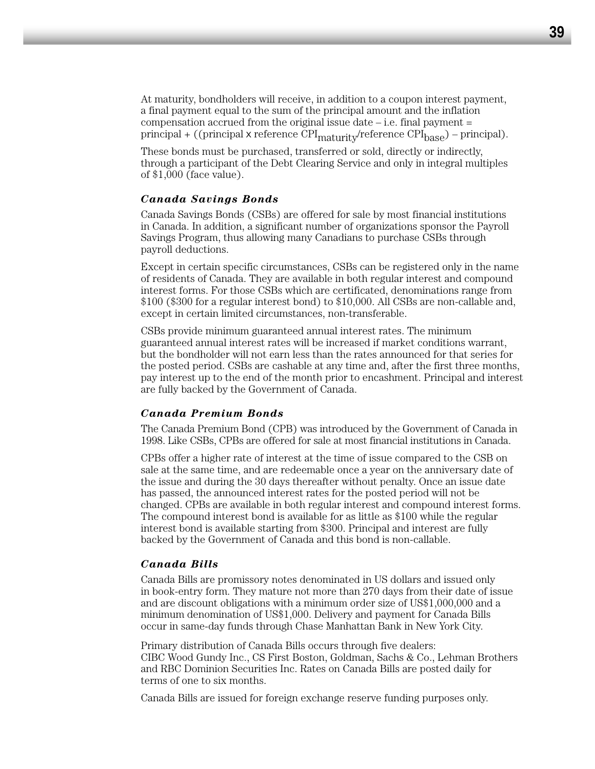At maturity, bondholders will receive, in addition to a coupon interest payment, a final payment equal to the sum of the principal amount and the inflation compensation accrued from the original issue date – i.e. final payment = principal + ((principal x reference $CPI_{maturity}$/reference $CPI_{base}$) – principal).

These bonds must be purchased, transferred or sold, directly or indirectly, through a participant of the Debt Clearing Service and only in integral multiples of $1,000 (face value).

### *Canada Savings Bonds*

Canada Savings Bonds (CSBs) are offered for sale by most financial institutions in Canada. In addition, a significant number of organizations sponsor the Payroll Savings Program, thus allowing many Canadians to purchase CSBs through payroll deductions.

Except in certain specific circumstances, CSBs can be registered only in the name of residents of Canada. They are available in both regular interest and compound interest forms. For those CSBs which are certificated, denominations range from $100 ($300 for a regular interest bond) to $10,000. All CSBs are non-callable and, except in certain limited circumstances, non-transferable.

CSBs provide minimum guaranteed annual interest rates. The minimum guaranteed annual interest rates will be increased if market conditions warrant, but the bondholder will not earn less than the rates announced for that series for the posted period. CSBs are cashable at any time and, after the first three months, pay interest up to the end of the month prior to encashment. Principal and interest are fully backed by the Government of Canada.

### *Canada Premium Bonds*

The Canada Premium Bond (CPB) was introduced by the Government of Canada in 1998. Like CSBs, CPBs are offered for sale at most financial institutions in Canada.

CPBs offer a higher rate of interest at the time of issue compared to the CSB on sale at the same time, and are redeemable once a year on the anniversary date of the issue and during the 30 days thereafter without penalty. Once an issue date has passed, the announced interest rates for the posted period will not be changed. CPBs are available in both regular interest and compound interest forms. The compound interest bond is available for as little as $100 while the regular interest bond is available starting from $300. Principal and interest are fully backed by the Government of Canada and this bond is non-callable.

### *Canada Bills*

Canada Bills are promissory notes denominated in US dollars and issued only in book-entry form. They mature not more than 270 days from their date of issue and are discount obligations with a minimum order size of US$1,000,000 and a minimum denomination of US$1,000. Delivery and payment for Canada Bills occur in same-day funds through Chase Manhattan Bank in New York City.

Primary distribution of Canada Bills occurs through five dealers: CIBC Wood Gundy Inc., CS First Boston, Goldman, Sachs & Co., Lehman Brothers and RBC Dominion Securities Inc. Rates on Canada Bills are posted daily for terms of one to six months.

Canada Bills are issued for foreign exchange reserve funding purposes only.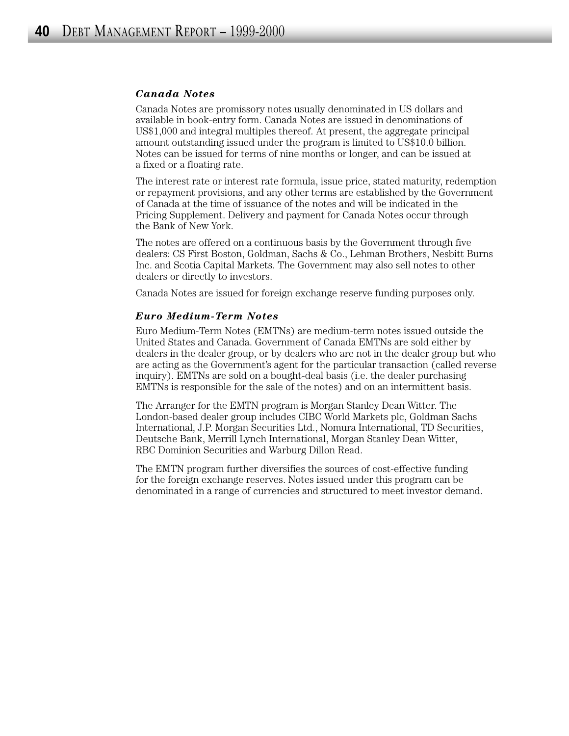### *Canada Notes*

Canada Notes are promissory notes usually denominated in US dollars and available in book-entry form. Canada Notes are issued in denominations of US$1,000 and integral multiples thereof. At present, the aggregate principal amount outstanding issued under the program is limited to US$10.0 billion. Notes can be issued for terms of nine months or longer, and can be issued at a fixed or a floating rate.

The interest rate or interest rate formula, issue price, stated maturity, redemption or repayment provisions, and any other terms are established by the Government of Canada at the time of issuance of the notes and will be indicated in the Pricing Supplement. Delivery and payment for Canada Notes occur through the Bank of New York.

The notes are offered on a continuous basis by the Government through five dealers: CS First Boston, Goldman, Sachs & Co., Lehman Brothers, Nesbitt Burns Inc. and Scotia Capital Markets. The Government may also sell notes to other dealers or directly to investors.

Canada Notes are issued for foreign exchange reserve funding purposes only.

### *Euro Medium-Term Notes*

Euro Medium-Term Notes (EMTNs) are medium-term notes issued outside the United States and Canada. Government of Canada EMTNs are sold either by dealers in the dealer group, or by dealers who are not in the dealer group but who are acting as the Government's agent for the particular transaction (called reverse inquiry). EMTNs are sold on a bought-deal basis (i.e. the dealer purchasing EMTNs is responsible for the sale of the notes) and on an intermittent basis.

The Arranger for the EMTN program is Morgan Stanley Dean Witter. The London-based dealer group includes CIBC World Markets plc, Goldman Sachs International, J.P. Morgan Securities Ltd., Nomura International, TD Securities, Deutsche Bank, Merrill Lynch International, Morgan Stanley Dean Witter, RBC Dominion Securities and Warburg Dillon Read.

The EMTN program further diversifies the sources of cost-effective funding for the foreign exchange reserves. Notes issued under this program can be denominated in a range of currencies and structured to meet investor demand.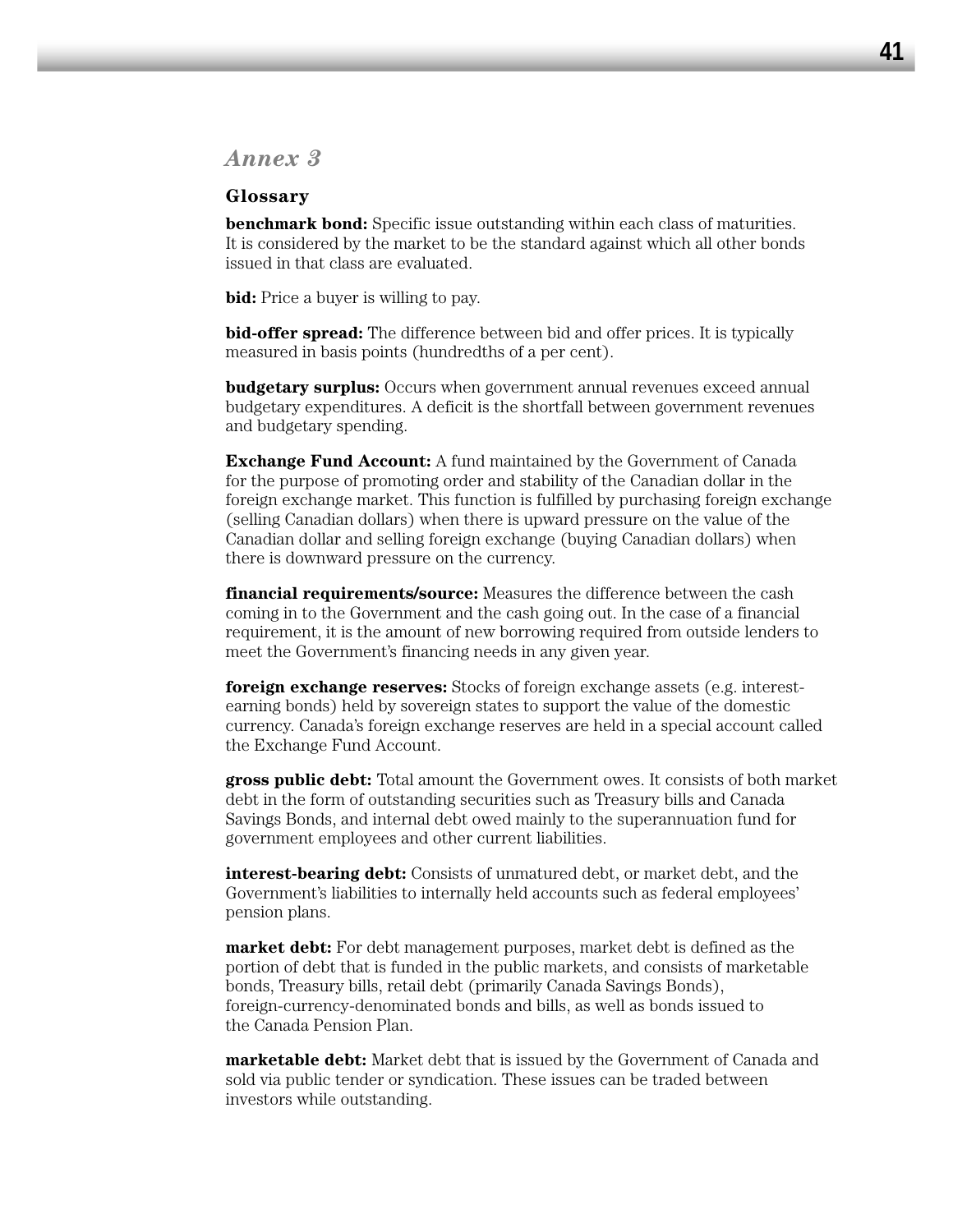## *Annex 3*

### Glossary

**benchmark bond:** Specific issue outstanding within each class of maturities. It is considered by the market to be the standard against which all other bonds issued in that class are evaluated.

**bid:** Price a buyer is willing to pay.

**bid-offer spread:** The difference between bid and offer prices. It is typically measured in basis points (hundredths of a per cent).

**budgetary surplus:** Occurs when government annual revenues exceed annual budgetary expenditures. A deficit is the shortfall between government revenues and budgetary spending.

**Exchange Fund Account:** A fund maintained by the Government of Canada for the purpose of promoting order and stability of the Canadian dollar in the foreign exchange market. This function is fulfilled by purchasing foreign exchange (selling Canadian dollars) when there is upward pressure on the value of the Canadian dollar and selling foreign exchange (buying Canadian dollars) when there is downward pressure on the currency.

**financial requirements/source:** Measures the difference between the cash coming in to the Government and the cash going out. In the case of a financial requirement, it is the amount of new borrowing required from outside lenders to meet the Government's financing needs in any given year.

**foreign exchange reserves:** Stocks of foreign exchange assets (e.g. interest-earning bonds) held by sovereign states to support the value of the domestic currency. Canada's foreign exchange reserves are held in a special account called the Exchange Fund Account.

**gross public debt:** Total amount the Government owes. It consists of both market debt in the form of outstanding securities such as Treasury bills and Canada Savings Bonds, and internal debt owed mainly to the superannuation fund for government employees and other current liabilities.

**interest-bearing debt:** Consists of unmatured debt, or market debt, and the Government's liabilities to internally held accounts such as federal employees' pension plans.

**market debt:** For debt management purposes, market debt is defined as the portion of debt that is funded in the public markets, and consists of marketable bonds, Treasury bills, retail debt (primarily Canada Savings Bonds), foreign-currency-denominated bonds and bills, as well as bonds issued to the Canada Pension Plan.

**marketable debt:** Market debt that is issued by the Government of Canada and sold via public tender or syndication. These issues can be traded between investors while outstanding.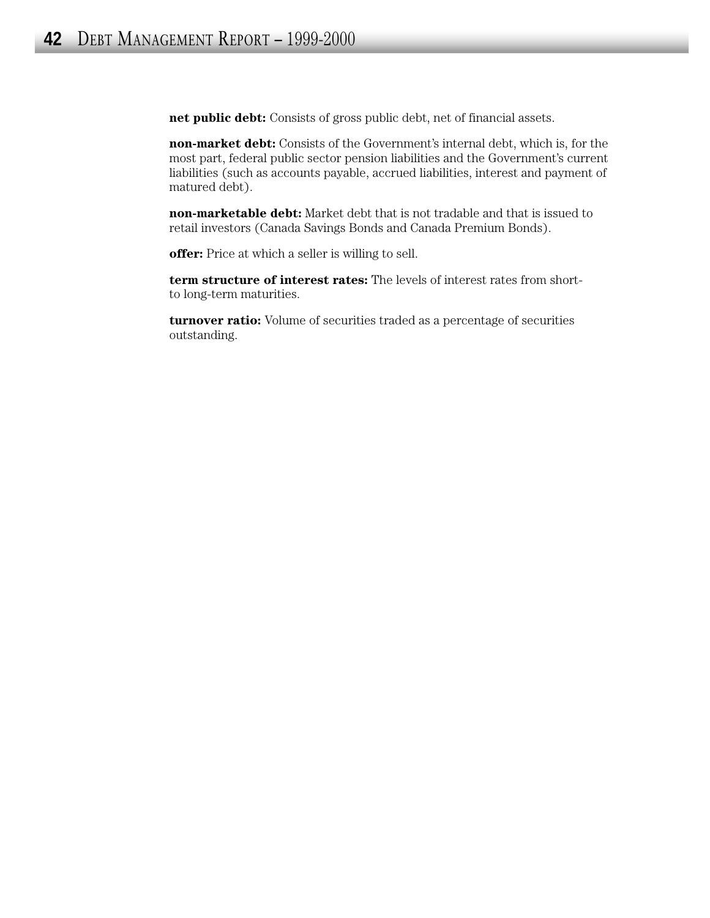**net public debt:** Consists of gross public debt, net of financial assets.

**non-market debt:** Consists of the Government's internal debt, which is, for the most part, federal public sector pension liabilities and the Government's current liabilities (such as accounts payable, accrued liabilities, interest and payment of matured debt).

**non-marketable debt:** Market debt that is not tradable and that is issued to retail investors (Canada Savings Bonds and Canada Premium Bonds).

**offer:** Price at which a seller is willing to sell.

**term structure of interest rates:** The levels of interest rates from short- to long-term maturities.

**turnover ratio:** Volume of securities traded as a percentage of securities outstanding.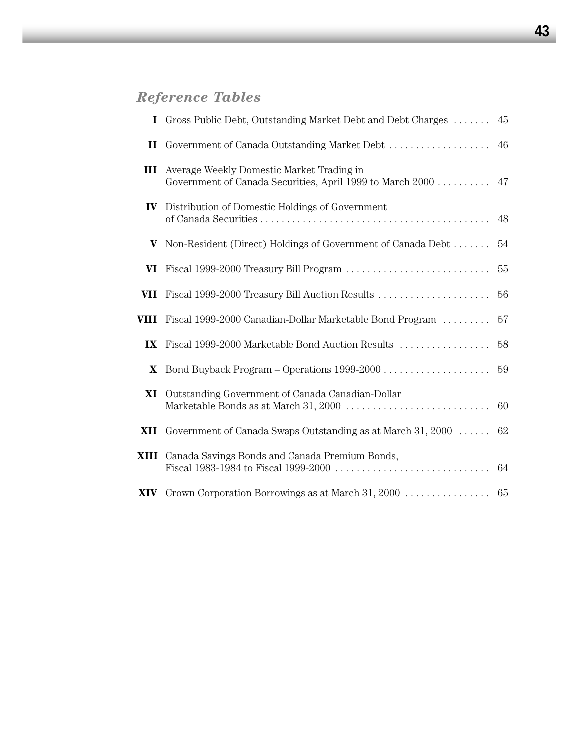## *Reference Tables*

| | | |
|---|---|---|
| **I** | Gross Public Debt, Outstanding Market Debt and Debt Charges | 45 |
| **II** | Government of Canada Outstanding Market Debt | 46 |
| **III** | Average Weekly Domestic Market Trading in Government of Canada Securities, April 1999 to March 2000 | 47 |
| **IV** | Distribution of Domestic Holdings of Government of Canada Securities | 48 |
| **V** | Non-Resident (Direct) Holdings of Government of Canada Debt | 54 |
| **VI** | Fiscal 1999-2000 Treasury Bill Program | 55 |
| **VII** | Fiscal 1999-2000 Treasury Bill Auction Results | 56 |
| **VIII** | Fiscal 1999-2000 Canadian-Dollar Marketable Bond Program | 57 |
| **IX** | Fiscal 1999-2000 Marketable Bond Auction Results | 58 |
| **X** | Bond Buyback Program – Operations 1999-2000 | 59 |
| **XI** | Outstanding Government of Canada Canadian-Dollar Marketable Bonds as at March 31, 2000 | 60 |
| **XII** | Government of Canada Swaps Outstanding as at March 31, 2000 | 62 |
| **XIII** | Canada Savings Bonds and Canada Premium Bonds, Fiscal 1983-1984 to Fiscal 1999-2000 | 64 |
| **XIV** | Crown Corporation Borrowings as at March 31, 2000 | 65 |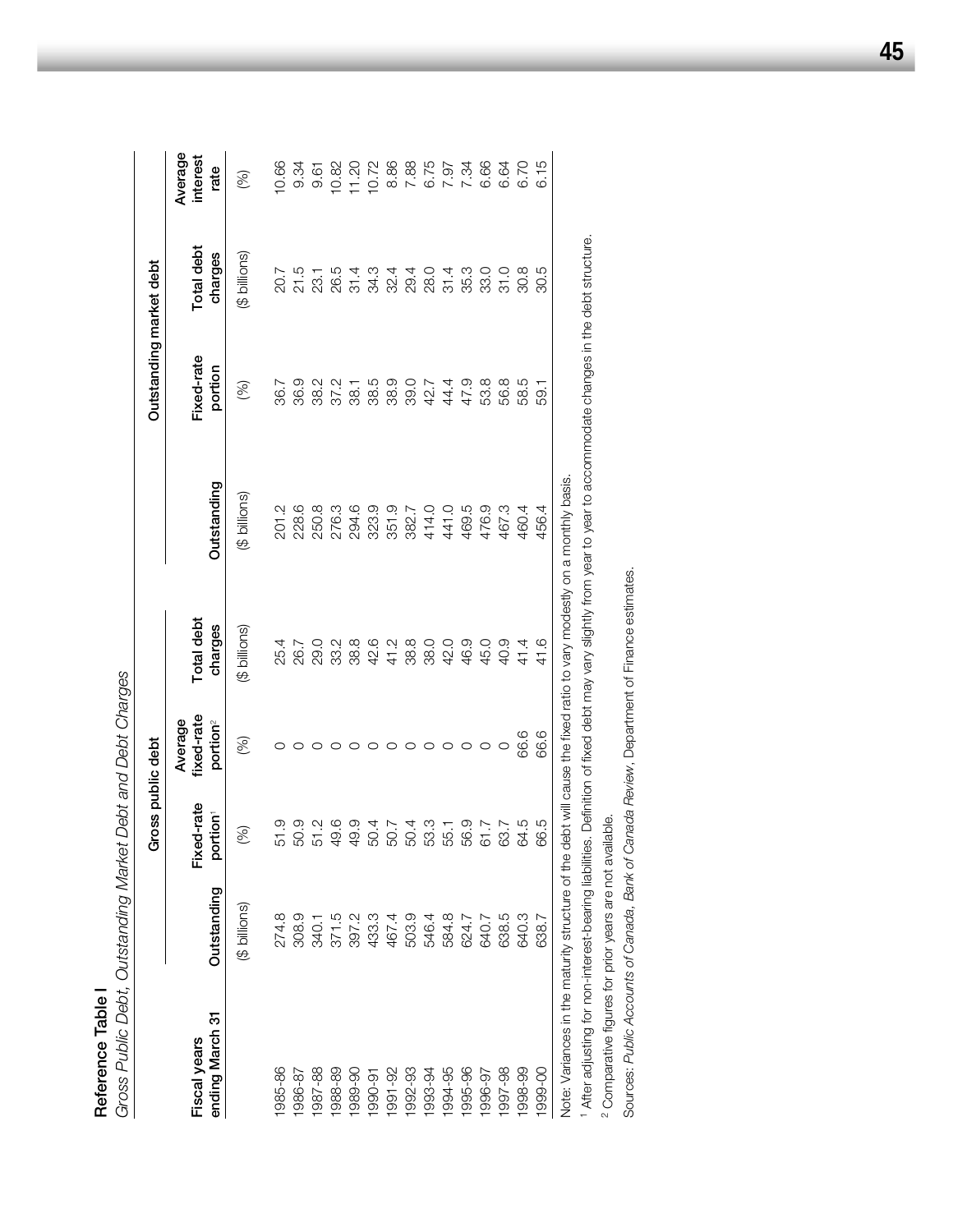**Reference Table I**

*Gross Public Debt, Outstanding Market Debt and Debt Charges*

| Fiscal years ending March 31 | Gross public debt | | | | Outstanding market debt | | | |
|---|---|---|---|---|---|---|---|---|
| | Outstanding | Fixed-rate portion[1] | Average fixed-rate portion[2] | Total debt charges | Outstanding | Fixed-rate portion | Total debt charges | Average interest rate |
| | ($ billions) | (%) | (%) | ($ billions) | ($ billions) | (%) | ($ billions) | (%) |
| 1985-86 | 274.8 | 51.9 | 0 | 25.4 | 201.2 | 36.7 | 20.7 | 10.66 |
| 1986-87 | 308.9 | 50.9 | 0 | 26.7 | 228.6 | 36.9 | 21.5 | 9.34 |
| 1987-88 | 340.1 | 51.2 | 0 | 29.0 | 250.8 | 38.2 | 23.1 | 9.61 |
| 1988-89 | 371.5 | 49.6 | 0 | 33.2 | 276.3 | 37.2 | 26.5 | 10.82 |
| 1989-90 | 397.2 | 49.9 | 0 | 38.8 | 294.6 | 38.1 | 31.4 | 11.20 |
| 1990-91 | 433.3 | 50.4 | 0 | 42.6 | 323.9 | 38.5 | 34.3 | 10.72 |
| 1991-92 | 467.4 | 50.7 | 0 | 41.2 | 351.9 | 38.9 | 32.4 | 8.86 |
| 1992-93 | 503.9 | 50.4 | 0 | 38.8 | 382.7 | 39.0 | 29.4 | 7.88 |
| 1993-94 | 546.4 | 53.3 | 0 | 38.0 | 414.0 | 42.7 | 28.0 | 6.75 |
| 1994-95 | 584.8 | 55.1 | 0 | 42.0 | 441.0 | 44.4 | 31.4 | 7.97 |
| 1995-96 | 624.7 | 56.9 | 0 | 46.9 | 469.5 | 47.9 | 35.3 | 7.34 |
| 1996-97 | 640.7 | 61.7 | 0 | 45.0 | 476.9 | 53.8 | 33.0 | 6.66 |
| 1997-98 | 638.5 | 63.7 | 0 | 40.9 | 467.3 | 56.8 | 31.0 | 6.64 |
| 1998-99 | 640.3 | 64.5 | 66.6 | 41.4 | 460.4 | 58.5 | 30.8 | 6.70 |
| 1999-00 | 638.7 | 66.5 | 66.6 | 41.6 | 456.4 | 59.1 | 30.5 | 6.15 |

Note: Variances in the maturity structure of the debt will cause the fixed ratio to vary modestly on a monthly basis.

[1] After adjusting for non-interest-bearing liabilities. Definition of fixed debt may vary slightly from year to year to accommodate changes in the debt structure.

[2] Comparative figures for prior years are not available.

Sources: *Public Accounts of Canada*, *Bank of Canada Review*, Department of Finance estimates.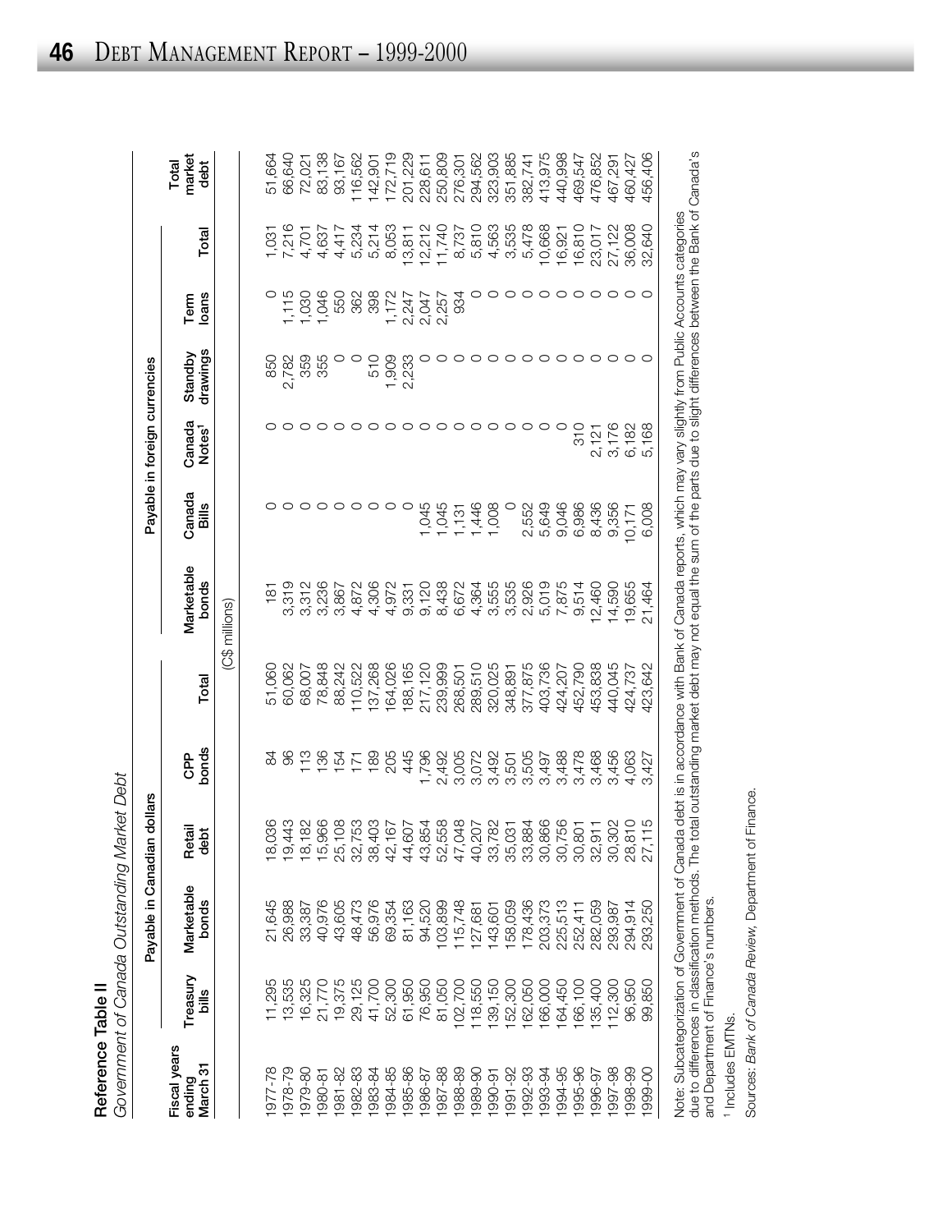**Reference Table II**

*Government of Canada Outstanding Market Debt*

| Fiscal years ending March 31 | Payable in Canadian dollars | | | | | Payable in foreign currencies | | | | | | Total market debt |
|---|---|---|---|---|---|---|---|---|---|---|---|---|
| | Treasury bills | Marketable bonds | Retail debt | CPP bonds | Total | Marketable bonds | Canada Bills | Canada Notes[1] | Standby drawings | Term loans | Total | |
| | (C$ millions) | | | | | | | | | | | |
| 1977-78 | 11,295 | 21,645 | 18,036 | 84 | 51,060 | 181 | 0 | 0 | 850 | 0 | 1,031 | 51,664 |
| 1978-79 | 13,535 | 26,988 | 19,443 | 96 | 60,062 | 3,319 | 0 | 0 | 2,782 | 1,115 | 7,216 | 66,640 |
| 1979-80 | 16,325 | 33,387 | 18,182 | 113 | 68,007 | 3,312 | 0 | 0 | 359 | 1,030 | 4,701 | 72,021 |
| 1980-81 | 21,770 | 40,976 | 15,966 | 136 | 78,848 | 3,236 | 0 | 0 | 355 | 1,046 | 4,637 | 83,138 |
| 1981-82 | 19,375 | 43,605 | 25,108 | 154 | 88,242 | 3,867 | 0 | 0 | 0 | 550 | 4,417 | 93,167 |
| 1982-83 | 29,125 | 48,473 | 32,753 | 171 | 110,522 | 4,872 | 0 | 0 | 0 | 362 | 5,234 | 116,562 |
| 1983-84 | 41,700 | 56,976 | 38,403 | 189 | 137,268 | 4,306 | 0 | 0 | 510 | 398 | 5,214 | 142,901 |
| 1984-85 | 52,300 | 69,354 | 42,167 | 205 | 164,026 | 4,972 | 0 | 0 | 1,909 | 1,172 | 8,053 | 172,719 |
| 1985-86 | 61,950 | 81,163 | 44,607 | 445 | 188,165 | 9,331 | 0 | 0 | 2,233 | 2,247 | 13,811 | 201,229 |
| 1986-87 | 76,950 | 94,520 | 43,854 | 1,796 | 217,120 | 9,120 | 1,045 | 0 | 0 | 2,047 | 12,212 | 228,611 |
| 1987-88 | 81,050 | 103,899 | 52,558 | 2,492 | 239,999 | 8,438 | 1,045 | 0 | 0 | 2,257 | 11,740 | 250,809 |
| 1988-89 | 102,700 | 115,748 | 47,048 | 3,005 | 268,501 | 6,672 | 1,131 | 0 | 0 | 934 | 8,737 | 276,301 |
| 1989-90 | 118,550 | 127,681 | 40,207 | 3,072 | 289,510 | 4,364 | 1,446 | 0 | 0 | 0 | 5,810 | 294,562 |
| 1990-91 | 139,150 | 143,601 | 33,782 | 3,492 | 320,025 | 3,555 | 1,008 | 0 | 0 | 0 | 4,563 | 323,903 |
| 1991-92 | 152,300 | 158,059 | 35,031 | 3,501 | 348,891 | 3,535 | 0 | 0 | 0 | 0 | 3,535 | 351,885 |
| 1992-93 | 162,050 | 178,436 | 33,884 | 3,505 | 377,875 | 2,926 | 2,552 | 0 | 0 | 0 | 5,478 | 382,741 |
| 1993-94 | 166,000 | 203,373 | 30,866 | 3,497 | 403,736 | 5,019 | 5,649 | 0 | 0 | 0 | 10,668 | 413,975 |
| 1994-95 | 164,450 | 225,513 | 30,756 | 3,488 | 424,207 | 7,875 | 9,046 | 0 | 0 | 0 | 16,921 | 440,998 |
| 1995-96 | 166,100 | 252,411 | 30,801 | 3,478 | 452,790 | 9,514 | 6,986 | 310 | 0 | 0 | 16,810 | 469,547 |
| 1996-97 | 135,400 | 282,059 | 32,911 | 3,468 | 453,838 | 12,460 | 8,436 | 2,121 | 0 | 0 | 23,017 | 476,852 |
| 1997-98 | 112,300 | 293,987 | 30,302 | 3,456 | 440,045 | 14,590 | 9,356 | 3,176 | 0 | 0 | 27,122 | 467,291 |
| 1998-99 | 96,950 | 294,914 | 28,810 | 4,063 | 424,737 | 19,655 | 10,171 | 6,182 | 0 | 0 | 36,008 | 460,427 |
| 1999-00 | 99,850 | 293,250 | 27,115 | 3,427 | 423,642 | 21,464 | 6,008 | 5,168 | 0 | 0 | 32,640 | 456,406 |

Note: Subcategorization of Government of Canada debt is in accordance with Bank of Canada reports, which may vary slightly from Public Accounts categories due to differences in classification methods. The total outstanding market debt may not equal the sum of the parts due to slight differences between the Bank of Canada's and Department of Finance's numbers.

[1] Includes EMTNs.

Sources: *Bank of Canada Review*, Department of Finance.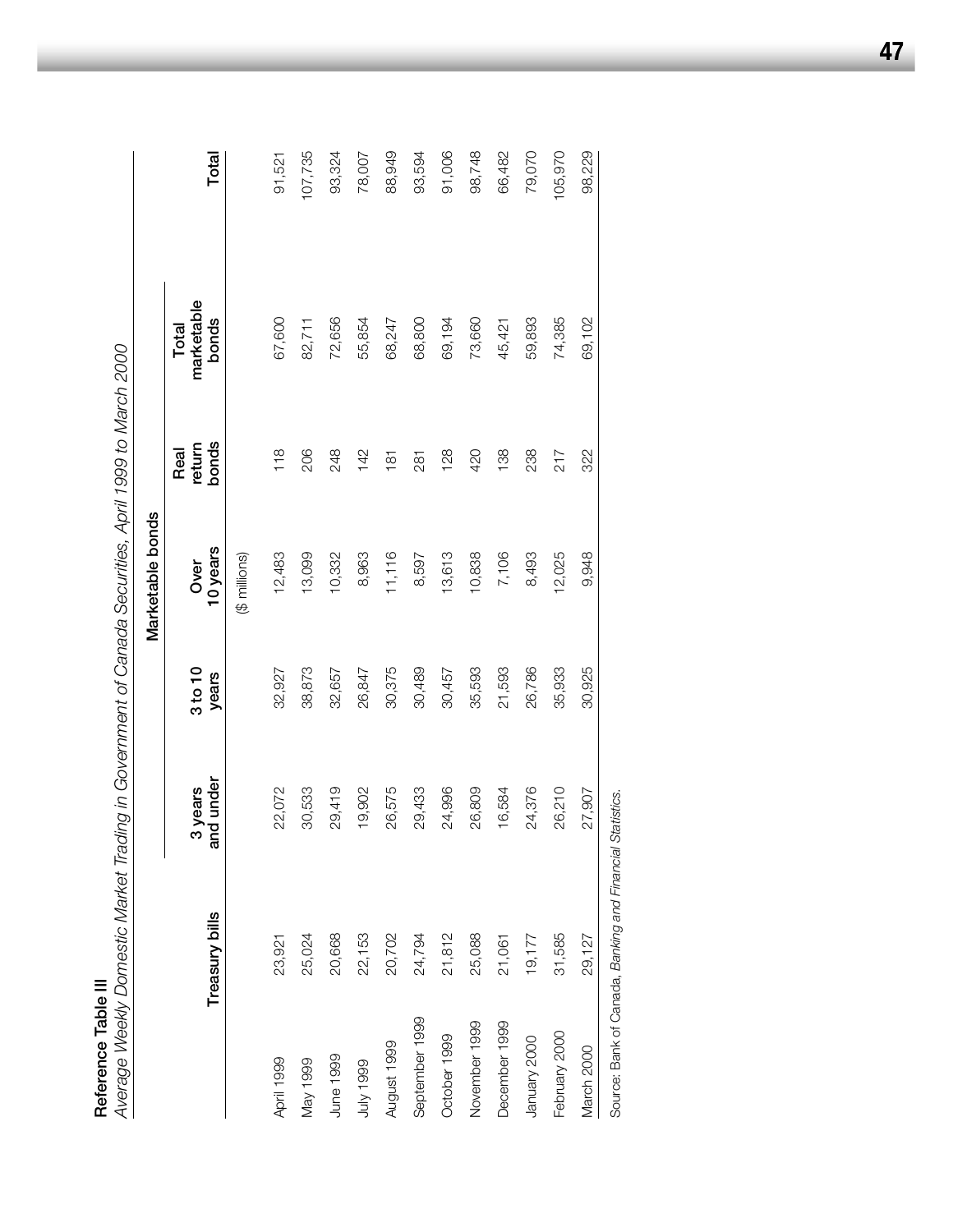**Reference Table III**

*Average Weekly Domestic Market Trading in Government of Canada Securities, April 1999 to March 2000*

| | Treasury bills | Marketable bonds | | | | | Total |
|---|---|---|---|---|---|---|---|
| | | 3 years and under | 3 to 10 years | Over 10 years | Real return bonds | Total marketable bonds | |
| | | | | ($ millions) | | | |
| April 1999 | 23,921 | 22,072 | 32,927 | 12,483 | 118 | 67,600 | 91,521 |
| May 1999 | 25,024 | 30,533 | 38,873 | 13,099 | 206 | 82,711 | 107,735 |
| June 1999 | 20,668 | 29,419 | 32,657 | 10,332 | 248 | 72,656 | 93,324 |
| July 1999 | 22,153 | 19,902 | 26,847 | 8,963 | 142 | 55,854 | 78,007 |
| August 1999 | 20,702 | 26,575 | 30,375 | 11,116 | 181 | 68,247 | 88,949 |
| September 1999 | 24,794 | 29,433 | 30,489 | 8,597 | 281 | 68,800 | 93,594 |
| October 1999 | 21,812 | 24,996 | 30,457 | 13,613 | 128 | 69,194 | 91,006 |
| November 1999 | 25,088 | 26,809 | 35,593 | 10,838 | 420 | 73,660 | 98,748 |
| December 1999 | 21,061 | 16,584 | 21,593 | 7,106 | 138 | 45,421 | 66,482 |
| January 2000 | 19,177 | 24,376 | 26,786 | 8,493 | 238 | 59,893 | 79,070 |
| February 2000 | 31,585 | 26,210 | 35,933 | 12,025 | 217 | 74,385 | 105,970 |
| March 2000 | 29,127 | 27,907 | 30,925 | 9,948 | 322 | 69,102 | 98,229 |

Source: Bank of Canada, *Banking and Financial Statistics*.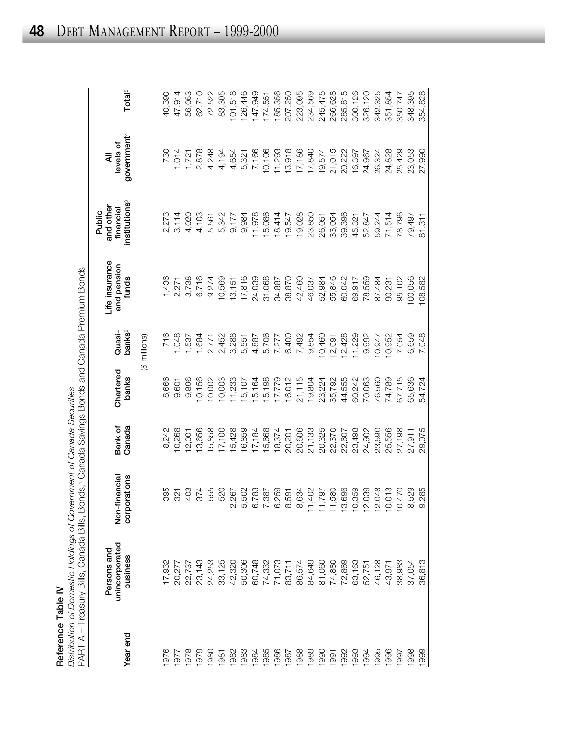**Reference Table IV**

*Distribution of Domestic Holdings of Government of Canada Securities*

PART A – Treasury Bills, Canada Bills, Bonds,[1] Canada Savings Bonds and Canada Premium Bonds

| Year end | Persons and unincorporated business | Non-financial corporations | Bank of Canada | Chartered banks | Quasi-banks[2] | Life insurance and pension funds | Public and other financial institutions[3] | All levels of government[4] | Total[5] |
|---|---|---|---|---|---|---|---|---|---|
| | | | | ($ millions) | | | | | |
| 1976 | 17,932 | 395 | 8,242 | 8,666 | 716 | 1,436 | 2,273 | 730 | 40,390 |
| 1977 | 20,277 | 321 | 10,268 | 9,601 | 1,048 | 2,271 | 3,114 | 1,014 | 47,914 |
| 1978 | 22,737 | 403 | 12,001 | 9,896 | 1,537 | 3,738 | 4,020 | 1,721 | 56,053 |
| 1979 | 23,143 | 374 | 13,656 | 10,156 | 1,684 | 6,716 | 4,103 | 2,878 | 62,710 |
| 1980 | 24,253 | 555 | 15,858 | 10,002 | 2,771 | 9,274 | 5,561 | 4,248 | 72,522 |
| 1981 | 33,125 | 520 | 17,100 | 10,003 | 2,452 | 10,569 | 5,342 | 4,194 | 83,305 |
| 1982 | 42,320 | 2,267 | 15,428 | 11,233 | 3,288 | 13,151 | 9,177 | 4,654 | 101,518 |
| 1983 | 50,306 | 5,502 | 16,859 | 15,107 | 5,551 | 17,816 | 9,984 | 5,321 | 126,446 |
| 1984 | 60,748 | 6,783 | 17,184 | 15,164 | 4,887 | 24,039 | 11,978 | 7,166 | 147,949 |
| 1985 | 74,332 | 7,387 | 15,668 | 15,198 | 5,706 | 31,068 | 15,086 | 10,106 | 174,551 |
| 1986 | 71,073 | 6,259 | 18,374 | 17,779 | 7,277 | 34,887 | 18,414 | 11,293 | 185,356 |
| 1987 | 83,711 | 8,591 | 20,201 | 16,012 | 6,400 | 38,870 | 19,547 | 13,918 | 207,250 |
| 1988 | 86,574 | 8,634 | 20,606 | 21,115 | 7,492 | 42,460 | 19,028 | 17,186 | 223,095 |
| 1989 | 84,649 | 11,402 | 21,133 | 19,804 | 9,854 | 46,037 | 23,850 | 17,840 | 234,569 |
| 1990 | 81,060 | 11,797 | 20,325 | 23,224 | 10,460 | 52,984 | 26,051 | 19,574 | 245,475 |
| 1991 | 74,880 | 11,580 | 22,370 | 35,792 | 12,091 | 55,846 | 33,054 | 21,015 | 266,628 |
| 1992 | 72,869 | 13,696 | 22,607 | 44,555 | 12,428 | 60,042 | 39,396 | 20,222 | 285,815 |
| 1993 | 63,163 | 10,359 | 23,498 | 60,242 | 11,229 | 69,917 | 45,321 | 16,397 | 300,126 |
| 1994 | 52,751 | 12,039 | 24,902 | 70,063 | 9,992 | 78,559 | 52,847 | 24,967 | 326,120 |
| 1995 | 46,128 | 12,048 | 23,590 | 76,560 | 10,947 | 87,484 | 59,244 | 26,324 | 342,325 |
| 1996 | 43,971 | 10,013 | 25,556 | 74,789 | 10,952 | 90,231 | 71,514 | 24,828 | 351,854 |
| 1997 | 38,983 | 10,470 | 27,198 | 67,715 | 7,054 | 95,102 | 78,796 | 25,429 | 350,747 |
| 1998 | 37,054 | 8,529 | 27,911 | 65,636 | 6,659 | 100,056 | 79,497 | 23,053 | 348,395 |
| 1999 | 36,813 | 9,285 | 29,075 | 54,724 | 7,048 | 108,582 | 81,311 | 27,990 | 354,828 |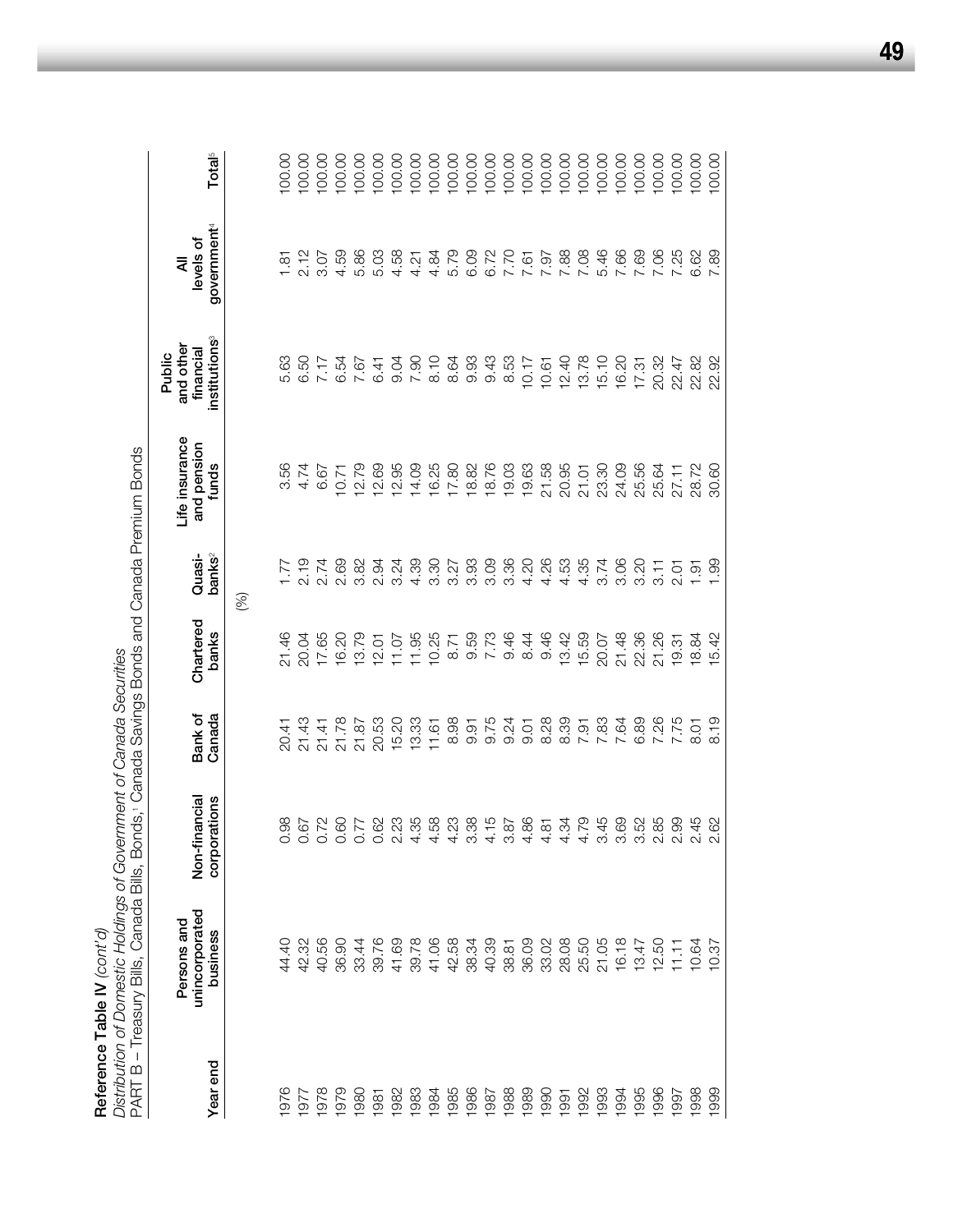**Reference Table IV** *(cont'd)*

*Distribution of Domestic Holdings of Government of Canada Securities*

PART B – Treasury Bills, Canada Bills, Bonds,[1] Canada Savings Bonds and Canada Premium Bonds

| Year end | Persons and unincorporated business | Non-financial corporations | Bank of Canada | Chartered banks | Quasi-banks[2] | Life insurance and pension funds | Public and other financial institutions[3] | All levels of government[4] | Total[5] |
|---|---|---|---|---|---|---|---|---|---|
| | | | | (%) | | | | | |
| 1976 | 44.40 | 0.98 | 20.41 | 21.46 | 1.77 | 3.56 | 5.63 | 1.81 | 100.00 |
| 1977 | 42.32 | 0.67 | 21.43 | 20.04 | 2.19 | 4.74 | 6.50 | 2.12 | 100.00 |
| 1978 | 40.56 | 0.72 | 21.41 | 17.65 | 2.74 | 6.67 | 7.17 | 3.07 | 100.00 |
| 1979 | 36.90 | 0.60 | 21.78 | 16.20 | 2.69 | 10.71 | 6.54 | 4.59 | 100.00 |
| 1980 | 33.44 | 0.77 | 21.87 | 13.79 | 3.82 | 12.79 | 7.67 | 5.86 | 100.00 |
| 1981 | 39.76 | 0.62 | 20.53 | 12.01 | 2.94 | 12.69 | 6.41 | 5.03 | 100.00 |
| 1982 | 41.69 | 2.23 | 15.20 | 11.07 | 3.24 | 12.95 | 9.04 | 4.58 | 100.00 |
| 1983 | 39.78 | 4.35 | 13.33 | 11.95 | 4.39 | 14.09 | 7.90 | 4.21 | 100.00 |
| 1984 | 41.06 | 4.58 | 11.61 | 10.25 | 3.30 | 16.25 | 8.10 | 4.84 | 100.00 |
| 1985 | 42.58 | 4.23 | 8.98 | 8.71 | 3.27 | 17.80 | 8.64 | 5.79 | 100.00 |
| 1986 | 38.34 | 3.38 | 9.91 | 9.59 | 3.93 | 18.82 | 9.93 | 6.09 | 100.00 |
| 1987 | 40.39 | 4.15 | 9.75 | 7.73 | 3.09 | 18.76 | 9.43 | 6.72 | 100.00 |
| 1988 | 38.81 | 3.87 | 9.24 | 9.46 | 3.36 | 19.03 | 8.53 | 7.70 | 100.00 |
| 1989 | 36.09 | 4.86 | 9.01 | 8.44 | 4.20 | 19.63 | 10.17 | 7.61 | 100.00 |
| 1990 | 33.02 | 4.81 | 8.28 | 9.46 | 4.26 | 21.58 | 10.61 | 7.97 | 100.00 |
| 1991 | 28.08 | 4.34 | 8.39 | 13.42 | 4.53 | 20.95 | 12.40 | 7.88 | 100.00 |
| 1992 | 25.50 | 4.79 | 7.91 | 15.59 | 4.35 | 21.01 | 13.78 | 7.08 | 100.00 |
| 1993 | 21.05 | 3.45 | 7.83 | 20.07 | 3.74 | 23.30 | 15.10 | 5.46 | 100.00 |
| 1994 | 16.18 | 3.69 | 7.64 | 21.48 | 3.06 | 24.09 | 16.20 | 7.66 | 100.00 |
| 1995 | 13.47 | 3.52 | 6.89 | 22.36 | 3.20 | 25.56 | 17.31 | 7.69 | 100.00 |
| 1996 | 12.50 | 2.85 | 7.26 | 21.26 | 3.11 | 25.64 | 20.32 | 7.06 | 100.00 |
| 1997 | 11.11 | 2.99 | 7.75 | 19.31 | 2.01 | 27.11 | 22.47 | 7.25 | 100.00 |
| 1998 | 10.64 | 2.45 | 8.01 | 18.84 | 1.91 | 28.72 | 22.82 | 6.62 | 100.00 |
| 1999 | 10.37 | 2.62 | 8.19 | 15.42 | 1.99 | 30.60 | 22.92 | 7.89 | 100.00 |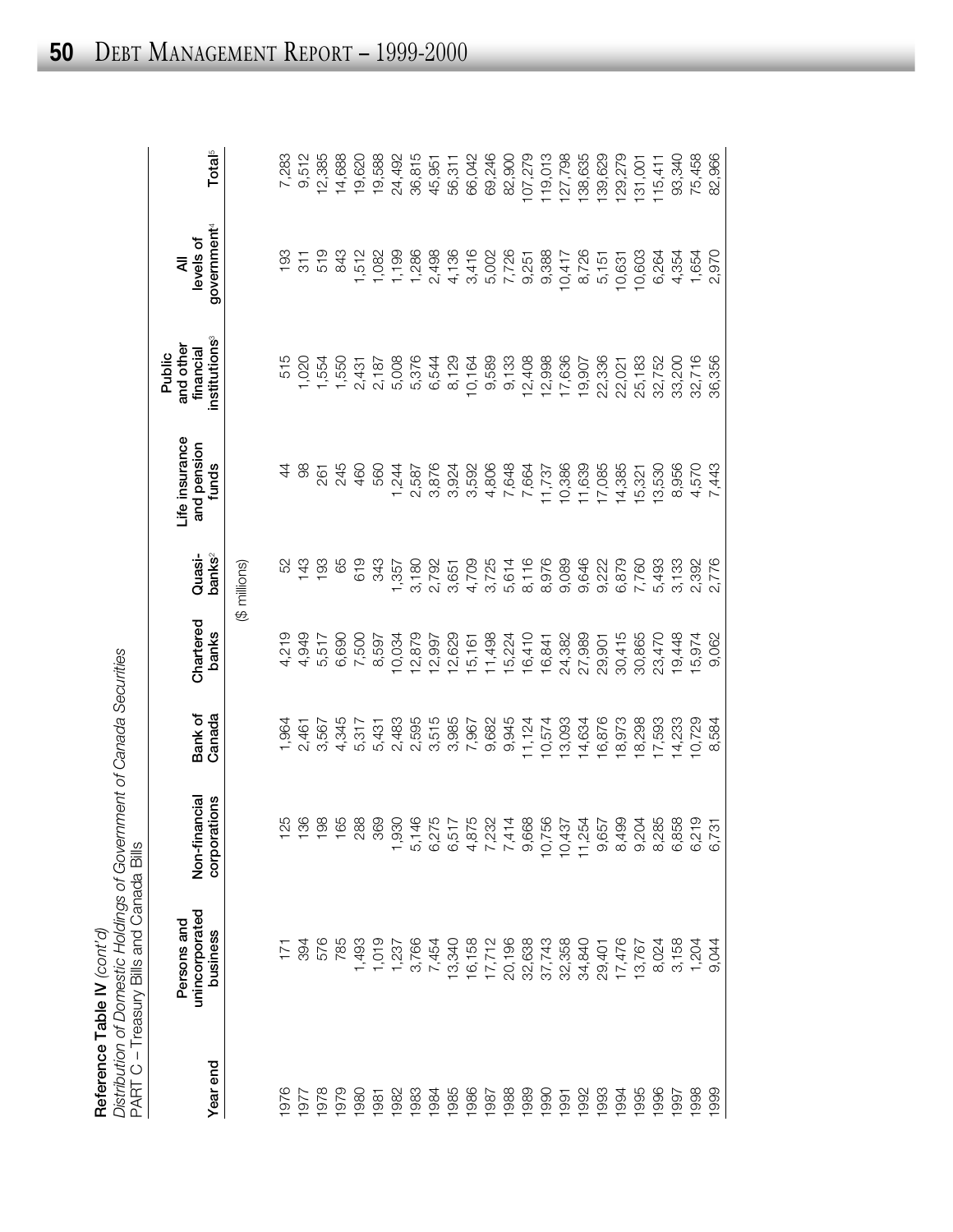**Reference Table IV** *(cont'd)*

*Distribution of Domestic Holdings of Government of Canada Securities*

PART C – Treasury Bills and Canada Bills

| Year end | Persons and unincorporated business | Non-financial corporations | Bank of Canada | Chartered banks | Quasi-banks[2] | Life insurance and pension funds | Public and other financial institutions[3] | All levels of government[4] | Total[5] |
|---|---|---|---|---|---|---|---|---|---|
| | | | | ($ millions) | | | | | |
| 1976 | 171 | 125 | 1,964 | 4,219 | 52 | 44 | 515 | 193 | 7,283 |
| 1977 | 394 | 136 | 2,461 | 4,949 | 143 | 98 | 1,020 | 311 | 9,512 |
| 1978 | 576 | 198 | 3,567 | 5,517 | 193 | 261 | 1,554 | 519 | 12,385 |
| 1979 | 785 | 165 | 4,345 | 6,690 | 65 | 245 | 1,550 | 843 | 14,688 |
| 1980 | 1,493 | 288 | 5,317 | 7,500 | 619 | 460 | 2,431 | 1,512 | 19,620 |
| 1981 | 1,019 | 369 | 5,431 | 8,597 | 343 | 560 | 2,187 | 1,082 | 19,588 |
| 1982 | 1,237 | 1,930 | 2,483 | 10,034 | 1,357 | 1,244 | 5,008 | 1,199 | 24,492 |
| 1983 | 3,766 | 5,146 | 2,595 | 12,879 | 3,180 | 2,587 | 5,376 | 1,286 | 36,815 |
| 1984 | 7,454 | 6,275 | 3,515 | 12,997 | 2,792 | 3,876 | 6,544 | 2,498 | 45,951 |
| 1985 | 13,340 | 6,517 | 3,985 | 12,629 | 3,651 | 3,924 | 8,129 | 4,136 | 56,311 |
| 1986 | 16,158 | 4,875 | 7,967 | 15,161 | 4,709 | 3,592 | 10,164 | 3,416 | 66,042 |
| 1987 | 17,712 | 7,232 | 9,682 | 11,498 | 3,725 | 4,806 | 9,589 | 5,002 | 69,246 |
| 1988 | 20,196 | 7,414 | 9,945 | 15,224 | 5,614 | 7,648 | 9,133 | 7,726 | 82,900 |
| 1989 | 32,638 | 9,668 | 11,124 | 16,410 | 8,116 | 7,664 | 12,408 | 9,251 | 107,279 |
| 1990 | 37,743 | 10,756 | 10,574 | 16,841 | 8,976 | 11,737 | 12,998 | 9,388 | 119,013 |
| 1991 | 32,358 | 10,437 | 13,093 | 24,382 | 9,089 | 10,386 | 17,636 | 10,417 | 127,798 |
| 1992 | 34,840 | 11,254 | 14,634 | 27,989 | 9,646 | 11,639 | 19,907 | 8,726 | 138,635 |
| 1993 | 29,401 | 9,657 | 16,876 | 29,901 | 9,222 | 17,085 | 22,336 | 5,151 | 139,629 |
| 1994 | 17,476 | 8,499 | 18,973 | 30,415 | 6,879 | 14,385 | 22,021 | 10,631 | 129,279 |
| 1995 | 13,767 | 9,204 | 18,298 | 30,865 | 7,760 | 15,321 | 25,183 | 10,603 | 131,001 |
| 1996 | 8,024 | 8,285 | 17,593 | 23,470 | 5,493 | 13,530 | 32,752 | 6,264 | 115,411 |
| 1997 | 3,158 | 6,858 | 14,233 | 19,448 | 3,133 | 8,956 | 33,200 | 4,354 | 93,340 |
| 1998 | 1,204 | 6,219 | 10,729 | 15,974 | 2,392 | 4,570 | 32,716 | 1,654 | 75,458 |
| 1999 | 9,044 | 6,731 | 8,584 | 9,062 | 2,776 | 7,443 | 36,356 | 2,970 | 82,966 |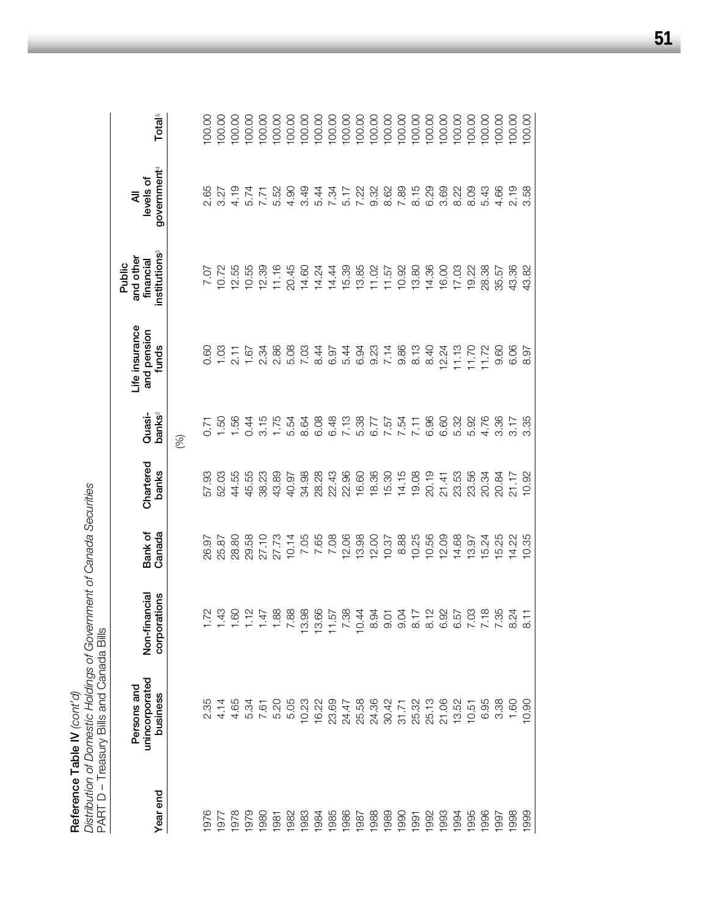**Reference Table IV** *(cont'd)*

*Distribution of Domestic Holdings of Government of Canada Securities*

PART D – Treasury Bills and Canada Bills

| Year end | Persons and unincorporated business | Non-financial corporations | Bank of Canada | Chartered banks | Quasi-banks[2] | Life insurance and pension funds | Public and other financial institutions[3] | All levels of government[4] | Total[5] |
|---|---|---|---|---|---|---|---|---|---|
| | | | | | (%) | | | | |
| 1976 | 2.35 | 1.72 | 26.97 | 57.93 | 0.71 | 0.60 | 7.07 | 2.65 | 100.00 |
| 1977 | 4.14 | 1.43 | 25.87 | 52.03 | 1.50 | 1.03 | 10.72 | 3.27 | 100.00 |
| 1978 | 4.65 | 1.60 | 28.80 | 44.55 | 1.56 | 2.11 | 12.55 | 4.19 | 100.00 |
| 1979 | 5.34 | 1.12 | 29.58 | 45.55 | 0.44 | 1.67 | 10.55 | 5.74 | 100.00 |
| 1980 | 7.61 | 1.47 | 27.10 | 38.23 | 3.15 | 2.34 | 12.39 | 7.71 | 100.00 |
| 1981 | 5.20 | 1.88 | 27.73 | 43.89 | 1.75 | 2.86 | 11.16 | 5.52 | 100.00 |
| 1982 | 5.05 | 7.88 | 10.14 | 40.97 | 5.54 | 5.08 | 20.45 | 4.90 | 100.00 |
| 1983 | 10.23 | 13.98 | 7.05 | 34.98 | 8.64 | 7.03 | 14.60 | 3.49 | 100.00 |
| 1984 | 16.22 | 13.66 | 7.65 | 28.28 | 6.08 | 8.44 | 14.24 | 5.44 | 100.00 |
| 1985 | 23.69 | 11.57 | 7.08 | 22.43 | 6.48 | 6.97 | 14.44 | 7.34 | 100.00 |
| 1986 | 24.47 | 7.38 | 12.06 | 22.96 | 7.13 | 5.44 | 15.39 | 5.17 | 100.00 |
| 1987 | 25.58 | 10.44 | 13.98 | 16.60 | 5.38 | 6.94 | 13.85 | 7.22 | 100.00 |
| 1988 | 24.36 | 8.94 | 12.00 | 18.36 | 6.77 | 9.23 | 11.02 | 9.32 | 100.00 |
| 1989 | 30.42 | 9.01 | 10.37 | 15.30 | 7.57 | 7.14 | 11.57 | 8.62 | 100.00 |
| 1990 | 31.71 | 9.04 | 8.88 | 14.15 | 7.54 | 9.86 | 10.92 | 7.89 | 100.00 |
| 1991 | 25.32 | 8.17 | 10.25 | 19.08 | 7.11 | 8.13 | 13.80 | 8.15 | 100.00 |
| 1992 | 25.13 | 8.12 | 10.56 | 20.19 | 6.96 | 8.40 | 14.36 | 6.29 | 100.00 |
| 1993 | 21.06 | 6.92 | 12.09 | 21.41 | 6.60 | 12.24 | 16.00 | 3.69 | 100.00 |
| 1994 | 13.52 | 6.57 | 14.68 | 23.53 | 5.32 | 11.13 | 17.03 | 8.22 | 100.00 |
| 1995 | 10.51 | 7.03 | 13.97 | 23.56 | 5.92 | 11.70 | 19.22 | 8.09 | 100.00 |
| 1996 | 6.95 | 7.18 | 15.24 | 20.34 | 4.76 | 11.72 | 28.38 | 5.43 | 100.00 |
| 1997 | 3.38 | 7.35 | 15.25 | 20.84 | 3.36 | 9.60 | 35.57 | 4.66 | 100.00 |
| 1998 | 1.60 | 8.24 | 14.22 | 21.17 | 3.17 | 6.06 | 43.36 | 2.19 | 100.00 |
| 1999 | 10.90 | 8.11 | 10.35 | 10.92 | 3.35 | 8.97 | 43.82 | 3.58 | 100.00 |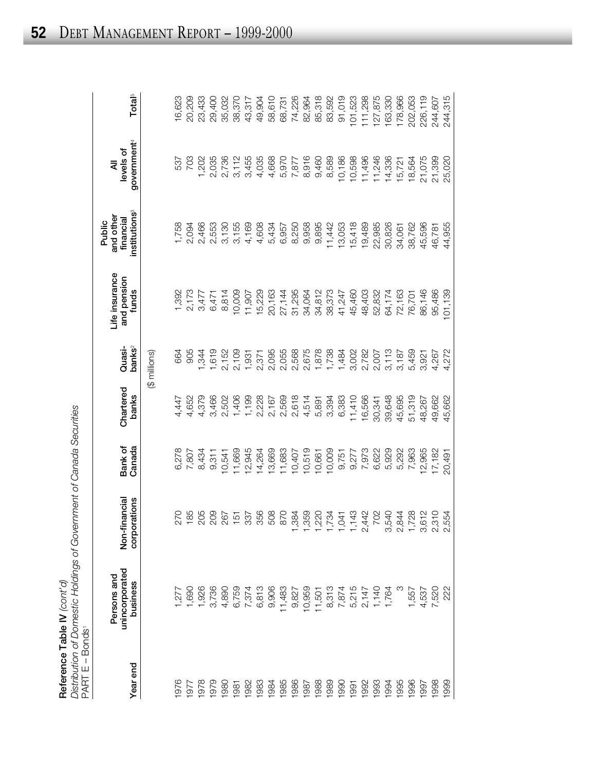**Reference Table IV** *(cont'd)*

*Distribution of Domestic Holdings of Government of Canada Securities*

PART E – Bonds[1]

| Year end | Persons and unincorporated business | Non-financial corporations | Bank of Canada | Chartered banks | Quasi-banks[2] | Life insurance and pension funds | Public and other financial institutions[3] | All levels of government[4] | Total[5] |
|---|---|---|---|---|---|---|---|---|---|
| | | | | ($ millions) | | | | | |
| 1976 | 1,277 | 270 | 6,278 | 4,447 | 664 | 1,392 | 1,758 | 537 | 16,623 |
| 1977 | 1,690 | 185 | 7,807 | 4,652 | 905 | 2,173 | 2,094 | 703 | 20,209 |
| 1978 | 1,926 | 205 | 8,434 | 4,379 | 1,344 | 3,477 | 2,466 | 1,202 | 23,433 |
| 1979 | 3,736 | 209 | 9,311 | 3,466 | 1,619 | 6,471 | 2,553 | 2,035 | 29,400 |
| 1980 | 4,890 | 267 | 10,541 | 2,502 | 2,152 | 8,814 | 3,130 | 2,736 | 35,032 |
| 1981 | 6,759 | 151 | 11,669 | 1,406 | 2,109 | 10,009 | 3,155 | 3,112 | 38,370 |
| 1982 | 7,374 | 337 | 12,945 | 1,199 | 1,931 | 11,907 | 4,169 | 3,455 | 43,317 |
| 1983 | 6,813 | 356 | 14,264 | 2,228 | 2,371 | 15,229 | 4,608 | 4,035 | 49,904 |
| 1984 | 9,906 | 508 | 13,669 | 2,167 | 2,095 | 20,163 | 5,434 | 4,668 | 58,610 |
| 1985 | 11,483 | 870 | 11,683 | 2,569 | 2,055 | 27,144 | 6,957 | 5,970 | 68,731 |
| 1986 | 9,827 | 1,384 | 10,407 | 2,618 | 2,568 | 31,295 | 8,250 | 7,877 | 74,226 |
| 1987 | 10,959 | 1,359 | 10,519 | 4,514 | 2,675 | 34,064 | 9,958 | 8,916 | 82,964 |
| 1988 | 11,501 | 1,220 | 10,661 | 5,891 | 1,878 | 34,812 | 9,895 | 9,460 | 85,318 |
| 1989 | 8,313 | 1,734 | 10,009 | 3,394 | 1,738 | 38,373 | 11,442 | 8,589 | 83,592 |
| 1990 | 7,874 | 1,041 | 9,751 | 6,383 | 1,484 | 41,247 | 13,053 | 10,186 | 91,019 |
| 1991 | 5,215 | 1,143 | 9,277 | 11,410 | 3,002 | 45,460 | 15,418 | 10,598 | 101,523 |
| 1992 | 2,147 | 2,442 | 7,973 | 16,566 | 2,782 | 48,403 | 19,489 | 11,496 | 111,298 |
| 1993 | 1,140 | 702 | 6,622 | 30,341 | 2,007 | 52,832 | 22,985 | 11,246 | 127,875 |
| 1994 | 1,764 | 3,540 | 5,929 | 39,648 | 3,113 | 64,174 | 30,826 | 14,336 | 163,330 |
| 1995 | 3 | 2,844 | 5,292 | 45,695 | 3,187 | 72,163 | 34,061 | 15,721 | 178,966 |
| 1996 | 1,557 | 1,728 | 7,963 | 51,319 | 5,459 | 76,701 | 38,762 | 18,564 | 202,053 |
| 1997 | 4,537 | 3,612 | 12,965 | 48,267 | 3,921 | 86,146 | 45,596 | 21,075 | 226,119 |
| 1998 | 7,520 | 2,310 | 17,182 | 49,662 | 4,267 | 95,486 | 46,781 | 21,399 | 244,607 |
| 1999 | 222 | 2,554 | 20,491 | 45,662 | 4,272 | 101,139 | 44,955 | 25,020 | 244,315 |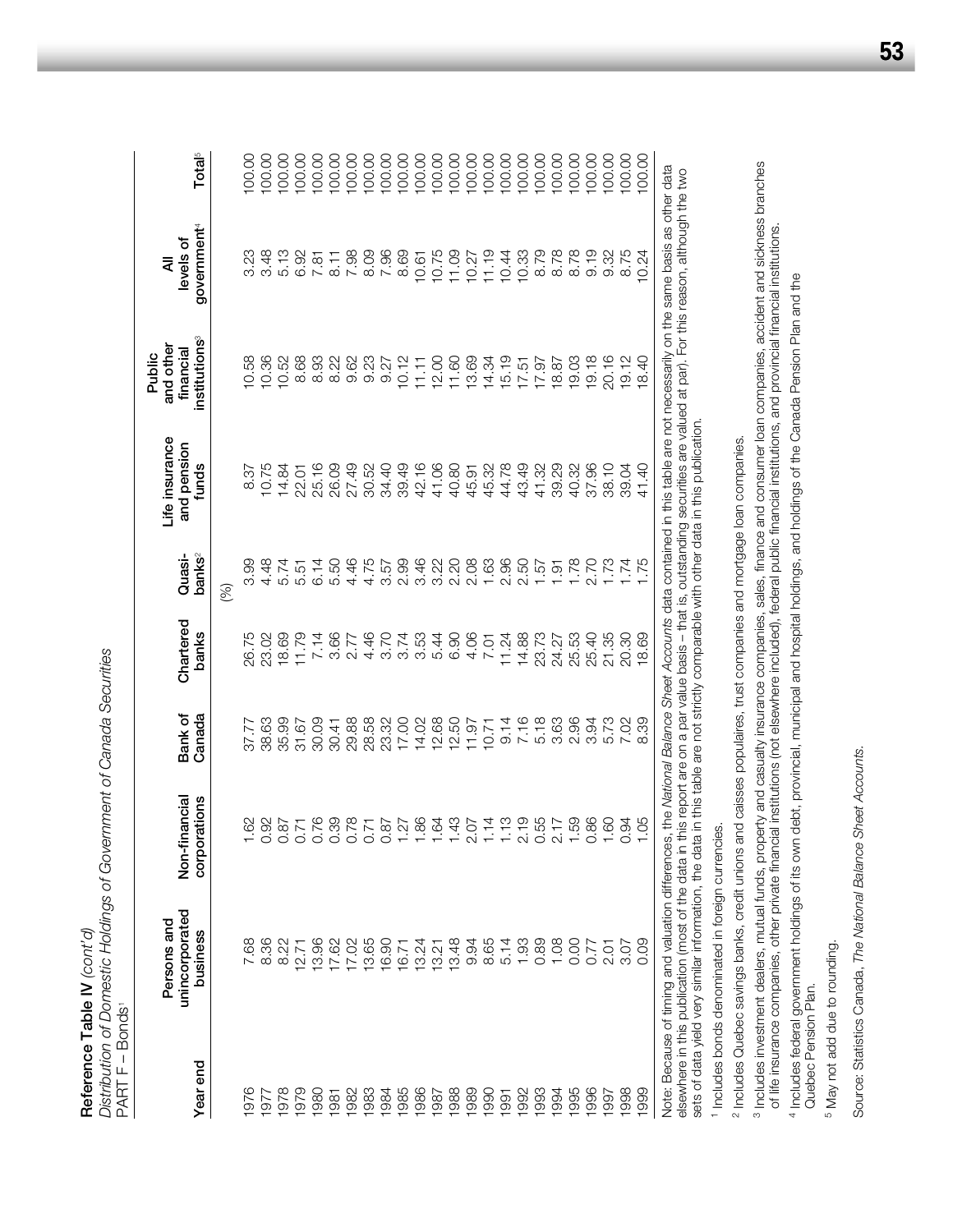**Reference Table IV** *(cont'd)*

*Distribution of Domestic Holdings of Government of Canada Securities*

PART F – Bonds[1]

| Year end | Persons and unincorporated business | Non-financial corporations | Bank of Canada | Chartered banks | Quasi-banks[2] | Life insurance and pension funds | Public and other financial institutions[3] | All levels of government[4] | Total[5] |
|---|---|---|---|---|---|---|---|---|---|
| | | | | | (%) | | | | |
| 1976 | 7.68 | 1.62 | 37.77 | 26.75 | 3.99 | 8.37 | 10.58 | 3.23 | 100.00 |
| 1977 | 8.36 | 0.92 | 38.63 | 23.02 | 4.48 | 10.75 | 10.36 | 3.48 | 100.00 |
| 1978 | 8.22 | 0.87 | 35.99 | 18.69 | 5.74 | 14.84 | 10.52 | 5.13 | 100.00 |
| 1979 | 12.71 | 0.71 | 31.67 | 11.79 | 5.51 | 22.01 | 8.68 | 6.92 | 100.00 |
| 1980 | 13.96 | 0.76 | 30.09 | 7.14 | 6.14 | 25.16 | 8.93 | 7.81 | 100.00 |
| 1981 | 17.62 | 0.39 | 30.41 | 3.66 | 5.50 | 26.09 | 8.22 | 8.11 | 100.00 |
| 1982 | 17.02 | 0.78 | 29.88 | 2.77 | 4.46 | 27.49 | 9.62 | 7.98 | 100.00 |
| 1983 | 13.65 | 0.71 | 28.58 | 4.46 | 4.75 | 30.52 | 9.23 | 8.09 | 100.00 |
| 1984 | 16.90 | 0.87 | 23.32 | 3.70 | 3.57 | 34.40 | 9.27 | 7.96 | 100.00 |
| 1985 | 16.71 | 1.27 | 17.00 | 3.74 | 2.99 | 39.49 | 10.12 | 8.69 | 100.00 |
| 1986 | 13.24 | 1.86 | 14.02 | 3.53 | 3.46 | 42.16 | 11.11 | 10.61 | 100.00 |
| 1987 | 13.21 | 1.64 | 12.68 | 5.44 | 3.22 | 41.06 | 12.00 | 10.75 | 100.00 |
| 1988 | 13.48 | 1.43 | 12.50 | 6.90 | 2.20 | 40.80 | 11.60 | 11.09 | 100.00 |
| 1989 | 9.94 | 2.07 | 11.97 | 4.06 | 2.08 | 45.91 | 13.69 | 10.27 | 100.00 |
| 1990 | 8.65 | 1.14 | 10.71 | 7.01 | 1.63 | 45.32 | 14.34 | 11.19 | 100.00 |
| 1991 | 5.14 | 1.13 | 9.14 | 11.24 | 2.96 | 44.78 | 15.19 | 10.44 | 100.00 |
| 1992 | 1.93 | 2.19 | 7.16 | 14.88 | 2.50 | 43.49 | 17.51 | 10.33 | 100.00 |
| 1993 | 0.89 | 0.55 | 5.18 | 23.73 | 1.57 | 41.32 | 17.97 | 8.79 | 100.00 |
| 1994 | 1.08 | 2.17 | 3.63 | 24.27 | 1.91 | 39.29 | 18.87 | 8.78 | 100.00 |
| 1995 | 0.00 | 1.59 | 2.96 | 25.53 | 1.78 | 40.32 | 19.03 | 8.78 | 100.00 |
| 1996 | 0.77 | 0.86 | 3.94 | 25.40 | 2.70 | 37.96 | 19.18 | 9.19 | 100.00 |
| 1997 | 2.01 | 1.60 | 5.73 | 21.35 | 1.73 | 38.10 | 20.16 | 9.32 | 100.00 |
| 1998 | 3.07 | 0.94 | 7.02 | 20.30 | 1.74 | 39.04 | 19.12 | 8.75 | 100.00 |
| 1999 | 0.09 | 1.05 | 8.39 | 18.69 | 1.75 | 41.40 | 18.40 | 10.24 | 100.00 |

Note: Because of timing and valuation differences, the *National Balance Sheet Accounts* data contained in this table are not necessarily on the same basis as other data elsewhere in this publication (most of the data in this report are on a par value basis – that is, outstanding securities are valued at par). For this reason, although the two sets of data yield very similar information, the data in this table are not strictly comparable with other data in this publication.

[1] Includes bonds denominated in foreign currencies.

[2] Includes Quebec savings banks, credit unions and caisses populaires, trust companies and mortgage loan companies.

[3] Includes investment dealers, mutual funds, property and casualty insurance companies, sales, finance and consumer loan companies, accident and sickness branches of life insurance companies, other private financial institutions (not elsewhere included), federal public financial institutions, and provincial financial institutions.

[4] Includes federal government holdings of its own debt, provincial, municipal and hospital holdings, and holdings of the Canada Pension Plan and the Quebec Pension Plan.

[5] May not add due to rounding.

Source: Statistics Canada, *The National Balance Sheet Accounts*.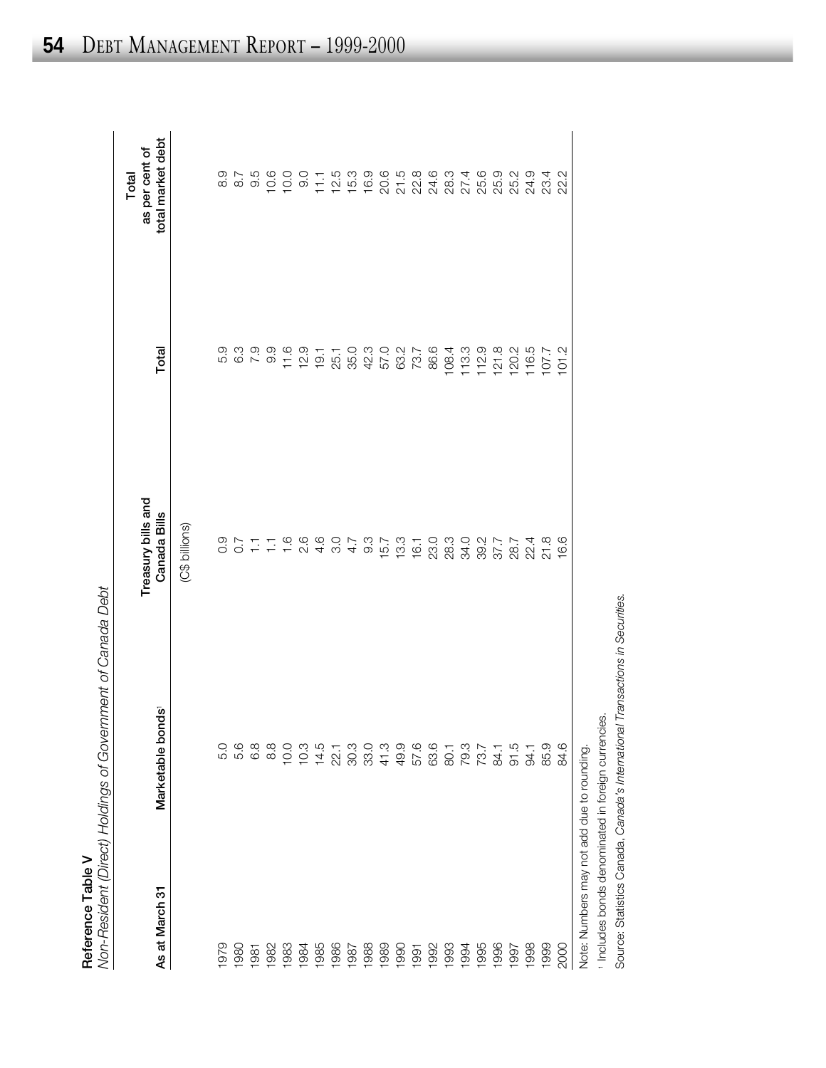## Reference Table V

*Non-Resident (Direct) Holdings of Government of Canada Debt*

| As at March 31 | Marketable bonds[1] | Treasury bills and Canada Bills | Total | Total as per cent of total market debt |
|---|---|---|---|---|
| | | (C$ billions) | | |
| 1979 | 5.0 | 0.9 | 5.9 | 8.9 |
| 1980 | 5.6 | 0.7 | 6.3 | 8.7 |
| 1981 | 6.8 | 1.1 | 7.9 | 9.5 |
| 1982 | 8.8 | 1.1 | 9.9 | 10.6 |
| 1983 | 10.0 | 1.6 | 11.6 | 10.0 |
| 1984 | 10.3 | 2.6 | 12.9 | 9.0 |
| 1985 | 14.5 | 4.6 | 19.1 | 11.1 |
| 1986 | 22.1 | 3.0 | 25.1 | 12.5 |
| 1987 | 30.3 | 4.7 | 35.0 | 15.3 |
| 1988 | 33.0 | 9.3 | 42.3 | 16.9 |
| 1989 | 41.3 | 15.7 | 57.0 | 20.6 |
| 1990 | 49.9 | 13.3 | 63.2 | 21.5 |
| 1991 | 57.6 | 16.1 | 73.7 | 22.8 |
| 1992 | 63.6 | 23.0 | 86.6 | 24.6 |
| 1993 | 80.1 | 28.3 | 108.4 | 28.3 |
| 1994 | 79.3 | 34.0 | 113.3 | 27.4 |
| 1995 | 73.7 | 39.2 | 112.9 | 25.6 |
| 1996 | 84.1 | 37.7 | 121.8 | 25.9 |
| 1997 | 91.5 | 28.7 | 120.2 | 25.2 |
| 1998 | 94.1 | 22.4 | 116.5 | 24.9 |
| 1999 | 85.9 | 21.8 | 107.7 | 23.4 |
| 2000 | 84.6 | 16.6 | 101.2 | 22.2 |

Note: Numbers may not add due to rounding.

[1] Includes bonds denominated in foreign currencies.

Source: Statistics Canada, *Canada's International Transactions in Securities*.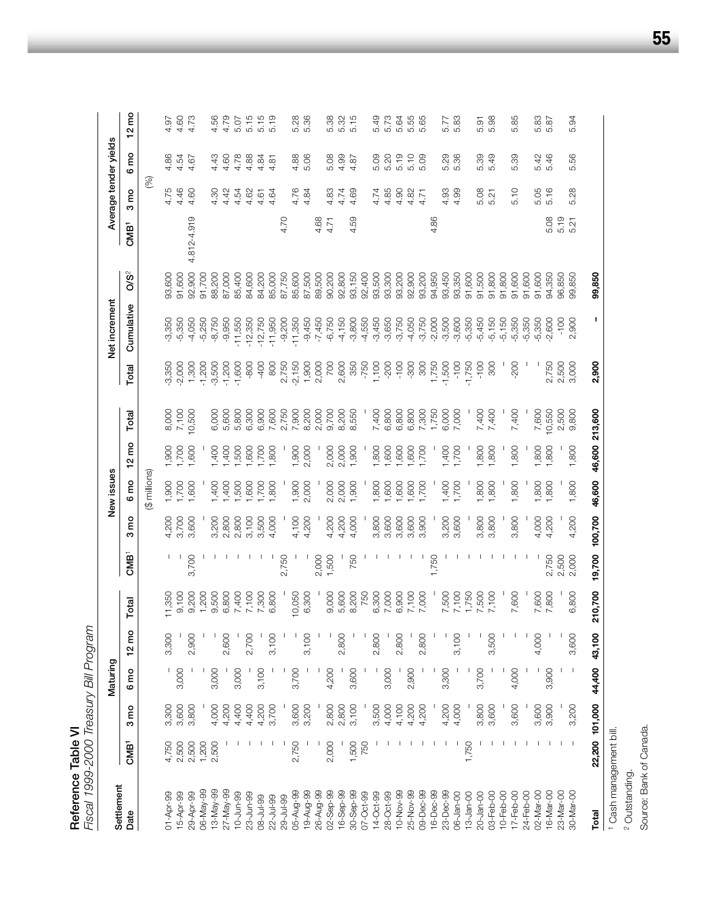# Reference Table VI

*Fiscal 1999-2000 Treasury Bill Program*

| Settlement | Maturing | | | | | New issues | | | | | Net increment | | | Average tender yields | | | |
|---|---|---|---|---|---|---|---|---|---|---|---|---|---|---|---|---|---|
| Date | CMB[1] | 3 mo | 6 mo | 12 mo | Total | CMB[1] | 3 mo | 6 mo | 12 mo | Total | Total | Cumulative | O/S[2] | CMB[1] | 3 mo | 6 mo | 12 mo |
| | | | | | | | | ($ millions) | | | | | | | (%) | | |
| 01-Apr-99 | 4,750 | 3,300 | - | 3,300 | 11,350 | - | 4,200 | 1,900 | 1,900 | 8,000 | -3,350 | -3,350 | 93,600 | | 4.75 | 4.86 | 4.97 |
| 15-Apr-99 | 2,500 | 3,600 | 3,000 | - | 9,100 | - | 3,700 | 1,700 | 1,700 | 7,100 | -2,000 | -5,350 | 91,600 | | 4.46 | 4.54 | 4.60 |
| 29-Apr-99 | 2,500 | 3,800 | - | 2,900 | 9,200 | 3,700 | 3,600 | 1,600 | 1,600 | 10,500 | 1,300 | -4,050 | 92,900 | 4.812-4.919 | 4.60 | 4.67 | 4.73 |
| 06-May-99 | 1,200 | - | - | - | 1,200 | - | - | - | - | - | -1,200 | -5,250 | 91,700 | | | | |
| 13-May-99 | 2,500 | 4,000 | 3,000 | - | 9,500 | - | 3,200 | 1,400 | 1,400 | 6,000 | -3,500 | -8,750 | 88,200 | | 4.30 | 4.43 | 4.56 |
| 27-May-99 | - | 4,200 | - | 2,600 | 6,800 | - | 2,800 | 1,400 | 1,400 | 5,600 | -1,200 | -9,950 | 87,000 | | 4.42 | 4.60 | 4.79 |
| 10-Jun-99 | - | 4,400 | 3,000 | - | 7,400 | - | 2,800 | 1,500 | 1,500 | 5,800 | -1,600 | -11,550 | 85,400 | | 4.54 | 4.78 | 5.07 |
| 23-Jun-99 | - | 4,400 | - | 2,700 | 7,100 | - | 3,100 | 1,600 | 1,600 | 6,300 | -800 | -12,350 | 84,600 | | 4.62 | 4.88 | 5.15 |
| 08-Jul-99 | - | 4,200 | 3,100 | - | 7,300 | - | 3,500 | 1,700 | 1,700 | 6,900 | -400 | -12,750 | 84,200 | | 4.61 | 4.84 | 5.15 |
| 22-Jul-99 | - | 3,700 | - | 3,100 | 6,800 | - | 4,000 | 1,800 | 1,800 | 7,600 | 800 | -11,950 | 85,000 | | 4.64 | 4.81 | 5.19 |
| 29-Jul-99 | - | - | - | - | - | 2,750 | - | - | - | 2,750 | 2,750 | -9,200 | 87,750 | 4.70 | | | |
| 05-Aug-99 | 2,750 | 3,600 | 3,700 | - | 10,050 | - | 4,100 | 1,900 | 1,900 | 7,900 | -2,150 | -11,350 | 85,600 | | 4.76 | 4.88 | 5.28 |
| 19-Aug-99 | - | 3,200 | - | 3,100 | 6,300 | - | 4,200 | 2,000 | 2,000 | 8,200 | 1,900 | -9,450 | 87,500 | | 4.84 | 5.06 | 5.36 |
| 26-Aug-99 | - | - | - | - | - | 2,000 | - | - | - | 2,000 | 2,000 | -7,450 | 89,500 | 4.68 | | | |
| 02-Sep-99 | 2,000 | 2,800 | 4,200 | - | 9,000 | 1,500 | 4,200 | 2,000 | 2,000 | 9,700 | 700 | -6,750 | 90,200 | 4.71 | 4.83 | 5.08 | 5.38 |
| 16-Sep-99 | - | 2,800 | - | 2,800 | 5,600 | - | 4,200 | 2,000 | 2,000 | 8,200 | 2,600 | -4,150 | 92,800 | | 4.74 | 4.99 | 5.32 |
| 30-Sep-99 | 1,500 | 3,100 | 3,600 | - | 8,200 | 750 | 4,000 | 1,900 | 1,900 | 8,550 | 350 | -3,800 | 93,150 | 4.59 | 4.69 | 4.87 | 5.15 |
| 07-Oct-99 | 750 | - | - | - | 750 | - | - | - | - | - | -750 | -4,550 | 92,400 | | | | |
| 14-Oct-99 | - | 3,500 | - | 2,800 | 6,300 | - | 3,800 | 1,800 | 1,800 | 7,400 | 1,100 | -3,450 | 93,500 | | 4.74 | 5.09 | 5.49 |
| 28-Oct-99 | - | 4,000 | 3,000 | - | 7,000 | - | 3,600 | 1,600 | 1,600 | 6,800 | -200 | -3,650 | 93,300 | | 4.85 | 5.20 | 5.73 |
| 10-Nov-99 | - | 4,100 | - | 2,800 | 6,900 | - | 3,600 | 1,600 | 1,600 | 6,800 | -100 | -3,750 | 93,200 | | 4.90 | 5.19 | 5.64 |
| 25-Nov-99 | - | 4,200 | 2,900 | - | 7,100 | - | 3,600 | 1,600 | 1,600 | 6,800 | -300 | -4,050 | 92,900 | | 4.82 | 5.10 | 5.55 |
| 09-Dec-99 | - | 4,200 | - | 2,800 | 7,000 | - | 3,900 | 1,700 | 1,700 | 7,300 | 300 | -3,750 | 93,200 | | 4.71 | 5.09 | 5.65 |
| 16-Dec-99 | - | - | - | - | - | 1,750 | - | - | - | 1,750 | 1,750 | -2,000 | 94,950 | 4.86 | | | |
| 23-Dec-99 | - | 4,200 | 3,300 | - | 7,500 | - | 3,200 | 1,400 | 1,400 | 6,000 | -1,500 | -3,500 | 93,450 | | 4.93 | 5.29 | 5.77 |
| 06-Jan-00 | - | 4,000 | - | 3,100 | 7,100 | - | 3,600 | 1,700 | 1,700 | 7,000 | -100 | -3,600 | 93,350 | | 4.99 | 5.36 | 5.83 |
| 13-Jan-00 | 1,750 | - | - | - | 1,750 | - | - | - | - | - | -1,750 | -5,350 | 91,600 | | | | |
| 20-Jan-00 | - | 3,800 | 3,700 | - | 7,500 | - | 3,800 | 1,800 | 1,800 | 7,400 | -100 | -5,450 | 91,500 | | 5.08 | 5.39 | 5.91 |
| 03-Feb-00 | - | 3,600 | - | 3,500 | 7,100 | - | 3,800 | 1,800 | 1,800 | 7,400 | 300 | -5,150 | 91,800 | | 5.21 | 5.49 | 5.98 |
| 10-Feb-00 | - | - | - | - | - | - | - | - | - | - | - | -5,150 | 91,800 | | | | |
| 17-Feb-00 | - | 3,600 | 4,000 | - | 7,600 | - | 3,800 | 1,800 | 1,800 | 7,400 | -200 | -5,350 | 91,600 | | 5.10 | 5.39 | 5.85 |
| 24-Feb-00 | - | - | - | - | - | - | - | - | - | - | - | -5,350 | 91,600 | | | | |
| 02-Mar-00 | - | 3,600 | - | 4,000 | 7,600 | - | 4,000 | 1,800 | 1,800 | 7,600 | - | -5,350 | 91,600 | | 5.05 | 5.42 | 5.83 |
| 16-Mar-00 | - | 3,900 | 3,900 | - | 7,800 | 2,750 | 4,200 | 1,800 | 1,800 | 10,550 | 2,750 | -2,600 | 94,350 | 5.08 | 5.16 | 5.46 | 5.87 |
| 23-Mar-00 | - | - | - | - | - | 2,500 | - | - | - | 2,500 | 2,500 | -100 | 96,850 | 5.19 | | | |
| 30-Mar-00 | - | 3,200 | - | 3,600 | 6,800 | 2,000 | 4,200 | 1,800 | 1,800 | 9,800 | 3,000 | 2,900 | 99,850 | 5.21 | 5.28 | 5.56 | 5.94 |
| **Total** | **22,200** | **101,000** | **44,400** | **43,100** | **210,700** | **19,700** | **100,700** | **46,600** | **46,600** | **213,600** | **2,900** | **-** | **99,850** | | | | |

[1] Cash management bill.

[2] Outstanding.

Source: Bank of Canada.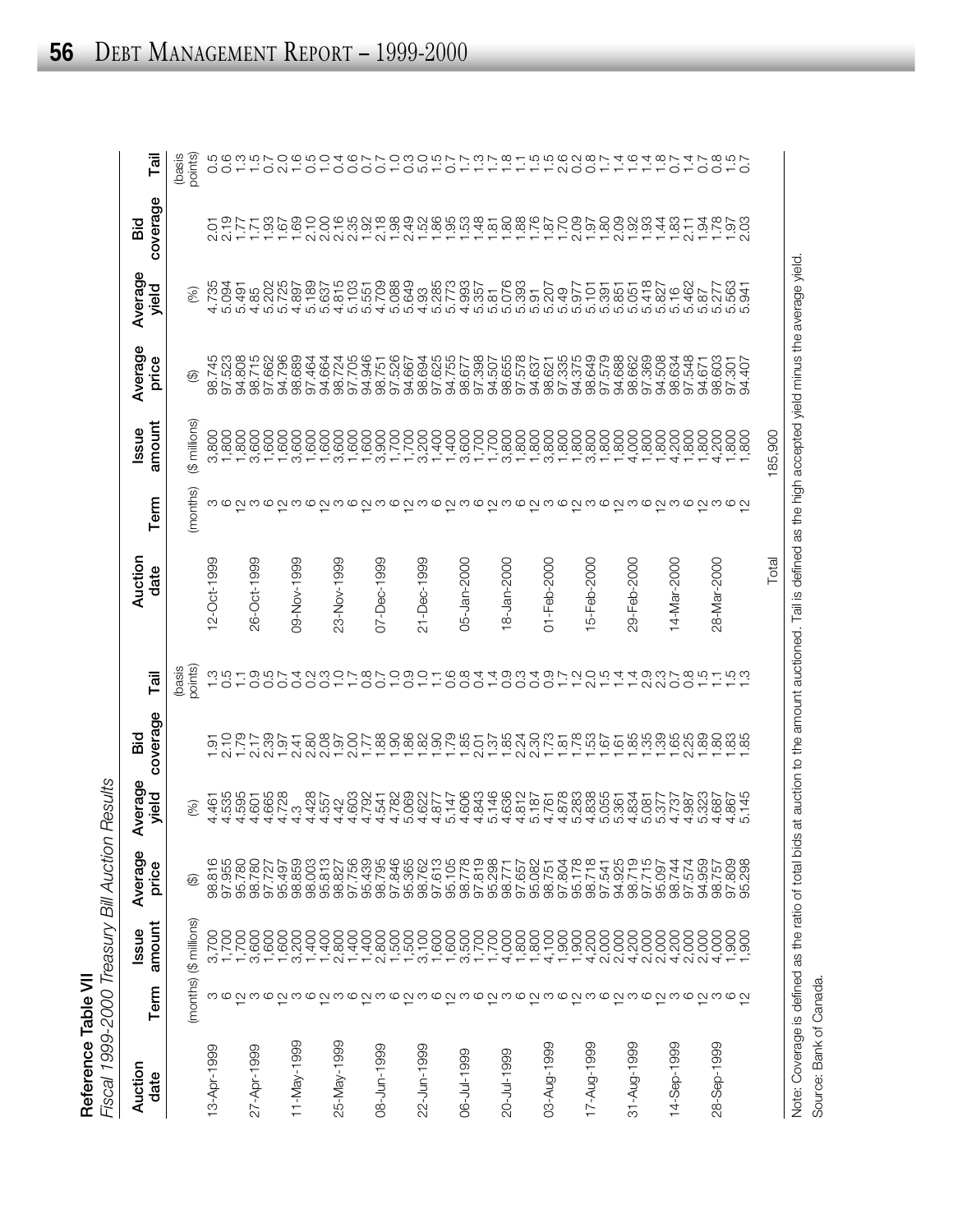## Reference Table VII

*Fiscal 1999-2000 Treasury Bill Auction Results*

| Auction date | Term | Issue amount | Average price | Average yield | Bid coverage | Tail |
|---|---|---|---|---|---|---|
| | (months) | ($ millions) | ($) | (%) | | (basis points) |
| 13-Apr-1999 | 3 | 3,700 | 98.816 | 4.461 | 1.91 | 1.3 |
| | 6 | 1,700 | 97.955 | 4.535 | 2.10 | 0.5 |
| | 12 | 1,700 | 95.780 | 4.595 | 1.79 | 1.1 |
| 27-Apr-1999 | 3 | 3,600 | 98.780 | 4.601 | 2.17 | 0.9 |
| | 6 | 1,600 | 97.727 | 4.665 | 2.39 | 0.5 |
| | 12 | 1,600 | 95.497 | 4.728 | 1.97 | 0.7 |
| 11-May-1999 | 3 | 3,200 | 98.859 | 4.3 | 2.41 | 0.4 |
| | 6 | 1,400 | 98.003 | 4.428 | 2.80 | 0.2 |
| | 12 | 1,400 | 95.813 | 4.557 | 2.08 | 0.3 |
| 25-May-1999 | 3 | 2,800 | 98.827 | 4.42 | 1.97 | 1.0 |
| | 6 | 1,400 | 97.756 | 4.603 | 2.00 | 1.7 |
| | 12 | 1,400 | 95.439 | 4.792 | 1.77 | 0.8 |
| 08-Jun-1999 | 3 | 2,800 | 98.795 | 4.541 | 1.88 | 0.7 |
| | 6 | 1,500 | 97.846 | 4.782 | 1.90 | 1.0 |
| | 12 | 1,500 | 95.365 | 5.069 | 1.86 | 0.9 |
| 22-Jun-1999 | 3 | 3,100 | 98.762 | 4.622 | 1.82 | 1.0 |
| | 6 | 1,600 | 97.613 | 4.877 | 1.90 | 1.1 |
| | 12 | 1,600 | 95.105 | 5.147 | 1.79 | 0.6 |
| 06-Jul-1999 | 3 | 3,500 | 98.778 | 4.606 | 1.85 | 0.8 |
| | 6 | 1,700 | 97.819 | 4.843 | 2.01 | 0.4 |
| | 12 | 1,700 | 95.298 | 5.146 | 1.37 | 1.4 |
| 20-Jul-1999 | 3 | 4,000 | 98.771 | 4.636 | 1.85 | 0.9 |
| | 6 | 1,800 | 97.657 | 4.812 | 2.24 | 0.3 |
| | 12 | 1,800 | 95.082 | 5.187 | 2.30 | 0.4 |
| 03-Aug-1999 | 3 | 4,100 | 98.751 | 4.761 | 1.73 | 0.9 |
| | 6 | 1,900 | 97.804 | 4.878 | 1.81 | 1.7 |
| | 12 | 1,900 | 95.178 | 5.283 | 1.78 | 1.2 |
| 17-Aug-1999 | 3 | 4,200 | 98.718 | 4.838 | 1.53 | 2.0 |
| | 6 | 2,000 | 97.541 | 5.055 | 1.67 | 1.5 |
| | 12 | 2,000 | 94.925 | 5.361 | 1.61 | 1.4 |
| 31-Aug-1999 | 3 | 4,200 | 98.719 | 4.834 | 1.85 | 1.4 |
| | 6 | 2,000 | 97.715 | 5.081 | 1.35 | 2.9 |
| | 12 | 2,000 | 95.097 | 5.377 | 1.39 | 2.3 |
| 14-Sep-1999 | 3 | 4,200 | 98.744 | 4.737 | 1.65 | 0.7 |
| | 6 | 2,000 | 97.574 | 4.987 | 2.25 | 0.8 |
| | 12 | 2,000 | 94.959 | 5.323 | 1.89 | 1.5 |
| 28-Sep-1999 | 3 | 4,000 | 98.757 | 4.687 | 1.80 | 1.1 |
| | 6 | 1,900 | 97.809 | 4.867 | 1.83 | 1.5 |
| | 12 | 1,900 | 95.298 | 5.145 | 1.85 | 1.3 |
| 12-Oct-1999 | 3 | 3,800 | 98.745 | 4.735 | 2.01 | 0.5 |
| | 6 | 1,800 | 97.523 | 5.094 | 2.19 | 0.6 |
| | 12 | 1,800 | 94.808 | 5.491 | 1.77 | 1.3 |
| 26-Oct-1999 | 3 | 3,600 | 98.715 | 4.85 | 1.71 | 1.5 |
| | 6 | 1,600 | 97.662 | 5.202 | 1.93 | 0.7 |
| | 12 | 1,600 | 94.796 | 5.725 | 1.67 | 2.0 |
| 09-Nov-1999 | 3 | 3,600 | 98.689 | 4.897 | 1.69 | 1.6 |
| | 6 | 1,600 | 97.464 | 5.189 | 2.10 | 0.5 |
| | 12 | 1,600 | 94.664 | 5.637 | 2.00 | 1.0 |
| 23-Nov-1999 | 3 | 3,600 | 98.724 | 4.815 | 2.16 | 0.4 |
| | 6 | 1,600 | 97.705 | 5.103 | 2.35 | 0.6 |
| | 12 | 1,600 | 94.946 | 5.551 | 1.92 | 0.7 |
| 07-Dec-1999 | 3 | 3,900 | 98.751 | 4.709 | 2.18 | 0.7 |
| | 6 | 1,700 | 97.526 | 5.088 | 1.98 | 1.0 |
| | 12 | 1,700 | 94.667 | 5.649 | 2.49 | 0.3 |
| 21-Dec-1999 | 3 | 3,200 | 98.694 | 4.93 | 1.52 | 5.0 |
| | 6 | 1,400 | 97.625 | 5.285 | 1.86 | 1.5 |
| | 12 | 1,400 | 94.755 | 5.773 | 1.95 | 0.7 |
| 05-Jan-2000 | 3 | 3,600 | 98.677 | 4.993 | 1.53 | 1.7 |
| | 6 | 1,700 | 97.398 | 5.357 | 1.48 | 1.3 |
| | 12 | 1,700 | 94.507 | 5.81 | 1.81 | 1.7 |
| 18-Jan-2000 | 3 | 3,800 | 98.655 | 5.076 | 1.80 | 1.8 |
| | 6 | 1,800 | 97.578 | 5.393 | 1.88 | 1.1 |
| | 12 | 1,800 | 94.637 | 5.91 | 1.76 | 1.5 |
| 01-Feb-2000 | 3 | 3,800 | 98.621 | 5.207 | 1.87 | 1.5 |
| | 6 | 1,800 | 97.335 | 5.49 | 1.70 | 2.6 |
| | 12 | 1,800 | 94.375 | 5.977 | 2.09 | 0.2 |
| 15-Feb-2000 | 3 | 3,800 | 98.649 | 5.101 | 1.97 | 0.8 |
| | 6 | 1,800 | 97.579 | 5.391 | 1.80 | 1.7 |
| | 12 | 1,800 | 94.688 | 5.851 | 2.09 | 1.4 |
| 29-Feb-2000 | 3 | 4,000 | 98.662 | 5.051 | 1.92 | 1.6 |
| | 6 | 1,800 | 97.369 | 5.418 | 1.93 | 1.4 |
| | 12 | 1,800 | 94.508 | 5.827 | 1.44 | 1.8 |
| 14-Mar-2000 | 3 | 4,200 | 98.634 | 5.16 | 1.83 | 0.7 |
| | 6 | 1,800 | 97.548 | 5.462 | 2.11 | 1.4 |
| | 12 | 1,800 | 94.671 | 5.87 | 1.94 | 0.7 |
| 28-Mar-2000 | 3 | 4,200 | 98.603 | 5.277 | 1.78 | 0.8 |
| | 6 | 1,800 | 97.301 | 5.563 | 1.97 | 1.5 |
| | 12 | 1,800 | 94.407 | 5.941 | 2.03 | 0.7 |
| Total | | 185,900 | | | | |

Note: Coverage is defined as the ratio of total bids at auction to the amount auctioned. Tail is defined as the high accepted yield minus the average yield.

Source: Bank of Canada.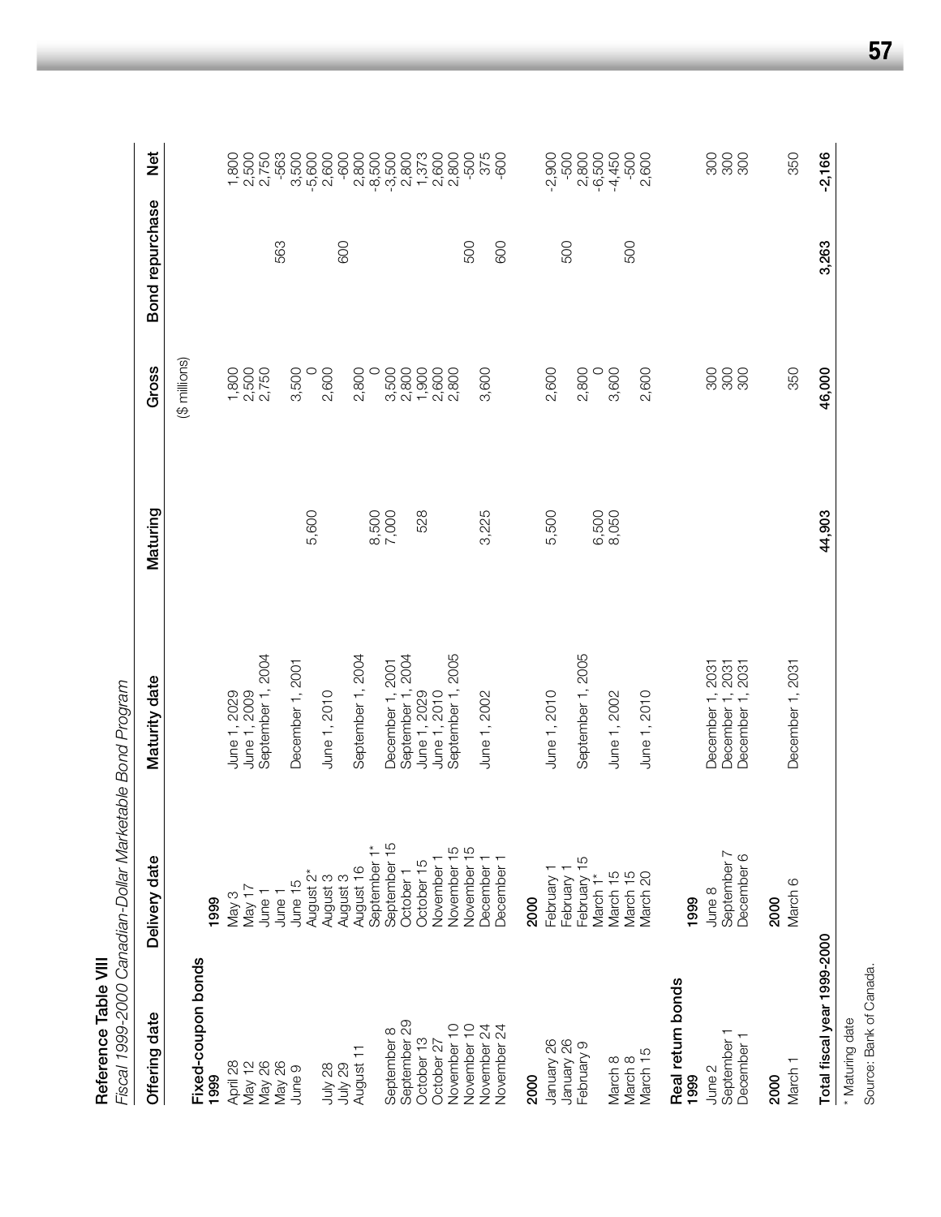**Reference Table VIII**

*Fiscal 1999-2000 Canadian-Dollar Marketable Bond Program*

| Offering date | Delivery date | Maturity date | Maturing | Gross | Bond repurchase | Net |
|---|---|---|---|---|---|---|
| | | | | ($ millions) | | |
| **Fixed-coupon bonds** | | | | | | |
| **1999** | **1999** | | | | | |
| April 28 | May 3 | June 1, 2029 | | 1,800 | | 1,800 |
| May 12 | May 17 | June 1, 2009 | | 2,500 | | 2,500 |
| May 26 | June 1 | September 1, 2004 | | 2,750 | | 2,750 |
| May 26 | June 1 | | | | 563 | -563 |
| June 9 | June 15 | December 1, 2001 | | 3,500 | | 3,500 |
| | August 2* | | 5,600 | 0 | | -5,600 |
| July 28 | August 3 | June 1, 2010 | | 2,600 | | 2,600 |
| July 29 | August 3 | | | | 600 | -600 |
| August 11 | August 16 | September 1, 2004 | | 2,800 | | 2,800 |
| | September 1* | | 8,500 | 0 | | -8,500 |
| September 8 | September 15 | December 1, 2001 | 7,000 | 3,500 | | -3,500 |
| September 29 | October 1 | September 1, 2004 | | 2,800 | | 2,800 |
| October 13 | October 15 | June 1, 2029 | 528 | 1,900 | | 1,373 |
| October 27 | November 1 | June 1, 2010 | | 2,600 | | 2,600 |
| November 10 | November 15 | September 1, 2005 | | 2,800 | | 2,800 |
| November 10 | November 15 | | | | 500 | -500 |
| November 24 | December 1 | June 1, 2002 | 3,225 | 3,600 | | 375 |
| November 24 | December 1 | | | | 600 | -600 |
| **2000** | **2000** | | | | | |
| January 26 | February 1 | June 1, 2010 | 5,500 | 2,600 | | -2,900 |
| January 26 | February 1 | | | | 500 | -500 |
| February 9 | February 15 | September 1, 2005 | | 2,800 | | 2,800 |
| | March 1* | | 6,500 | 0 | | -6,500 |
| March 8 | March 15 | June 1, 2002 | 8,050 | 3,600 | | -4,450 |
| March 8 | March 15 | | | | 500 | -500 |
| March 15 | March 20 | June 1, 2010 | | 2,600 | | 2,600 |
| **Real return bonds** | | | | | | |
| **1999** | **1999** | | | | | |
| June 2 | June 8 | December 1, 2031 | | 300 | | 300 |
| September 1 | September 7 | December 1, 2031 | | 300 | | 300 |
| December 1 | December 6 | December 1, 2031 | | 300 | | 300 |
| **2000** | **2000** | | | | | |
| March 1 | March 6 | December 1, 2031 | | 350 | | 350 |
| **Total fiscal year 1999-2000** | | | **44,903** | **46,000** | **3,263** | **-2,166** |

* Maturing date

Source: Bank of Canada.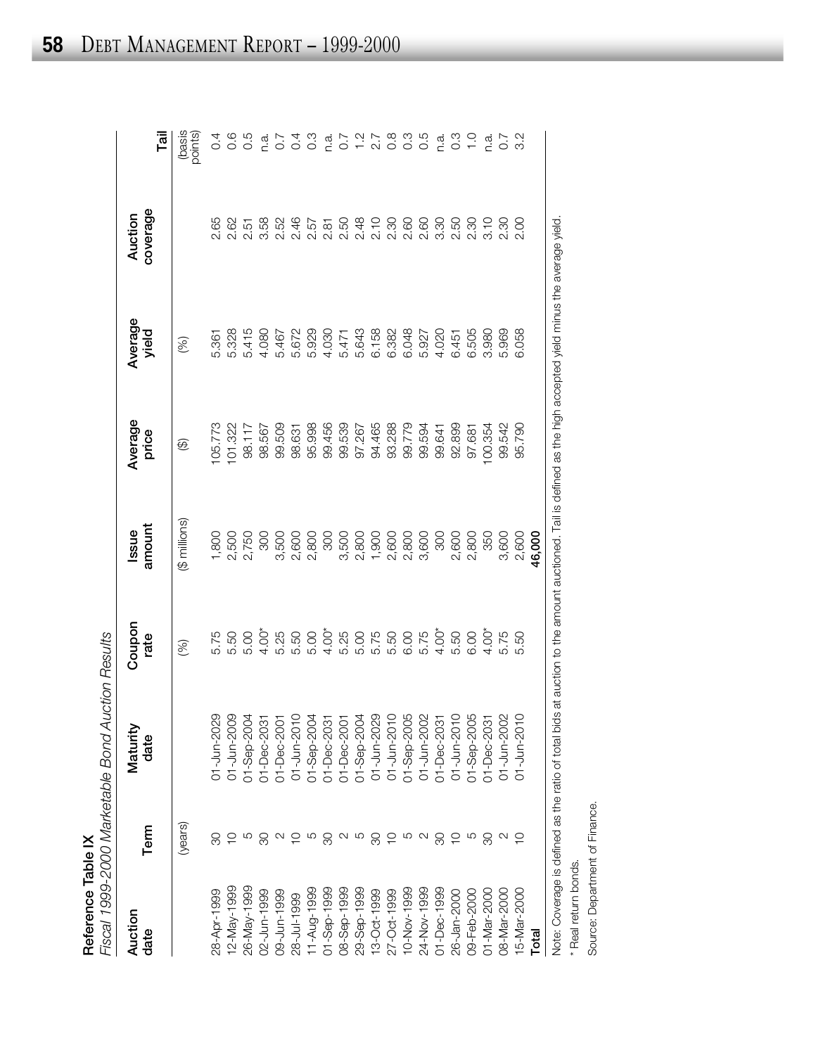**Reference Table IX**

*Fiscal 1999-2000 Marketable Bond Auction Results*

| Auction date | Term | Maturity date | Coupon rate | Issue amount | Average price | Average yield | Auction coverage | Tail |
|---|---|---|---|---|---|---|---|---|
| | (years) | | (%) | ($ millions) | ($) | (%) | | (basis points) |
| 28-Apr-1999 | 30 | 01-Jun-2029 | 5.75 | 1,800 | 105.773 | 5.361 | 2.65 | 0.4 |
| 12-May-1999 | 10 | 01-Jun-2009 | 5.50 | 2,500 | 101.322 | 5.328 | 2.62 | 0.6 |
| 26-May-1999 | 5 | 01-Sep-2004 | 5.00 | 2,750 | 98.117 | 5.415 | 2.51 | 0.5 |
| 02-Jun-1999 | 30 | 01-Dec-2031 | 4.00* | 300 | 98.567 | 4.080 | 3.58 | n.a. |
| 09-Jun-1999 | 2 | 01-Dec-2001 | 5.25 | 3,500 | 99.509 | 5.467 | 2.52 | 0.7 |
| 28-Jul-1999 | 10 | 01-Jun-2010 | 5.50 | 2,600 | 98.631 | 5.672 | 2.46 | 0.4 |
| 11-Aug-1999 | 5 | 01-Sep-2004 | 5.00 | 2,800 | 95.998 | 5.929 | 2.57 | 0.3 |
| 01-Sep-1999 | 30 | 01-Dec-2031 | 4.00* | 300 | 99.456 | 4.030 | 2.81 | n.a. |
| 08-Sep-1999 | 2 | 01-Dec-2001 | 5.25 | 3,500 | 99.539 | 5.471 | 2.50 | 0.7 |
| 29-Sep-1999 | 5 | 01-Sep-2004 | 5.00 | 2,800 | 97.267 | 5.643 | 2.48 | 1.2 |
| 13-Oct-1999 | 30 | 01-Jun-2029 | 5.75 | 1,900 | 94.465 | 6.158 | 2.10 | 2.7 |
| 27-Oct-1999 | 10 | 01-Jun-2010 | 5.50 | 2,600 | 93.288 | 6.382 | 2.30 | 0.8 |
| 10-Nov-1999 | 5 | 01-Sep-2005 | 6.00 | 2,800 | 99.779 | 6.048 | 2.60 | 0.3 |
| 24-Nov-1999 | 2 | 01-Jun-2002 | 5.75 | 3,600 | 99.594 | 5.927 | 2.60 | 0.5 |
| 01-Dec-1999 | 30 | 01-Dec-2031 | 4.00* | 300 | 99.641 | 4.020 | 3.30 | n.a. |
| 26-Jan-2000 | 10 | 01-Jun-2010 | 5.50 | 2,600 | 92.899 | 6.451 | 2.50 | 0.3 |
| 09-Feb-2000 | 5 | 01-Sep-2005 | 6.00 | 2,800 | 97.681 | 6.505 | 2.30 | 1.0 |
| 01-Mar-2000 | 30 | 01-Dec-2031 | 4.00* | 350 | 100.354 | 3.980 | 3.10 | n.a. |
| 08-Mar-2000 | 2 | 01-Jun-2002 | 5.75 | 3,600 | 99.542 | 5.969 | 2.30 | 0.7 |
| 15-Mar-2000 | 10 | 01-Jun-2010 | 5.50 | 2,600 | 95.790 | 6.058 | 2.00 | 3.2 |
| **Total** | | | | **46,000** | | | | |

Note: Coverage is defined as the ratio of total bids at auction to the amount auctioned. Tail is defined as the high accepted yield minus the average yield.

\* Real return bonds.

Source: Department of Finance.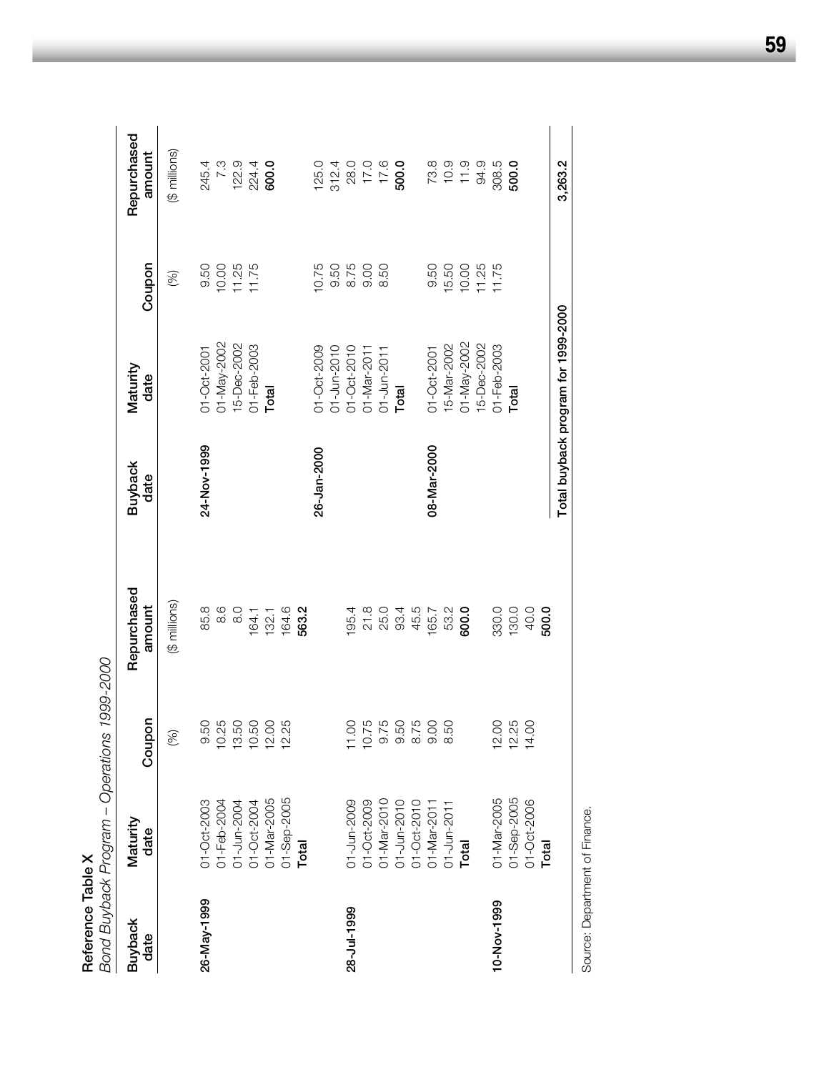**Reference Table X**

*Bond Buyback Program – Operations 1999-2000*

| Buyback date | Maturity date | Coupon | Repurchased amount |
|---|---|---|---|
| | | (%) | ($ millions) |
| **26-May-1999** | 01-Oct-2003 | 9.50 | 85.8 |
| | 01-Feb-2004 | 10.25 | 8.6 |
| | 01-Jun-2004 | 13.50 | 8.0 |
| | 01-Oct-2004 | 10.50 | 164.1 |
| | 01-Mar-2005 | 12.00 | 132.1 |
| | 01-Sep-2005 | 12.25 | 164.6 |
| | **Total** | | **563.2** |
| **28-Jul-1999** | 01-Jun-2009 | 11.00 | 195.4 |
| | 01-Oct-2009 | 10.75 | 21.8 |
| | 01-Mar-2010 | 9.75 | 25.0 |
| | 01-Jun-2010 | 9.50 | 93.4 |
| | 01-Oct-2010 | 8.75 | 45.5 |
| | 01-Mar-2011 | 9.00 | 165.7 |
| | 01-Jun-2011 | 8.50 | 53.2 |
| | **Total** | | **600.0** |
| **10-Nov-1999** | 01-Mar-2005 | 12.00 | 330.0 |
| | 01-Sep-2005 | 12.25 | 130.0 |
| | 01-Oct-2006 | 14.00 | 40.0 |
| | **Total** | | **500.0** |
| **24-Nov-1999** | 01-Oct-2001 | 9.50 | 245.4 |
| | 01-May-2002 | 10.00 | 7.3 |
| | 15-Dec-2002 | 11.25 | 122.9 |
| | 01-Feb-2003 | 11.75 | 224.4 |
| | **Total** | | **600.0** |
| **26-Jan-2000** | 01-Oct-2009 | 10.75 | 125.0 |
| | 01-Jun-2010 | 9.50 | 312.4 |
| | 01-Oct-2010 | 8.75 | 28.0 |
| | 01-Mar-2011 | 9.00 | 17.0 |
| | 01-Jun-2011 | 8.50 | 17.6 |
| | **Total** | | **500.0** |
| **08-Mar-2000** | 01-Oct-2001 | 9.50 | 73.8 |
| | 15-Mar-2002 | 15.50 | 10.9 |
| | 01-May-2002 | 10.00 | 11.9 |
| | 15-Dec-2002 | 11.25 | 94.9 |
| | 01-Feb-2003 | 11.75 | 308.5 |
| | **Total** | | **500.0** |
| **Total buyback program for 1999-2000** | | | **3,263.2** |

Source: Department of Finance.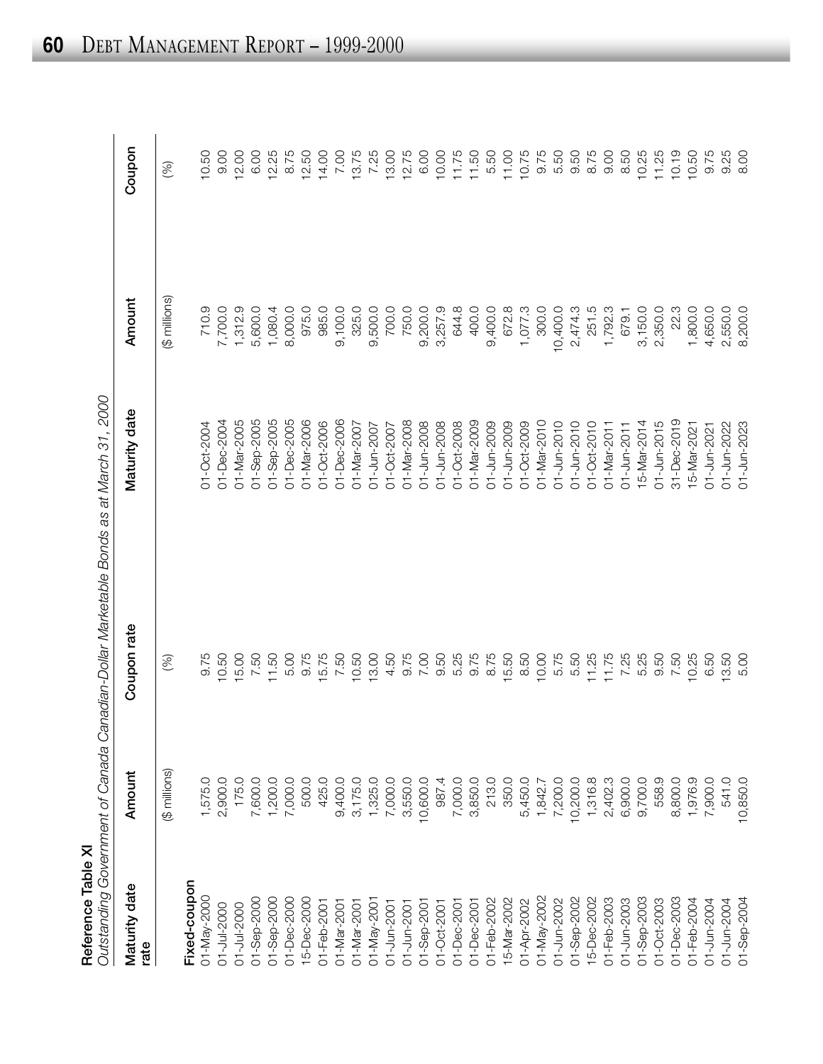**Reference Table XI**
*Outstanding Government of Canada Canadian-Dollar Marketable Bonds as at March 31, 2000*

| Maturity date rate | Amount | Coupon rate | Maturity date | Amount | Coupon |
|---|---|---|---|---|---|
| | ($ millions) | (%) | | ($ millions) | (%) |
| **Fixed-coupon** | | | | | |
| 01-May-2000 | 1,575.0 | 9.75 | 01-Oct-2004 | 710.9 | 10.50 |
| 01-Jul-2000 | 2,900.0 | 10.50 | 01-Dec-2004 | 7,700.0 | 9.00 |
| 01-Jul-2000 | 175.0 | 15.00 | 01-Mar-2005 | 1,312.9 | 12.00 |
| 01-Sep-2000 | 7,600.0 | 7.50 | 01-Sep-2005 | 5,600.0 | 6.00 |
| 01-Sep-2000 | 1,200.0 | 11.50 | 01-Sep-2005 | 1,080.4 | 12.25 |
| 01-Dec-2000 | 7,000.0 | 5.00 | 01-Dec-2005 | 8,000.0 | 8.75 |
| 15-Dec-2000 | 500.0 | 9.75 | 01-Mar-2006 | 975.0 | 12.50 |
| 01-Feb-2001 | 425.0 | 15.75 | 01-Oct-2006 | 985.0 | 14.00 |
| 01-Mar-2001 | 9,400.0 | 7.50 | 01-Dec-2006 | 9,100.0 | 7.00 |
| 01-Mar-2001 | 3,175.0 | 10.50 | 01-Mar-2007 | 325.0 | 13.75 |
| 01-May-2001 | 1,325.0 | 13.00 | 01-Jun-2007 | 9,500.0 | 7.25 |
| 01-Jun-2001 | 7,000.0 | 4.50 | 01-Oct-2007 | 700.0 | 13.00 |
| 01-Jun-2001 | 3,550.0 | 9.75 | 01-Mar-2008 | 750.0 | 12.75 |
| 01-Sep-2001 | 10,600.0 | 7.00 | 01-Jun-2008 | 9,200.0 | 6.00 |
| 01-Oct-2001 | 987.4 | 9.50 | 01-Jun-2008 | 3,257.9 | 10.00 |
| 01-Dec-2001 | 7,000.0 | 5.25 | 01-Oct-2008 | 644.8 | 11.75 |
| 01-Dec-2001 | 3,850.0 | 9.75 | 01-Mar-2009 | 400.0 | 11.50 |
| 01-Feb-2002 | 213.0 | 8.75 | 01-Jun-2009 | 9,400.0 | 5.50 |
| 15-Mar-2002 | 350.0 | 15.50 | 01-Jun-2009 | 672.8 | 11.00 |
| 01-Apr-2002 | 5,450.0 | 8.50 | 01-Oct-2009 | 1,077.3 | 10.75 |
| 01-May-2002 | 1,842.7 | 10.00 | 01-Mar-2010 | 300.0 | 9.75 |
| 01-Jun-2002 | 7,200.0 | 5.75 | 01-Jun-2010 | 10,400.0 | 5.50 |
| 01-Sep-2002 | 10,200.0 | 5.50 | 01-Jun-2010 | 2,474.3 | 9.50 |
| 15-Dec-2002 | 1,316.8 | 11.25 | 01-Oct-2010 | 251.5 | 8.75 |
| 01-Feb-2003 | 2,402.3 | 11.75 | 01-Mar-2011 | 1,792.3 | 9.00 |
| 01-Jun-2003 | 6,900.0 | 7.25 | 01-Jun-2011 | 679.1 | 8.50 |
| 01-Sep-2003 | 9,700.0 | 5.25 | 15-Mar-2014 | 3,150.0 | 10.25 |
| 01-Oct-2003 | 558.9 | 9.50 | 01-Jun-2015 | 2,350.0 | 11.25 |
| 01-Dec-2003 | 8,800.0 | 7.50 | 31-Dec-2019 | 22.3 | 10.19 |
| 01-Feb-2004 | 1,976.9 | 10.25 | 15-Mar-2021 | 1,800.0 | 10.50 |
| 01-Jun-2004 | 7,900.0 | 6.50 | 01-Jun-2021 | 4,650.0 | 9.75 |
| 01-Jun-2004 | 541.0 | 13.50 | 01-Jun-2022 | 2,550.0 | 9.25 |
| 01-Sep-2004 | 10,850.0 | 5.00 | 01-Jun-2023 | 8,200.0 | 8.00 |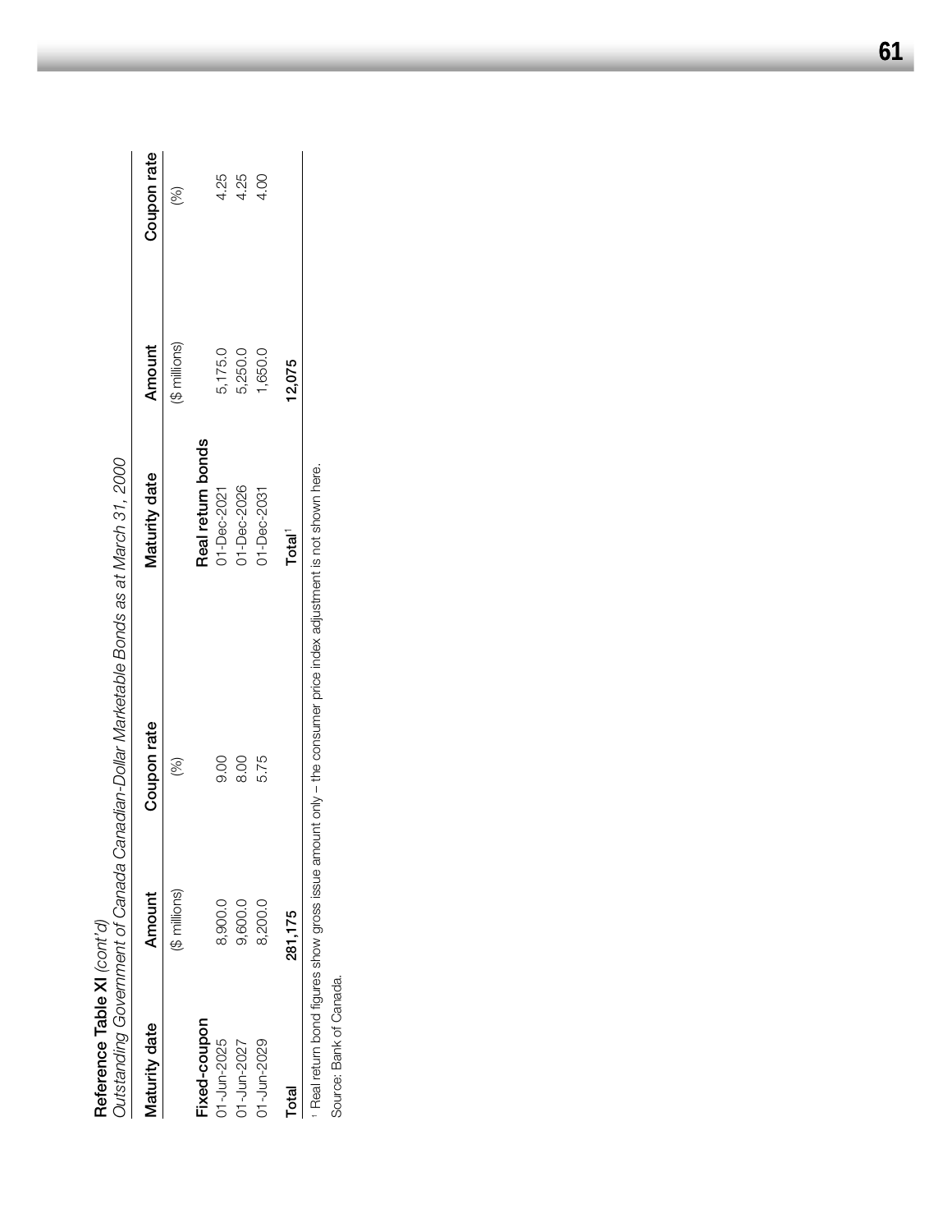**Reference Table XI** *(cont'd)*

*Outstanding Government of Canada Canadian-Dollar Marketable Bonds as at March 31, 2000*

| Maturity date | Amount | Coupon rate | Maturity date | Amount | Coupon rate |
|---|---|---|---|---|---|
| | ($ millions) | (%) | | ($ millions) | (%) |
| **Fixed-coupon** | | | **Real return bonds** | | |
| 01-Jun-2025 | 8,900.0 | 9.00 | 01-Dec-2021 | 5,175.0 | 4.25 |
| 01-Jun-2027 | 9,600.0 | 8.00 | 01-Dec-2026 | 5,250.0 | 4.25 |
| 01-Jun-2029 | 8,200.0 | 5.75 | 01-Dec-2031 | 1,650.0 | 4.00 |
| **Total** | **281,175** | | **Total**[1] | **12,075** | |

[1] Real return bond figures show gross issue amount only – the consumer price index adjustment is not shown here.

Source: Bank of Canada.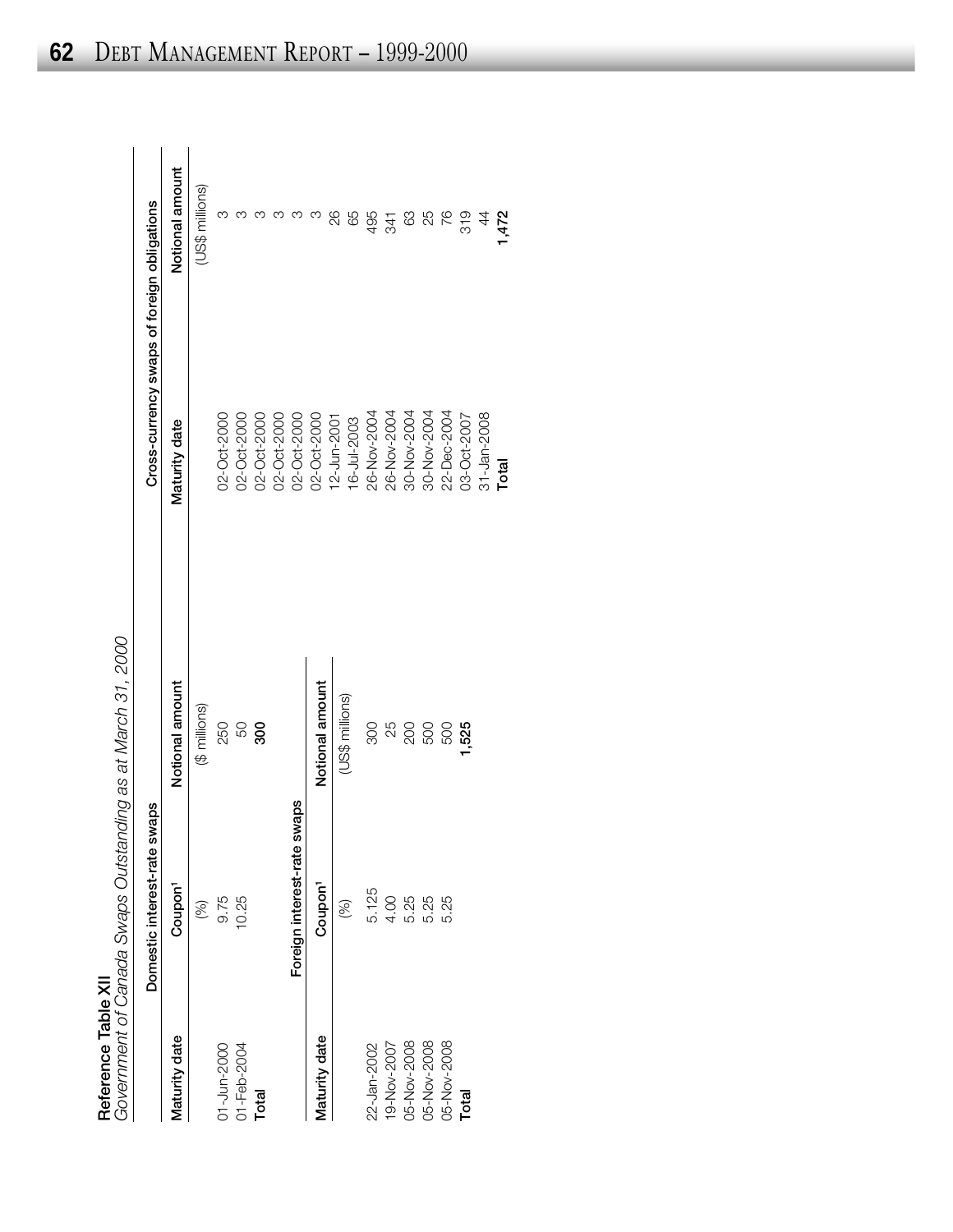**Reference Table XII**

*Government of Canada Swaps Outstanding as at March 31, 2000*

**Domestic interest-rate swaps**

| Maturity date | Coupon[1] | Notional amount |
|---|---|---|
| | (%) | ($ millions) |
| 01-Jun-2000 | 9.75 | 250 |
| 01-Feb-2004 | 10.25 | 50 |
| **Total** | | **300** |

**Foreign interest-rate swaps**

| Maturity date | Coupon[1] | Notional amount |
|---|---|---|
| | (%) | (US$ millions) |
| 22-Jan-2002 | 5.125 | 300 |
| 19-Nov-2007 | 4.00 | 25 |
| 05-Nov-2008 | 5.25 | 200 |
| 05-Nov-2008 | 5.25 | 500 |
| 05-Nov-2008 | 5.25 | 500 |
| **Total** | | **1,525** |

**Cross-currency swaps of foreign obligations**

| Maturity date | Notional amount |
|---|---|
| | (US$ millions) |
| 02-Oct-2000 | 3 |
| 02-Oct-2000 | 3 |
| 02-Oct-2000 | 3 |
| 02-Oct-2000 | 3 |
| 02-Oct-2000 | 3 |
| 02-Oct-2000 | 3 |
| 12-Jun-2001 | 26 |
| 16-Jul-2003 | 65 |
| 26-Nov-2004 | 495 |
| 26-Nov-2004 | 341 |
| 30-Nov-2004 | 63 |
| 30-Nov-2004 | 25 |
| 22-Dec-2004 | 76 |
| 03-Oct-2007 | 319 |
| 31-Jan-2008 | 44 |
| **Total** | **1,472** |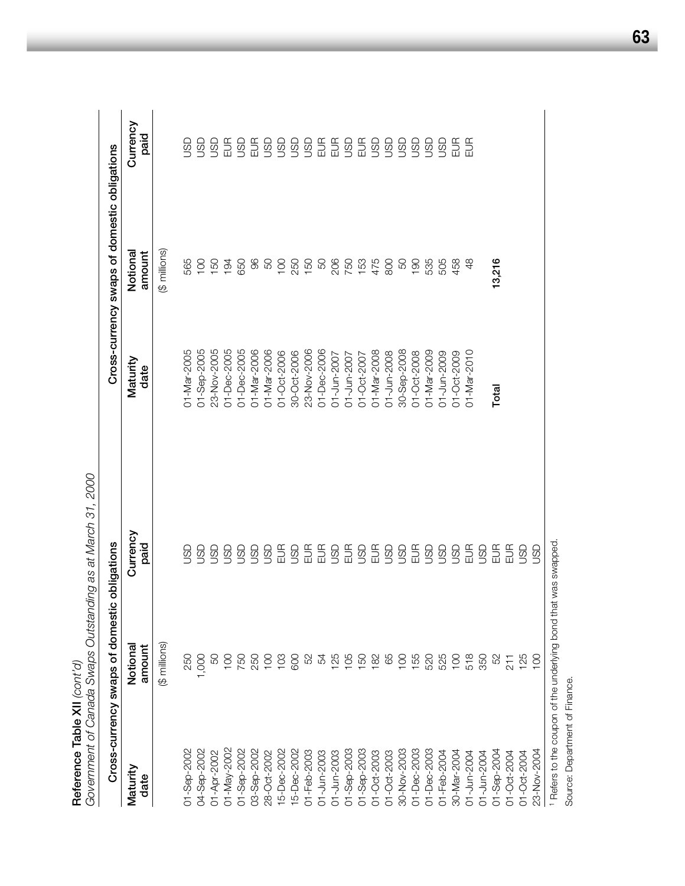**Reference Table XII** *(cont'd)*

*Government of Canada Swaps Outstanding as at March 31, 2000*

| Cross-currency swaps of domestic obligations | | | Cross-currency swaps of domestic obligations | | |
|---|---|---|---|---|---|
| Maturity date | Notional amount | Currency paid | Maturity date | Notional amount | Currency paid |
| | ($ millions) | | | ($ millions) | |
| 01-Sep-2002 | 250 | USD | 01-Mar-2005 | 565 | USD |
| 04-Sep-2002 | 1,000 | USD | 01-Sep-2005 | 100 | USD |
| 01-Apr-2002 | 50 | USD | 23-Nov-2005 | 150 | USD |
| 01-May-2002 | 100 | USD | 01-Dec-2005 | 194 | EUR |
| 01-Sep-2002 | 750 | USD | 01-Dec-2005 | 650 | USD |
| 03-Sep-2002 | 250 | USD | 01-Mar-2006 | 96 | EUR |
| 28-Oct-2002 | 100 | USD | 01-Mar-2006 | 50 | USD |
| 15-Dec-2002 | 103 | EUR | 01-Oct-2006 | 100 | USD |
| 15-Dec-2002 | 600 | USD | 30-Oct-2006 | 250 | USD |
| 01-Feb-2003 | 52 | EUR | 23-Nov-2006 | 150 | USD |
| 01-Jun-2003 | 54 | EUR | 01-Dec-2006 | 50 | EUR |
| 01-Jun-2003 | 125 | USD | 01-Jun-2007 | 206 | EUR |
| 01-Jun-2003 | 105 | EUR | 01-Jun-2007 | 750 | USD |
| 01-Sep-2003 | 150 | USD | 01-Oct-2007 | 153 | EUR |
| 01-Oct-2003 | 182 | EUR | 01-Mar-2008 | 475 | USD |
| 01-Oct-2003 | 65 | USD | 01-Jun-2008 | 800 | USD |
| 30-Nov-2003 | 100 | USD | 30-Sep-2008 | 50 | USD |
| 01-Dec-2003 | 155 | EUR | 01-Oct-2008 | 190 | USD |
| 01-Dec-2003 | 520 | USD | 01-Mar-2009 | 535 | USD |
| 01-Feb-2004 | 525 | USD | 01-Jun-2009 | 505 | USD |
| 30-Mar-2004 | 100 | USD | 01-Oct-2009 | 458 | EUR |
| 01-Jun-2004 | 518 | EUR | 01-Mar-2010 | 48 | EUR |
| 01-Jun-2004 | 350 | USD | | | |
| 01-Sep-2004 | 52 | EUR | **Total** | **13,216** | |
| 01-Oct-2004 | 211 | EUR | | | |
| 01-Oct-2004 | 125 | USD | | | |
| 23-Nov-2004 | 100 | USD | | | |

[1] Refers to the coupon of the underlying bond that was swapped.

Source: Department of Finance.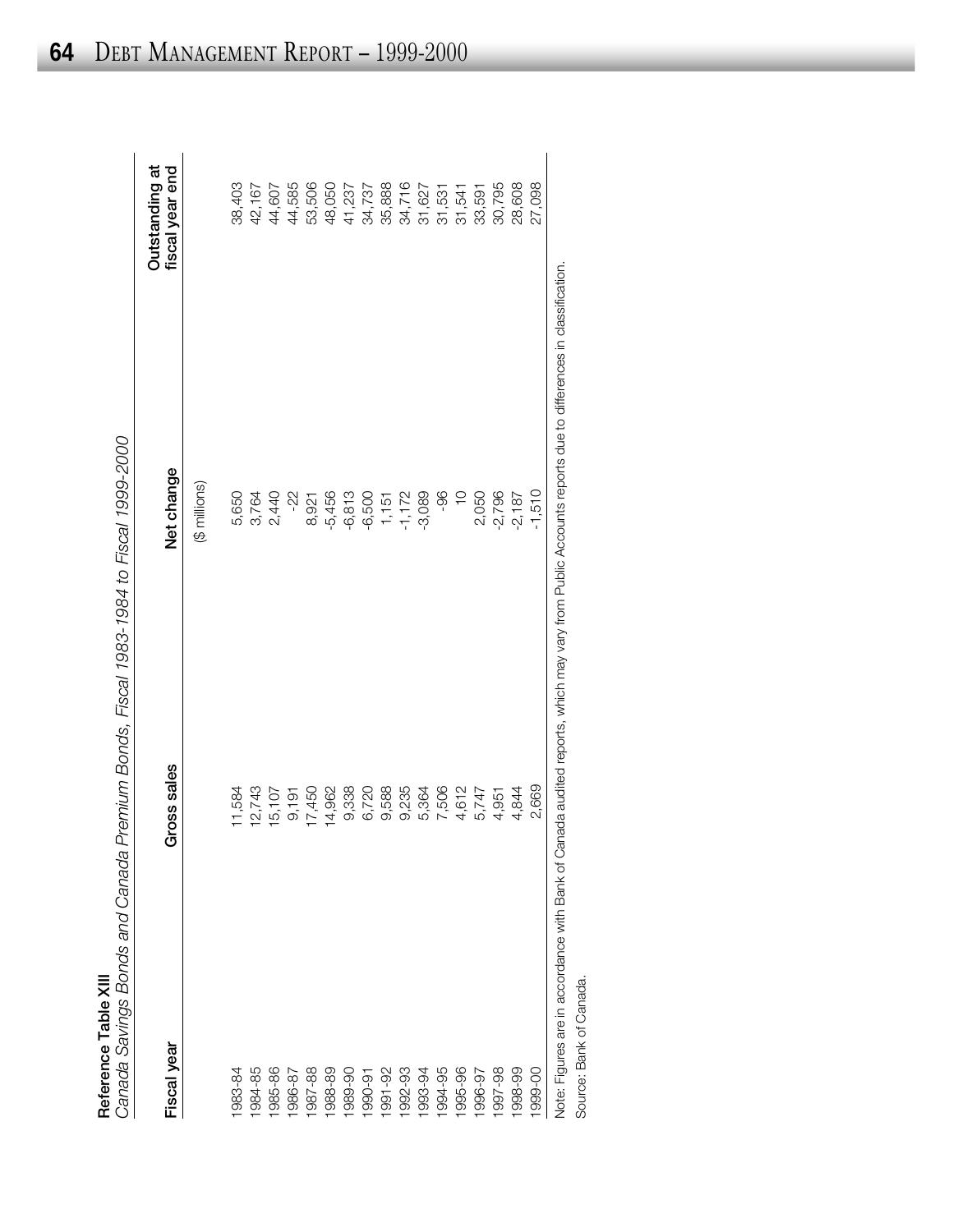**Reference Table XIII**

*Canada Savings Bonds and Canada Premium Bonds, Fiscal 1983-1984 to Fiscal 1999-2000*

| Fiscal year | Gross sales | Net change | Outstanding at fiscal year end |
|---|---|---|---|
| | | ($ millions) | |
| 1983-84 | 11,584 | 5,650 | 38,403 |
| 1984-85 | 12,743 | 3,764 | 42,167 |
| 1985-86 | 15,107 | 2,440 | 44,607 |
| 1986-87 | 9,191 | -22 | 44,585 |
| 1987-88 | 17,450 | 8,921 | 53,506 |
| 1988-89 | 14,962 | -5,456 | 48,050 |
| 1989-90 | 9,338 | -6,813 | 41,237 |
| 1990-91 | 6,720 | -6,500 | 34,737 |
| 1991-92 | 9,588 | 1,151 | 35,888 |
| 1992-93 | 9,235 | -1,172 | 34,716 |
| 1993-94 | 5,364 | -3,089 | 31,627 |
| 1994-95 | 7,506 | -96 | 31,531 |
| 1995-96 | 4,612 | 10 | 31,541 |
| 1996-97 | 5,747 | 2,050 | 33,591 |
| 1997-98 | 4,951 | -2,796 | 30,795 |
| 1998-99 | 4,844 | -2,187 | 28,608 |
| 1999-00 | 2,669 | -1,510 | 27,098 |

Note: Figures are in accordance with Bank of Canada audited reports, which may vary from Public Accounts reports due to differences in classification.

Source: Bank of Canada.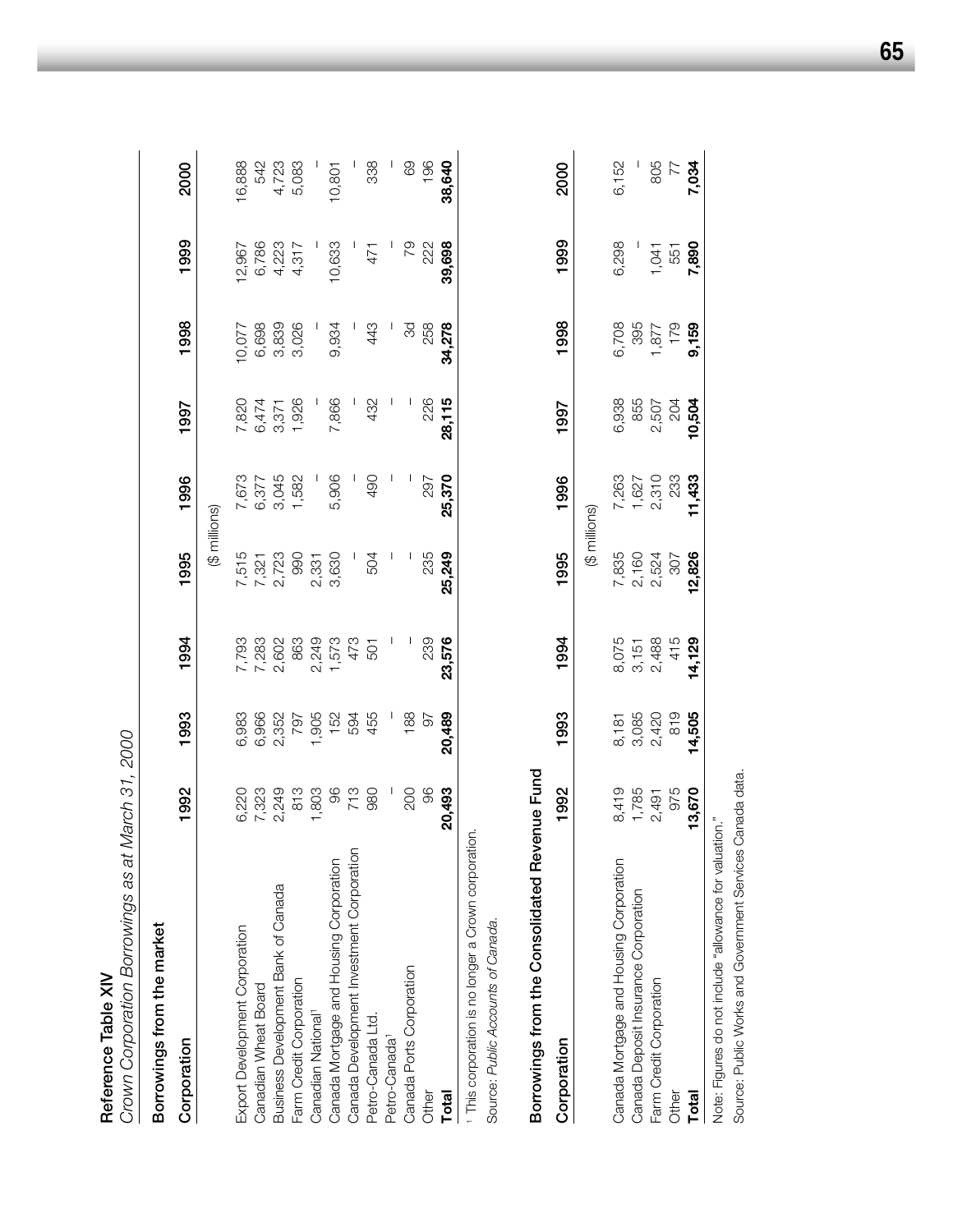**Reference Table XIV**

*Crown Corporation Borrowings as at March 31, 2000*

### Borrowings from the market

| Corporation | 1992 | 1993 | 1994 | 1995 | 1996 | 1997 | 1998 | 1999 | 2000 |
|---|---|---|---|---|---|---|---|---|---|
| | | | | | ($ millions) | | | | |
| Export Development Corporation | 6,220 | 6,983 | 7,793 | 7,515 | 7,673 | 7,820 | 10,077 | 12,967 | 16,888 |
| Canadian Wheat Board | 7,323 | 6,966 | 7,283 | 7,321 | 6,377 | 6,474 | 6,698 | 6,786 | 542 |
| Business Development Bank of Canada | 2,249 | 2,352 | 2,602 | 2,723 | 3,045 | 3,371 | 3,839 | 4,223 | 4,723 |
| Farm Credit Corporation | 813 | 797 | 863 | 990 | 1,582 | 1,926 | 3,026 | 4,317 | 5,083 |
| Canadian National[1] | 1,803 | 1,905 | 2,249 | 2,331 | – | – | – | – | – |
| Canada Mortgage and Housing Corporation | 96 | 152 | 1,573 | 3,630 | 5,906 | 7,866 | 9,934 | 10,633 | 10,801 |
| Canada Development Investment Corporation | 713 | 594 | 473 | – | – | – | – | – | – |
| Petro-Canada Ltd. | 980 | 455 | 501 | 504 | 490 | 432 | 443 | 471 | 338 |
| Petro-Canada[1] | – | – | – | – | – | – | – | – | – |
| Canada Ports Corporation | 200 | 188 | – | – | – | – | 3d | 79 | 69 |
| Other | 96 | 97 | 239 | 235 | 297 | 226 | 258 | 222 | 196 |
| **Total** | **20,493** | **20,489** | **23,576** | **25,249** | **25,370** | **28,115** | **34,278** | **39,698** | **38,640** |

[1] This corporation is no longer a Crown corporation.

Source: *Public Accounts of Canada.*

### Borrowings from the Consolidated Revenue Fund

| Corporation | 1992 | 1993 | 1994 | 1995 | 1996 | 1997 | 1998 | 1999 | 2000 |
|---|---|---|---|---|---|---|---|---|---|
| | | | | | ($ millions) | | | | |
| Canada Mortgage and Housing Corporation | 8,419 | 8,181 | 8,075 | 7,835 | 7,263 | 6,938 | 6,708 | 6,298 | 6,152 |
| Canada Deposit Insurance Corporation | 1,785 | 3,085 | 3,151 | 2,160 | 1,627 | 855 | 395 | – | – |
| Farm Credit Corporation | 2,491 | 2,420 | 2,488 | 2,524 | 2,310 | 2,507 | 1,877 | 1,041 | 805 |
| Other | 975 | 819 | 415 | 307 | 233 | 204 | 179 | 551 | 77 |
| **Total** | **13,670** | **14,505** | **14,129** | **12,826** | **11,433** | **10,504** | **9,159** | **7,890** | **7,034** |

Note: Figures do not include "allowance for valuation."

Source: Public Works and Government Services Canada data.